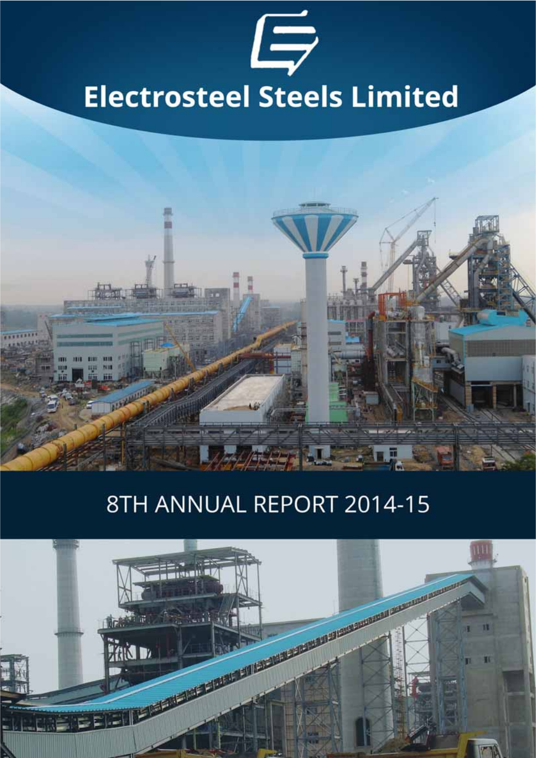# Electrosteel Steels Limited

## 8TH ANNUAL REPORT 2014-15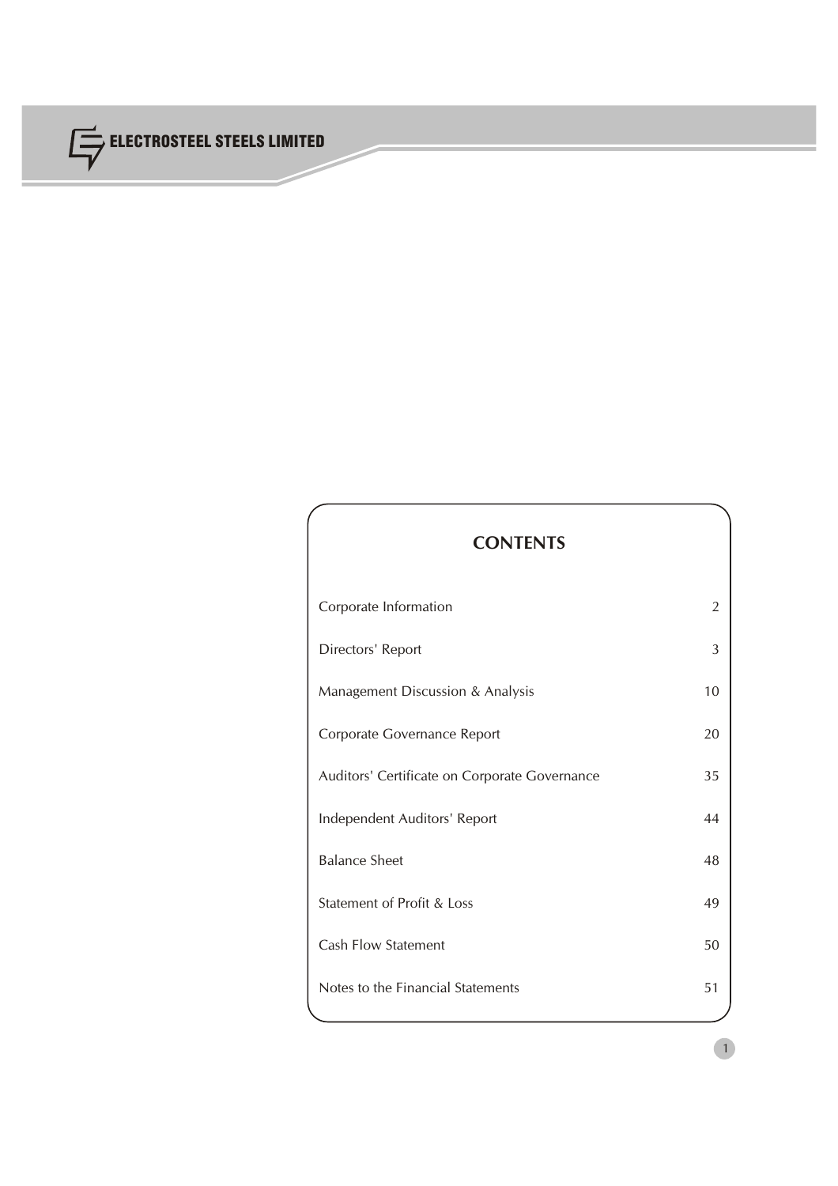# CONTENTS

| | |
|---|---|
| Corporate Information | 2 |
| Directors' Report | 3 |
| Management Discussion & Analysis | 10 |
| Corporate Governance Report | 20 |
| Auditors' Certificate on Corporate Governance | 35 |
| Independent Auditors' Report | 44 |
| Balance Sheet | 48 |
| Statement of Profit & Loss | 49 |
| Cash Flow Statement | 50 |
| Notes to the Financial Statements | 51 |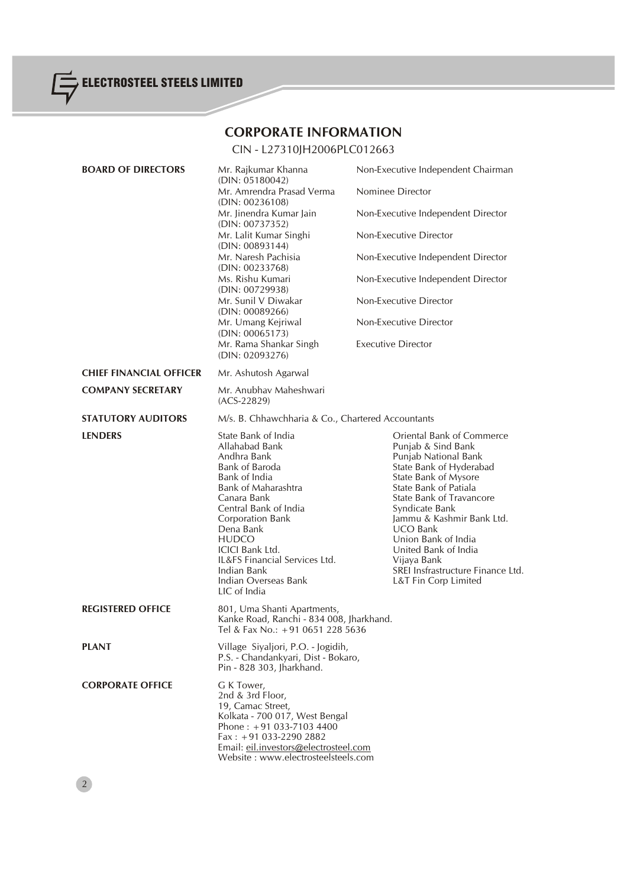# CORPORATE INFORMATION

CIN - L27310JH2006PLC012663

**BOARD OF DIRECTORS**

| Name | Designation |
|---|---|
| Mr. Rajkumar Khanna (DIN: 05180042) | Non-Executive Independent Chairman |
| Mr. Amrendra Prasad Verma (DIN: 00236108) | Nominee Director |
| Mr. Jinendra Kumar Jain (DIN: 00737352) | Non-Executive Independent Director |
| Mr. Lalit Kumar Singhi (DIN: 00893144) | Non-Executive Director |
| Mr. Naresh Pachisia (DIN: 00233768) | Non-Executive Independent Director |
| Ms. Rishu Kumari (DIN: 00729938) | Non-Executive Independent Director |
| Mr. Sunil V Diwakar (DIN: 00089266) | Non-Executive Director |
| Mr. Umang Kejriwal (DIN: 00065173) | Non-Executive Director |
| Mr. Rama Shankar Singh (DIN: 02093276) | Executive Director |

**CHIEF FINANCIAL OFFICER**
Mr. Ashutosh Agarwal

**COMPANY SECRETARY**
Mr. Anubhav Maheshwari
(ACS-22829)

**STATUTORY AUDITORS**
M/s. B. Chhawchharia & Co., Chartered Accountants

**LENDERS**

- State Bank of India
- Allahabad Bank
- Andhra Bank
- Bank of Baroda
- Bank of India
- Bank of Maharashtra
- Canara Bank
- Central Bank of India
- Corporation Bank
- Dena Bank
- HUDCO
- ICICI Bank Ltd.
- IL&FS Financial Services Ltd.
- Indian Bank
- Indian Overseas Bank
- LIC of India
- Oriental Bank of Commerce
- Punjab & Sind Bank
- Punjab National Bank
- State Bank of Hyderabad
- State Bank of Mysore
- State Bank of Patiala
- State Bank of Travancore
- Syndicate Bank
- Jammu & Kashmir Bank Ltd.
- UCO Bank
- Union Bank of India
- United Bank of India
- Vijaya Bank
- SREI Insfrastructure Finance Ltd.
- L&T Fin Corp Limited

**REGISTERED OFFICE**
801, Uma Shanti Apartments,
Kanke Road, Ranchi - 834 008, Jharkhand.
Tel & Fax No.: +91 0651 228 5636

**PLANT**
Village Siyaljori, P.O. - Jogidih,
P.S. - Chandankyari, Dist - Bokaro,
Pin - 828 303, Jharkhand.

**CORPORATE OFFICE**
G K Tower,
2nd & 3rd Floor,
19, Camac Street,
Kolkata - 700 017, West Bengal
Phone : +91 033-7103 4400
Fax : +91 033-2290 2882
Email: eil.investors@electrosteel.com
Website : www.electrosteelsteels.com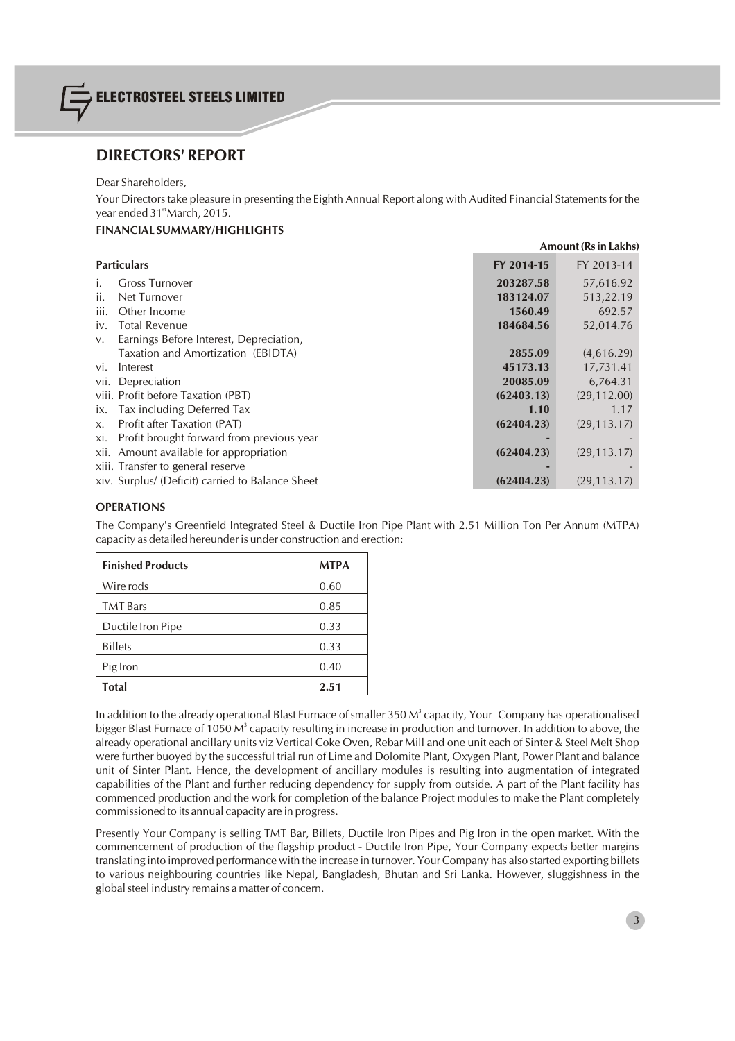## DIRECTORS' REPORT

Dear Shareholders,

Your Directors take pleasure in presenting the Eighth Annual Report along with Audited Financial Statements for the year ended 31st March, 2015.

### FINANCIAL SUMMARY/HIGHLIGHTS

**Amount (Rs in Lakhs)**

| Particulars | FY 2014-15 | FY 2013-14 |
|---|---|---|
| i. Gross Turnover | **203287.58** | 57,616.92 |
| ii. Net Turnover | **183124.07** | 513,22.19 |
| iii. Other Income | **1560.49** | 692.57 |
| iv. Total Revenue | **184684.56** | 52,014.76 |
| v. Earnings Before Interest, Depreciation, Taxation and Amortization (EBIDTA) | **2855.09** | (4,616.29) |
| vi. Interest | **45173.13** | 17,731.41 |
| vii. Depreciation | **20085.09** | 6,764.31 |
| viii. Profit before Taxation (PBT) | **(62403.13)** | (29,112.00) |
| ix. Tax including Deferred Tax | **1.10** | 1.17 |
| x. Profit after Taxation (PAT) | **(62404.23)** | (29,113.17) |
| xi. Profit brought forward from previous year | **-** | - |
| xii. Amount available for appropriation | **(62404.23)** | (29,113.17) |
| xiii. Transfer to general reserve | **-** | - |
| xiv. Surplus/ (Deficit) carried to Balance Sheet | **(62404.23)** | (29,113.17) |

### OPERATIONS

The Company's Greenfield Integrated Steel & Ductile Iron Pipe Plant with 2.51 Million Ton Per Annum (MTPA) capacity as detailed hereunder is under construction and erection:

| Finished Products | MTPA |
|---|---|
| Wire rods | 0.60 |
| TMT Bars | 0.85 |
| Ductile Iron Pipe | 0.33 |
| Billets | 0.33 |
| Pig Iron | 0.40 |
| **Total** | **2.51** |

In addition to the already operational Blast Furnace of smaller 350 $M^3$ capacity, Your Company has operationalised bigger Blast Furnace of 1050 $M^3$ capacity resulting in increase in production and turnover. In addition to above, the already operational ancillary units viz Vertical Coke Oven, Rebar Mill and one unit each of Sinter & Steel Melt Shop were further buoyed by the successful trial run of Lime and Dolomite Plant, Oxygen Plant, Power Plant and balance unit of Sinter Plant. Hence, the development of ancillary modules is resulting into augmentation of integrated capabilities of the Plant and further reducing dependency for supply from outside. A part of the Plant facility has commenced production and the work for completion of the balance Project modules to make the Plant completely commissioned to its annual capacity are in progress.

Presently Your Company is selling TMT Bar, Billets, Ductile Iron Pipes and Pig Iron in the open market. With the commencement of production of the flagship product - Ductile Iron Pipe, Your Company expects better margins translating into improved performance with the increase in turnover. Your Company has also started exporting billets to various neighbouring countries like Nepal, Bangladesh, Bhutan and Sri Lanka. However, sluggishness in the global steel industry remains a matter of concern.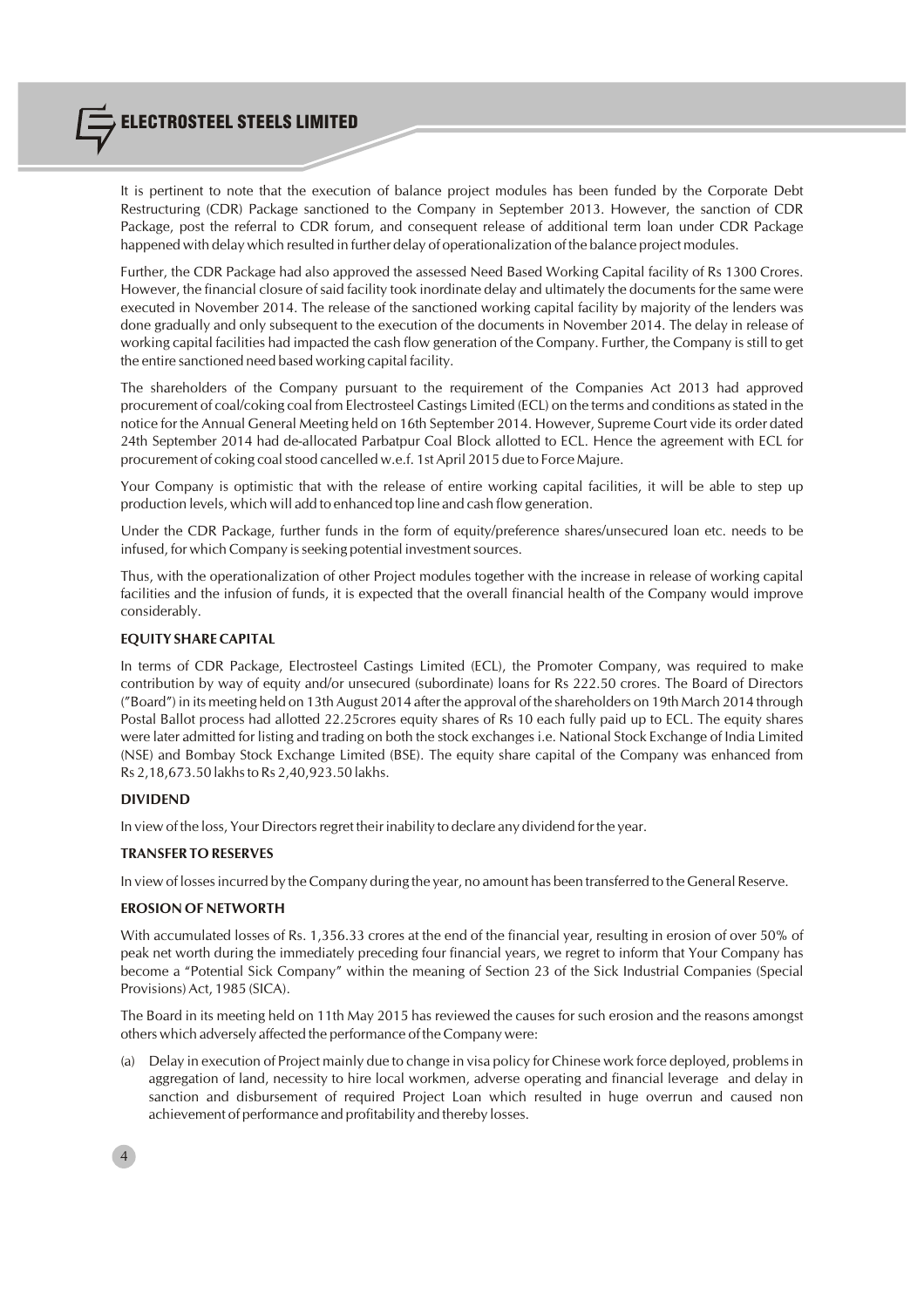It is pertinent to note that the execution of balance project modules has been funded by the Corporate Debt Restructuring (CDR) Package sanctioned to the Company in September 2013. However, the sanction of CDR Package, post the referral to CDR forum, and consequent release of additional term loan under CDR Package happened with delay which resulted in further delay of operationalization of the balance project modules.

Further, the CDR Package had also approved the assessed Need Based Working Capital facility of Rs 1300 Crores. However, the financial closure of said facility took inordinate delay and ultimately the documents for the same were executed in November 2014. The release of the sanctioned working capital facility by majority of the lenders was done gradually and only subsequent to the execution of the documents in November 2014. The delay in release of working capital facilities had impacted the cash flow generation of the Company. Further, the Company is still to get the entire sanctioned need based working capital facility.

The shareholders of the Company pursuant to the requirement of the Companies Act 2013 had approved procurement of coal/coking coal from Electrosteel Castings Limited (ECL) on the terms and conditions as stated in the notice for the Annual General Meeting held on 16th September 2014. However, Supreme Court vide its order dated 24th September 2014 had de-allocated Parbatpur Coal Block allotted to ECL. Hence the agreement with ECL for procurement of coking coal stood cancelled w.e.f. 1st April 2015 due to Force Majure.

Your Company is optimistic that with the release of entire working capital facilities, it will be able to step up production levels, which will add to enhanced top line and cash flow generation.

Under the CDR Package, further funds in the form of equity/preference shares/unsecured loan etc. needs to be infused, for which Company is seeking potential investment sources.

Thus, with the operationalization of other Project modules together with the increase in release of working capital facilities and the infusion of funds, it is expected that the overall financial health of the Company would improve considerably.

**EQUITY SHARE CAPITAL**

In terms of CDR Package, Electrosteel Castings Limited (ECL), the Promoter Company, was required to make contribution by way of equity and/or unsecured (subordinate) loans for Rs 222.50 crores. The Board of Directors ("Board") in its meeting held on 13th August 2014 after the approval of the shareholders on 19th March 2014 through Postal Ballot process had allotted 22.25crores equity shares of Rs 10 each fully paid up to ECL. The equity shares were later admitted for listing and trading on both the stock exchanges i.e. National Stock Exchange of India Limited (NSE) and Bombay Stock Exchange Limited (BSE). The equity share capital of the Company was enhanced from Rs 2,18,673.50 lakhs to Rs 2,40,923.50 lakhs.

**DIVIDEND**

In view of the loss, Your Directors regret their inability to declare any dividend for the year.

**TRANSFER TO RESERVES**

In view of losses incurred by the Company during the year, no amount has been transferred to the General Reserve.

**EROSION OF NETWORTH**

With accumulated losses of Rs. 1,356.33 crores at the end of the financial year, resulting in erosion of over 50% of peak net worth during the immediately preceding four financial years, we regret to inform that Your Company has become a "Potential Sick Company" within the meaning of Section 23 of the Sick Industrial Companies (Special Provisions) Act, 1985 (SICA).

The Board in its meeting held on 11th May 2015 has reviewed the causes for such erosion and the reasons amongst others which adversely affected the performance of the Company were:

(a) Delay in execution of Project mainly due to change in visa policy for Chinese work force deployed, problems in aggregation of land, necessity to hire local workmen, adverse operating and financial leverage and delay in sanction and disbursement of required Project Loan which resulted in huge overrun and caused non achievement of performance and profitability and thereby losses.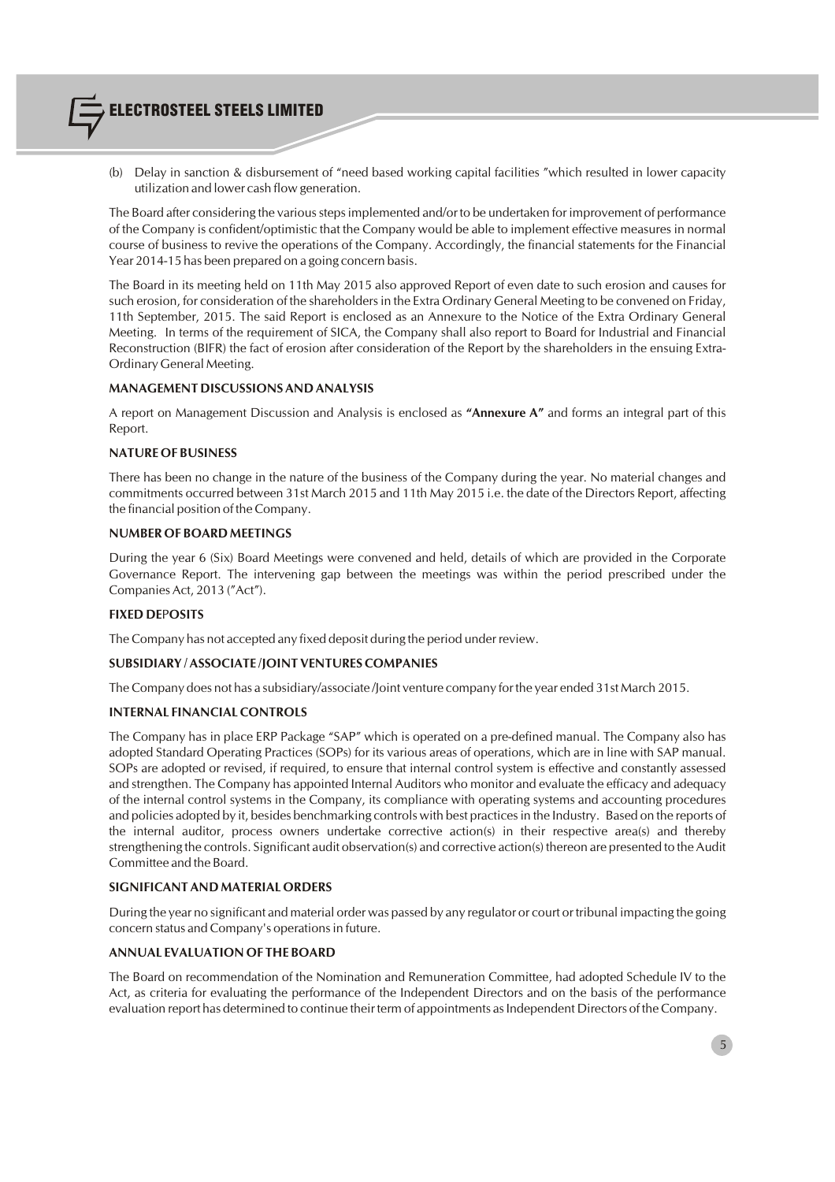(b) Delay in sanction & disbursement of "need based working capital facilities "which resulted in lower capacity utilization and lower cash flow generation.

The Board after considering the various steps implemented and/or to be undertaken for improvement of performance of the Company is confident/optimistic that the Company would be able to implement effective measures in normal course of business to revive the operations of the Company. Accordingly, the financial statements for the Financial Year 2014-15 has been prepared on a going concern basis.

The Board in its meeting held on 11th May 2015 also approved Report of even date to such erosion and causes for such erosion, for consideration of the shareholders in the Extra Ordinary General Meeting to be convened on Friday, 11th September, 2015. The said Report is enclosed as an Annexure to the Notice of the Extra Ordinary General Meeting. In terms of the requirement of SICA, the Company shall also report to Board for Industrial and Financial Reconstruction (BIFR) the fact of erosion after consideration of the Report by the shareholders in the ensuing Extra-Ordinary General Meeting.

### MANAGEMENT DISCUSSIONS AND ANALYSIS

A report on Management Discussion and Analysis is enclosed as **"Annexure A"** and forms an integral part of this Report.

### NATURE OF BUSINESS

There has been no change in the nature of the business of the Company during the year. No material changes and commitments occurred between 31st March 2015 and 11th May 2015 i.e. the date of the Directors Report, affecting the financial position of the Company.

### NUMBER OF BOARD MEETINGS

During the year 6 (Six) Board Meetings were convened and held, details of which are provided in the Corporate Governance Report. The intervening gap between the meetings was within the period prescribed under the Companies Act, 2013 ("Act").

### FIXED DEPOSITS

The Company has not accepted any fixed deposit during the period under review.

### SUBSIDIARY / ASSOCIATE /JOINT VENTURES COMPANIES

The Company does not has a subsidiary/associate /Joint venture company for the year ended 31st March 2015.

### INTERNAL FINANCIAL CONTROLS

The Company has in place ERP Package "SAP" which is operated on a pre-defined manual. The Company also has adopted Standard Operating Practices (SOPs) for its various areas of operations, which are in line with SAP manual. SOPs are adopted or revised, if required, to ensure that internal control system is effective and constantly assessed and strengthen. The Company has appointed Internal Auditors who monitor and evaluate the efficacy and adequacy of the internal control systems in the Company, its compliance with operating systems and accounting procedures and policies adopted by it, besides benchmarking controls with best practices in the Industry. Based on the reports of the internal auditor, process owners undertake corrective action(s) in their respective area(s) and thereby strengthening the controls. Significant audit observation(s) and corrective action(s) thereon are presented to the Audit Committee and the Board.

### SIGNIFICANT AND MATERIAL ORDERS

During the year no significant and material order was passed by any regulator or court or tribunal impacting the going concern status and Company's operations in future.

### ANNUAL EVALUATION OF THE BOARD

The Board on recommendation of the Nomination and Remuneration Committee, had adopted Schedule IV to the Act, as criteria for evaluating the performance of the Independent Directors and on the basis of the performance evaluation report has determined to continue their term of appointments as Independent Directors of the Company.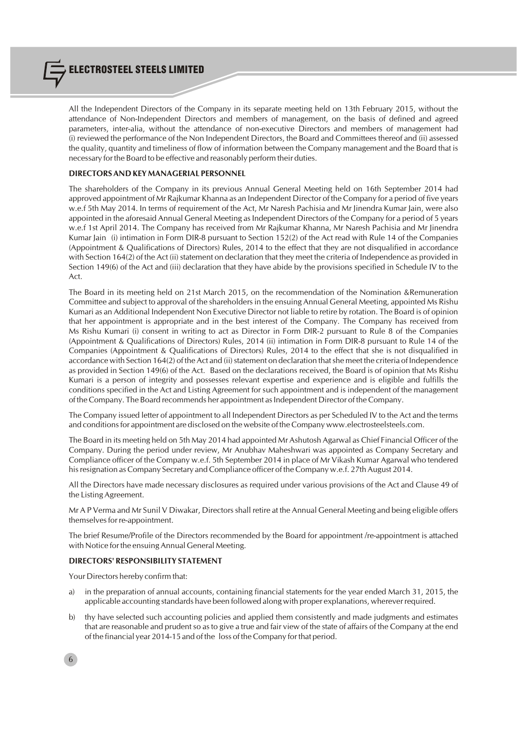All the Independent Directors of the Company in its separate meeting held on 13th February 2015, without the attendance of Non-Independent Directors and members of management, on the basis of defined and agreed parameters, inter-alia, without the attendance of non-executive Directors and members of management had (i) reviewed the performance of the Non Independent Directors, the Board and Committees thereof and (ii) assessed the quality, quantity and timeliness of flow of information between the Company management and the Board that is necessary for the Board to be effective and reasonably perform their duties.

**DIRECTORS AND KEY MANAGERIAL PERSONNEL**

The shareholders of the Company in its previous Annual General Meeting held on 16th September 2014 had approved appointment of Mr Rajkumar Khanna as an Independent Director of the Company for a period of five years w.e.f 5th May 2014. In terms of requirement of the Act, Mr Naresh Pachisia and Mr Jinendra Kumar Jain, were also appointed in the aforesaid Annual General Meeting as Independent Directors of the Company for a period of 5 years w.e.f 1st April 2014. The Company has received from Mr Rajkumar Khanna, Mr Naresh Pachisia and Mr Jinendra Kumar Jain (i) intimation in Form DIR-8 pursuant to Section 152(2) of the Act read with Rule 14 of the Companies (Appointment & Qualifications of Directors) Rules, 2014 to the effect that they are not disqualified in accordance with Section 164(2) of the Act (ii) statement on declaration that they meet the criteria of Independence as provided in Section 149(6) of the Act and (iii) declaration that they have abide by the provisions specified in Schedule IV to the Act.

The Board in its meeting held on 21st March 2015, on the recommendation of the Nomination &Remuneration Committee and subject to approval of the shareholders in the ensuing Annual General Meeting, appointed Ms Rishu Kumari as an Additional Independent Non Executive Director not liable to retire by rotation. The Board is of opinion that her appointment is appropriate and in the best interest of the Company. The Company has received from Ms Rishu Kumari (i) consent in writing to act as Director in Form DIR-2 pursuant to Rule 8 of the Companies (Appointment & Qualifications of Directors) Rules, 2014 (ii) intimation in Form DIR-8 pursuant to Rule 14 of the Companies (Appointment & Qualifications of Directors) Rules, 2014 to the effect that she is not disqualified in accordance with Section 164(2) of the Act and (ii) statement on declaration that she meet the criteria of Independence as provided in Section 149(6) of the Act. Based on the declarations received, the Board is of opinion that Ms Rishu Kumari is a person of integrity and possesses relevant expertise and experience and is eligible and fulfills the conditions specified in the Act and Listing Agreement for such appointment and is independent of the management of the Company. The Board recommends her appointment as Independent Director of the Company.

The Company issued letter of appointment to all Independent Directors as per Scheduled IV to the Act and the terms and conditions for appointment are disclosed on the website of the Company www.electrosteelsteels.com.

The Board in its meeting held on 5th May 2014 had appointed Mr Ashutosh Agarwal as Chief Financial Officer of the Company. During the period under review, Mr Anubhav Maheshwari was appointed as Company Secretary and Compliance officer of the Company w.e.f. 5th September 2014 in place of Mr Vikash Kumar Agarwal who tendered his resignation as Company Secretary and Compliance officer of the Company w.e.f. 27th August 2014.

All the Directors have made necessary disclosures as required under various provisions of the Act and Clause 49 of the Listing Agreement.

Mr A P Verma and Mr Sunil V Diwakar, Directors shall retire at the Annual General Meeting and being eligible offers themselves for re-appointment.

The brief Resume/Profile of the Directors recommended by the Board for appointment /re-appointment is attached with Notice for the ensuing Annual General Meeting.

**DIRECTORS' RESPONSIBILITY STATEMENT**

Your Directors hereby confirm that:

a) in the preparation of annual accounts, containing financial statements for the year ended March 31, 2015, the applicable accounting standards have been followed along with proper explanations, wherever required.

b) thy have selected such accounting policies and applied them consistently and made judgments and estimates that are reasonable and prudent so as to give a true and fair view of the state of affairs of the Company at the end of the financial year 2014-15 and of the loss of the Company for that period.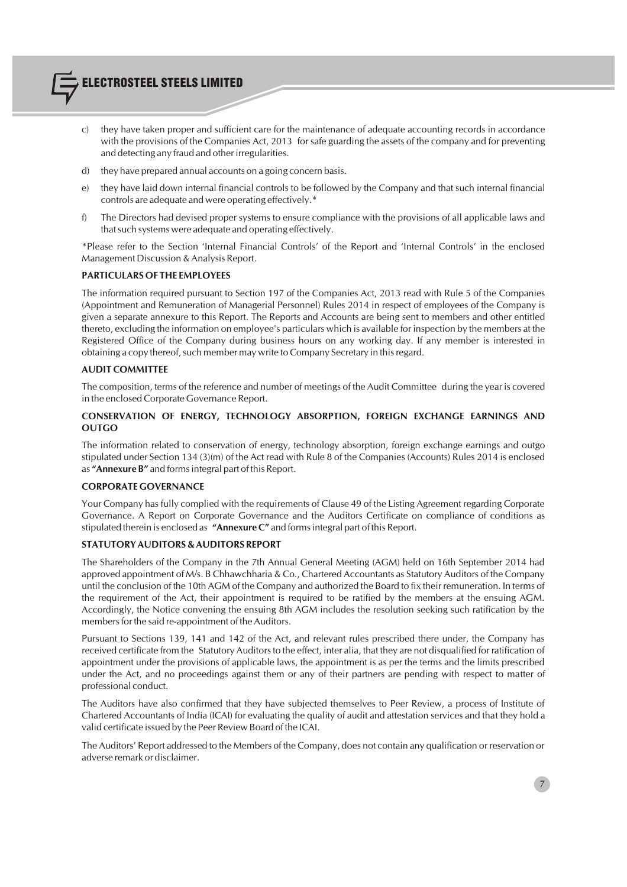c) they have taken proper and sufficient care for the maintenance of adequate accounting records in accordance with the provisions of the Companies Act, 2013 for safe guarding the assets of the company and for preventing and detecting any fraud and other irregularities.

d) they have prepared annual accounts on a going concern basis.

e) they have laid down internal financial controls to be followed by the Company and that such internal financial controls are adequate and were operating effectively.*

f) The Directors had devised proper systems to ensure compliance with the provisions of all applicable laws and that such systems were adequate and operating effectively.

*Please refer to the Section 'Internal Financial Controls' of the Report and 'Internal Controls' in the enclosed Management Discussion & Analysis Report.

### PARTICULARS OF THE EMPLOYEES

The information required pursuant to Section 197 of the Companies Act, 2013 read with Rule 5 of the Companies (Appointment and Remuneration of Managerial Personnel) Rules 2014 in respect of employees of the Company is given a separate annexure to this Report. The Reports and Accounts are being sent to members and other entitled thereto, excluding the information on employee's particulars which is available for inspection by the members at the Registered Office of the Company during business hours on any working day. If any member is interested in obtaining a copy thereof, such member may write to Company Secretary in this regard.

### AUDIT COMMITTEE

The composition, terms of the reference and number of meetings of the Audit Committee during the year is covered in the enclosed Corporate Governance Report.

### CONSERVATION OF ENERGY, TECHNOLOGY ABSORPTION, FOREIGN EXCHANGE EARNINGS AND OUTGO

The information related to conservation of energy, technology absorption, foreign exchange earnings and outgo stipulated under Section 134 (3)(m) of the Act read with Rule 8 of the Companies (Accounts) Rules 2014 is enclosed as **"Annexure B"** and forms integral part of this Report.

### CORPORATE GOVERNANCE

Your Company has fully complied with the requirements of Clause 49 of the Listing Agreement regarding Corporate Governance. A Report on Corporate Governance and the Auditors Certificate on compliance of conditions as stipulated therein is enclosed as **"Annexure C"** and forms integral part of this Report.

### STATUTORY AUDITORS & AUDITORS REPORT

The Shareholders of the Company in the 7th Annual General Meeting (AGM) held on 16th September 2014 had approved appointment of M/s. B Chhawchharia & Co., Chartered Accountants as Statutory Auditors of the Company until the conclusion of the 10th AGM of the Company and authorized the Board to fix their remuneration. In terms of the requirement of the Act, their appointment is required to be ratified by the members at the ensuing AGM. Accordingly, the Notice convening the ensuing 8th AGM includes the resolution seeking such ratification by the members for the said re-appointment of the Auditors.

Pursuant to Sections 139, 141 and 142 of the Act, and relevant rules prescribed there under, the Company has received certificate from the Statutory Auditors to the effect, inter alia, that they are not disqualified for ratification of appointment under the provisions of applicable laws, the appointment is as per the terms and the limits prescribed under the Act, and no proceedings against them or any of their partners are pending with respect to matter of professional conduct.

The Auditors have also confirmed that they have subjected themselves to Peer Review, a process of Institute of Chartered Accountants of India (ICAI) for evaluating the quality of audit and attestation services and that they hold a valid certificate issued by the Peer Review Board of the ICAI.

The Auditors' Report addressed to the Members of the Company, does not contain any qualification or reservation or adverse remark or disclaimer.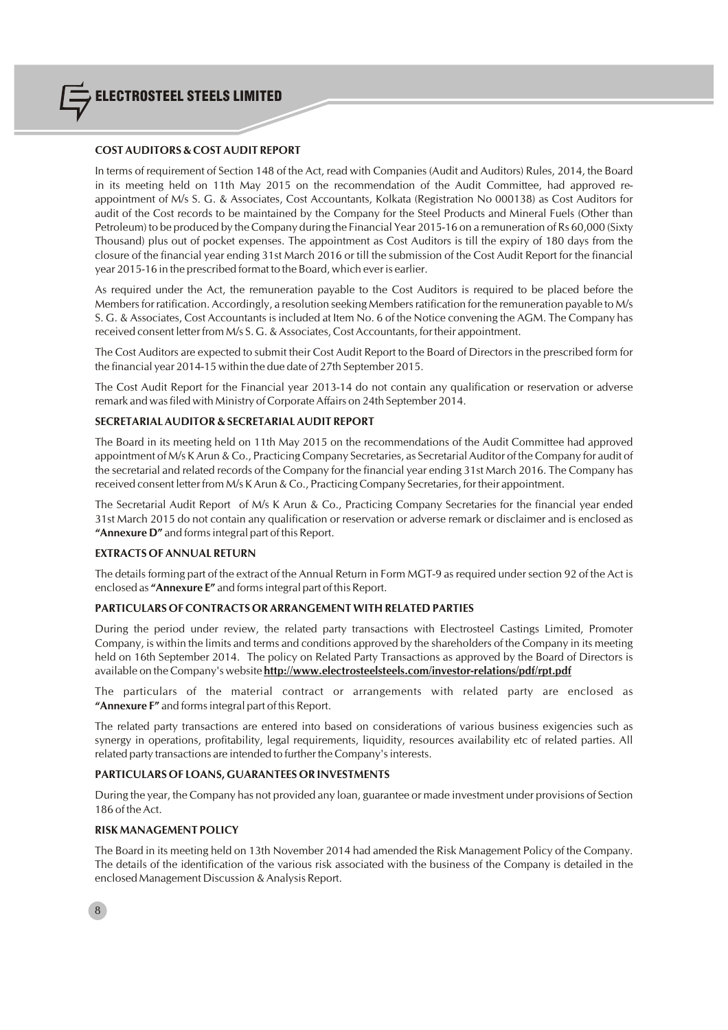### COST AUDITORS & COST AUDIT REPORT

In terms of requirement of Section 148 of the Act, read with Companies (Audit and Auditors) Rules, 2014, the Board in its meeting held on 11th May 2015 on the recommendation of the Audit Committee, had approved re-appointment of M/s S. G. & Associates, Cost Accountants, Kolkata (Registration No 000138) as Cost Auditors for audit of the Cost records to be maintained by the Company for the Steel Products and Mineral Fuels (Other than Petroleum) to be produced by the Company during the Financial Year 2015-16 on a remuneration of Rs 60,000 (Sixty Thousand) plus out of pocket expenses. The appointment as Cost Auditors is till the expiry of 180 days from the closure of the financial year ending 31st March 2016 or till the submission of the Cost Audit Report for the financial year 2015-16 in the prescribed format to the Board, which ever is earlier.

As required under the Act, the remuneration payable to the Cost Auditors is required to be placed before the Members for ratification. Accordingly, a resolution seeking Members ratification for the remuneration payable to M/s S. G. & Associates, Cost Accountants is included at Item No. 6 of the Notice convening the AGM. The Company has received consent letter from M/s S. G. & Associates, Cost Accountants, for their appointment.

The Cost Auditors are expected to submit their Cost Audit Report to the Board of Directors in the prescribed form for the financial year 2014-15 within the due date of 27th September 2015.

The Cost Audit Report for the Financial year 2013-14 do not contain any qualification or reservation or adverse remark and was filed with Ministry of Corporate Affairs on 24th September 2014.

### SECRETARIAL AUDITOR & SECRETARIAL AUDIT REPORT

The Board in its meeting held on 11th May 2015 on the recommendations of the Audit Committee had approved appointment of M/s K Arun & Co., Practicing Company Secretaries, as Secretarial Auditor of the Company for audit of the secretarial and related records of the Company for the financial year ending 31st March 2016. The Company has received consent letter from M/s K Arun & Co., Practicing Company Secretaries, for their appointment.

The Secretarial Audit Report of M/s K Arun & Co., Practicing Company Secretaries for the financial year ended 31st March 2015 do not contain any qualification or reservation or adverse remark or disclaimer and is enclosed as **"Annexure D"** and forms integral part of this Report.

### EXTRACTS OF ANNUAL RETURN

The details forming part of the extract of the Annual Return in Form MGT-9 as required under section 92 of the Act is enclosed as **"Annexure E"** and forms integral part of this Report.

### PARTICULARS OF CONTRACTS OR ARRANGEMENT WITH RELATED PARTIES

During the period under review, the related party transactions with Electrosteel Castings Limited, Promoter Company, is within the limits and terms and conditions approved by the shareholders of the Company in its meeting held on 16th September 2014. The policy on Related Party Transactions as approved by the Board of Directors is available on the Company's website **http://www.electrosteelsteels.com/investor-relations/pdf/rpt.pdf**

The particulars of the material contract or arrangements with related party are enclosed as **"Annexure F"** and forms integral part of this Report.

The related party transactions are entered into based on considerations of various business exigencies such as synergy in operations, profitability, legal requirements, liquidity, resources availability etc of related parties. All related party transactions are intended to further the Company's interests.

### PARTICULARS OF LOANS, GUARANTEES OR INVESTMENTS

During the year, the Company has not provided any loan, guarantee or made investment under provisions of Section 186 of the Act.

### RISK MANAGEMENT POLICY

The Board in its meeting held on 13th November 2014 had amended the Risk Management Policy of the Company. The details of the identification of the various risk associated with the business of the Company is detailed in the enclosed Management Discussion & Analysis Report.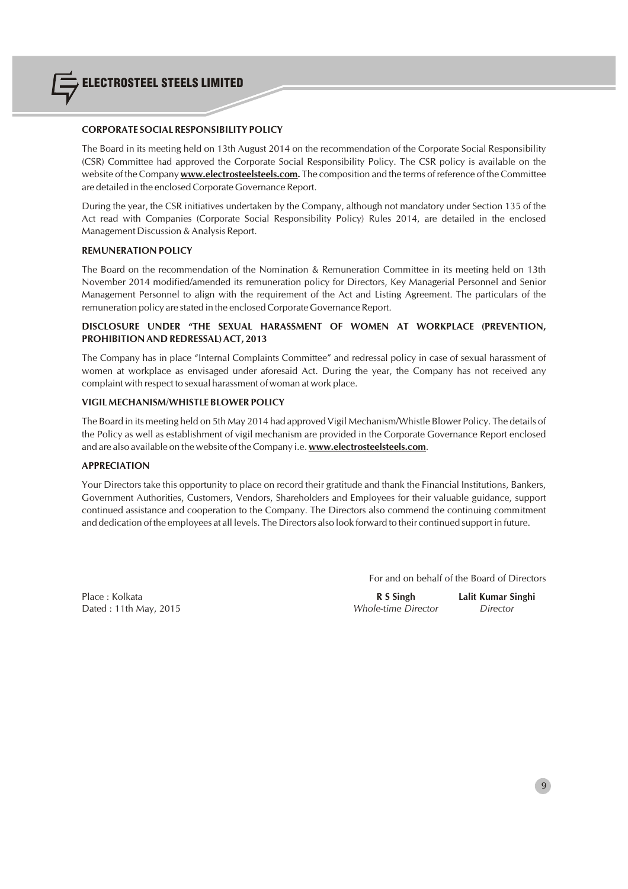### CORPORATE SOCIAL RESPONSIBILITY POLICY

The Board in its meeting held on 13th August 2014 on the recommendation of the Corporate Social Responsibility (CSR) Committee had approved the Corporate Social Responsibility Policy. The CSR policy is available on the website of the Company **www.electrosteelsteels.com.** The composition and the terms of reference of the Committee are detailed in the enclosed Corporate Governance Report.

During the year, the CSR initiatives undertaken by the Company, although not mandatory under Section 135 of the Act read with Companies (Corporate Social Responsibility Policy) Rules 2014, are detailed in the enclosed Management Discussion & Analysis Report.

### REMUNERATION POLICY

The Board on the recommendation of the Nomination & Remuneration Committee in its meeting held on 13th November 2014 modified/amended its remuneration policy for Directors, Key Managerial Personnel and Senior Management Personnel to align with the requirement of the Act and Listing Agreement. The particulars of the remuneration policy are stated in the enclosed Corporate Governance Report.

### DISCLOSURE UNDER "THE SEXUAL HARASSMENT OF WOMEN AT WORKPLACE (PREVENTION, PROHIBITION AND REDRESSAL) ACT, 2013

The Company has in place "Internal Complaints Committee" and redressal policy in case of sexual harassment of women at workplace as envisaged under aforesaid Act. During the year, the Company has not received any complaint with respect to sexual harassment of woman at work place.

### VIGIL MECHANISM/WHISTLE BLOWER POLICY

The Board in its meeting held on 5th May 2014 had approved Vigil Mechanism/Whistle Blower Policy. The details of the Policy as well as establishment of vigil mechanism are provided in the Corporate Governance Report enclosed and are also available on the website of the Company i.e. **www.electrosteelsteels.com**.

### APPRECIATION

Your Directors take this opportunity to place on record their gratitude and thank the Financial Institutions, Bankers, Government Authorities, Customers, Vendors, Shareholders and Employees for their valuable guidance, support continued assistance and cooperation to the Company. The Directors also commend the continuing commitment and dedication of the employees at all levels. The Directors also look forward to their continued support in future.

For and on behalf of the Board of Directors

Place : Kolkata
Dated : 11th May, 2015

**R S Singh**
*Whole-time Director*

**Lalit Kumar Singhi**
*Director*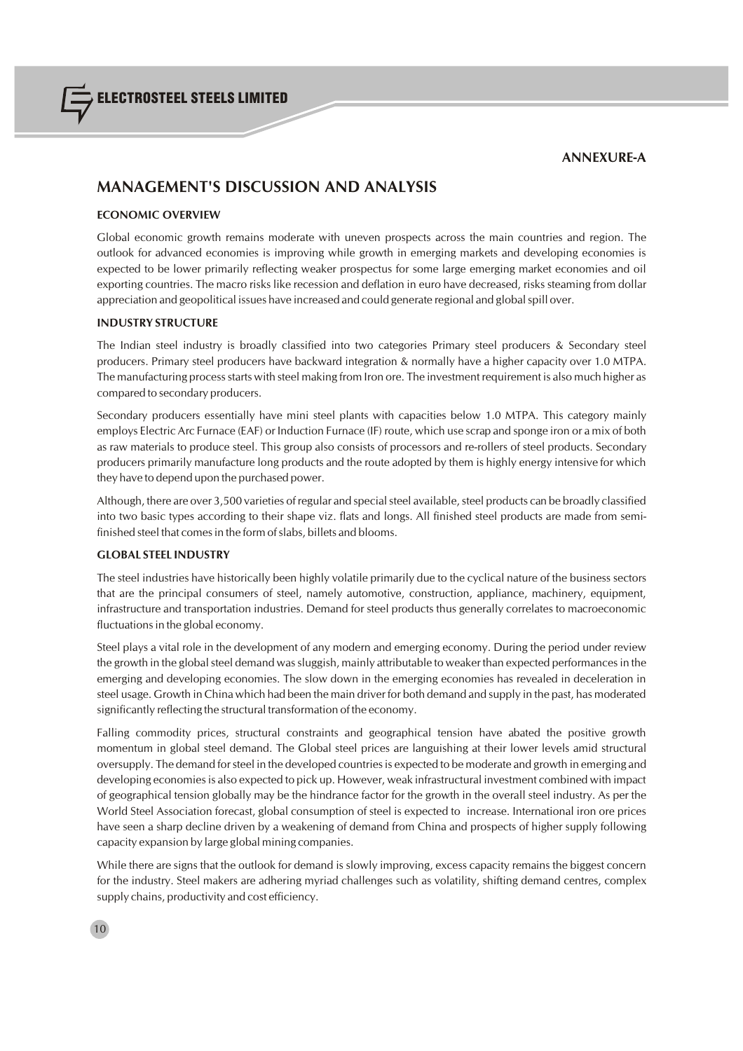**ANNEXURE-A**

# MANAGEMENT'S DISCUSSION AND ANALYSIS

## ECONOMIC OVERVIEW

Global economic growth remains moderate with uneven prospects across the main countries and region. The outlook for advanced economies is improving while growth in emerging markets and developing economies is expected to be lower primarily reflecting weaker prospectus for some large emerging market economies and oil exporting countries. The macro risks like recession and deflation in euro have decreased, risks steaming from dollar appreciation and geopolitical issues have increased and could generate regional and global spill over.

## INDUSTRY STRUCTURE

The Indian steel industry is broadly classified into two categories Primary steel producers & Secondary steel producers. Primary steel producers have backward integration & normally have a higher capacity over 1.0 MTPA. The manufacturing process starts with steel making from Iron ore. The investment requirement is also much higher as compared to secondary producers.

Secondary producers essentially have mini steel plants with capacities below 1.0 MTPA. This category mainly employs Electric Arc Furnace (EAF) or Induction Furnace (IF) route, which use scrap and sponge iron or a mix of both as raw materials to produce steel. This group also consists of processors and re-rollers of steel products. Secondary producers primarily manufacture long products and the route adopted by them is highly energy intensive for which they have to depend upon the purchased power.

Although, there are over 3,500 varieties of regular and special steel available, steel products can be broadly classified into two basic types according to their shape viz. flats and longs. All finished steel products are made from semi-finished steel that comes in the form of slabs, billets and blooms.

## GLOBAL STEEL INDUSTRY

The steel industries have historically been highly volatile primarily due to the cyclical nature of the business sectors that are the principal consumers of steel, namely automotive, construction, appliance, machinery, equipment, infrastructure and transportation industries. Demand for steel products thus generally correlates to macroeconomic fluctuations in the global economy.

Steel plays a vital role in the development of any modern and emerging economy. During the period under review the growth in the global steel demand was sluggish, mainly attributable to weaker than expected performances in the emerging and developing economies. The slow down in the emerging economies has revealed in deceleration in steel usage. Growth in China which had been the main driver for both demand and supply in the past, has moderated significantly reflecting the structural transformation of the economy.

Falling commodity prices, structural constraints and geographical tension have abated the positive growth momentum in global steel demand. The Global steel prices are languishing at their lower levels amid structural oversupply. The demand for steel in the developed countries is expected to be moderate and growth in emerging and developing economies is also expected to pick up. However, weak infrastructural investment combined with impact of geographical tension globally may be the hindrance factor for the growth in the overall steel industry. As per the World Steel Association forecast, global consumption of steel is expected to increase. International iron ore prices have seen a sharp decline driven by a weakening of demand from China and prospects of higher supply following capacity expansion by large global mining companies.

While there are signs that the outlook for demand is slowly improving, excess capacity remains the biggest concern for the industry. Steel makers are adhering myriad challenges such as volatility, shifting demand centres, complex supply chains, productivity and cost efficiency.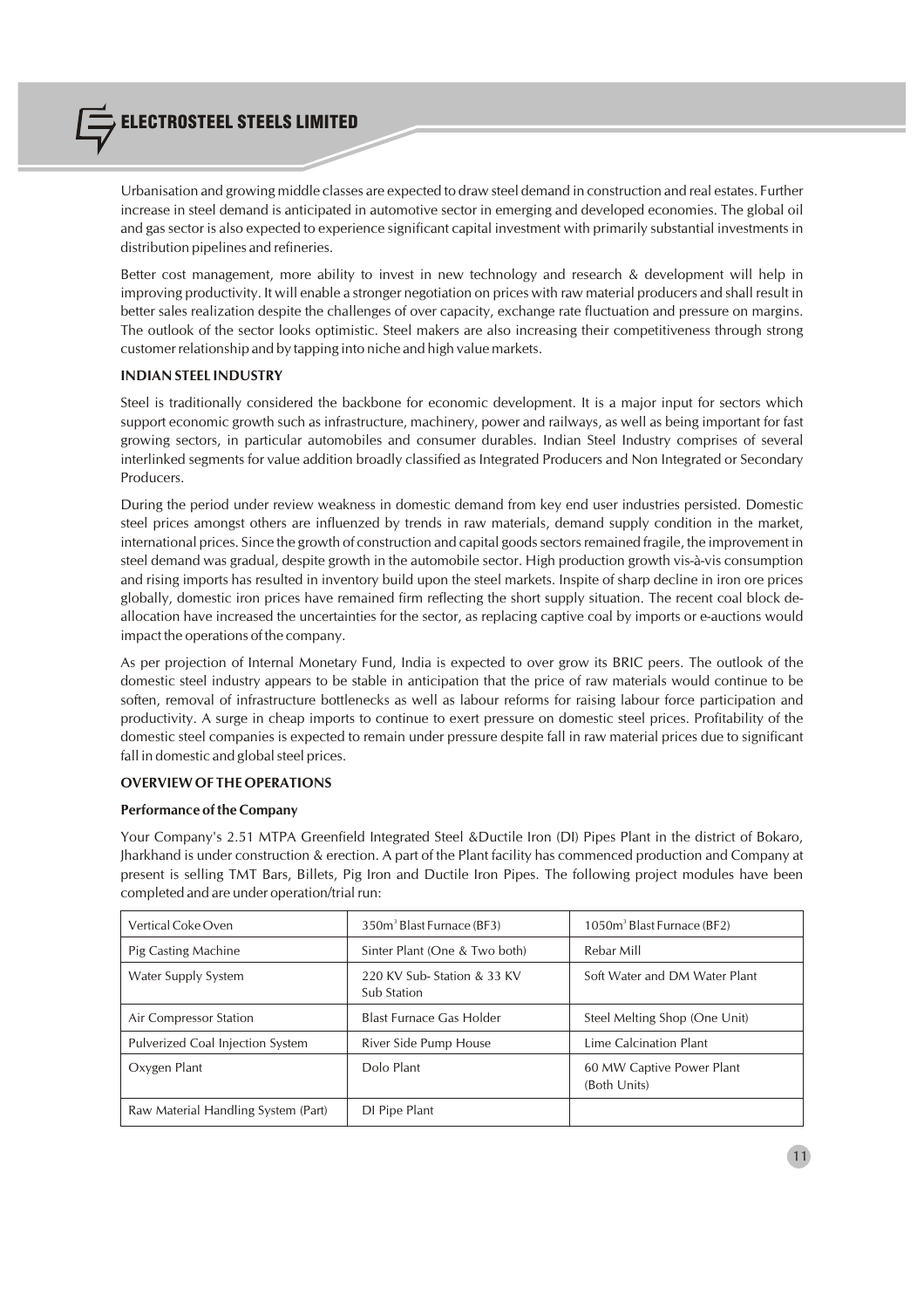Urbanisation and growing middle classes are expected to draw steel demand in construction and real estates. Further increase in steel demand is anticipated in automotive sector in emerging and developed economies. The global oil and gas sector is also expected to experience significant capital investment with primarily substantial investments in distribution pipelines and refineries.

Better cost management, more ability to invest in new technology and research & development will help in improving productivity. It will enable a stronger negotiation on prices with raw material producers and shall result in better sales realization despite the challenges of over capacity, exchange rate fluctuation and pressure on margins. The outlook of the sector looks optimistic. Steel makers are also increasing their competitiveness through strong customer relationship and by tapping into niche and high value markets.

**INDIAN STEEL INDUSTRY**

Steel is traditionally considered the backbone for economic development. It is a major input for sectors which support economic growth such as infrastructure, machinery, power and railways, as well as being important for fast growing sectors, in particular automobiles and consumer durables. Indian Steel Industry comprises of several interlinked segments for value addition broadly classified as Integrated Producers and Non Integrated or Secondary Producers.

During the period under review weakness in domestic demand from key end user industries persisted. Domestic steel prices amongst others are influenzed by trends in raw materials, demand supply condition in the market, international prices. Since the growth of construction and capital goods sectors remained fragile, the improvement in steel demand was gradual, despite growth in the automobile sector. High production growth vis-à-vis consumption and rising imports has resulted in inventory build upon the steel markets. Inspite of sharp decline in iron ore prices globally, domestic iron prices have remained firm reflecting the short supply situation. The recent coal block de-allocation have increased the uncertainties for the sector, as replacing captive coal by imports or e-auctions would impact the operations of the company.

As per projection of Internal Monetary Fund, India is expected to over grow its BRIC peers. The outlook of the domestic steel industry appears to be stable in anticipation that the price of raw materials would continue to be soften, removal of infrastructure bottlenecks as well as labour reforms for raising labour force participation and productivity. A surge in cheap imports to continue to exert pressure on domestic steel prices. Profitability of the domestic steel companies is expected to remain under pressure despite fall in raw material prices due to significant fall in domestic and global steel prices.

**OVERVIEW OF THE OPERATIONS**

**Performance of the Company**

Your Company's 2.51 MTPA Greenfield Integrated Steel &Ductile Iron (DI) Pipes Plant in the district of Bokaro, Jharkhand is under construction & erection. A part of the Plant facility has commenced production and Company at present is selling TMT Bars, Billets, Pig Iron and Ductile Iron Pipes. The following project modules have been completed and are under operation/trial run:

| | | |
|---|---|---|
| Vertical Coke Oven | 350m$^3$ Blast Furnace (BF3) | 1050m$^3$ Blast Furnace (BF2) |
| Pig Casting Machine | Sinter Plant (One & Two both) | Rebar Mill |
| Water Supply System | 220 KV Sub- Station & 33 KV Sub Station | Soft Water and DM Water Plant |
| Air Compressor Station | Blast Furnace Gas Holder | Steel Melting Shop (One Unit) |
| Pulverized Coal Injection System | River Side Pump House | Lime Calcination Plant |
| Oxygen Plant | Dolo Plant | 60 MW Captive Power Plant (Both Units) |
| Raw Material Handling System (Part) | DI Pipe Plant | |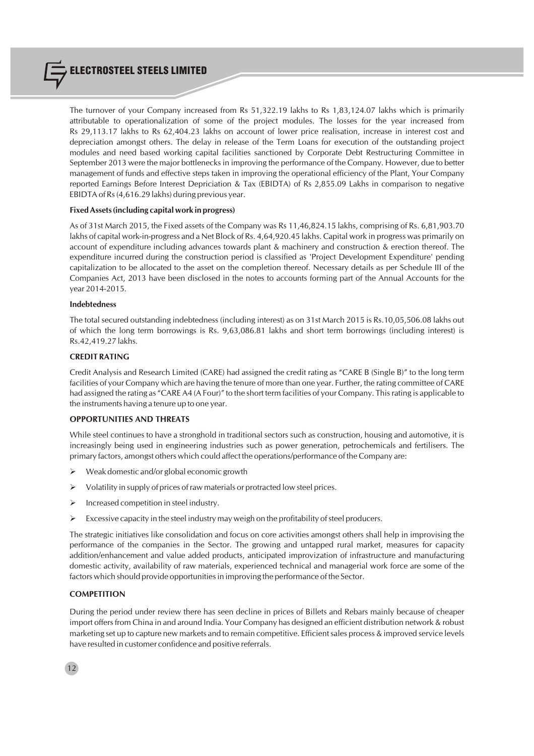The turnover of your Company increased from Rs 51,322.19 lakhs to Rs 1,83,124.07 lakhs which is primarily attributable to operationalization of some of the project modules. The losses for the year increased from Rs 29,113.17 lakhs to Rs 62,404.23 lakhs on account of lower price realisation, increase in interest cost and depreciation amongst others. The delay in release of the Term Loans for execution of the outstanding project modules and need based working capital facilities sanctioned by Corporate Debt Restructuring Committee in September 2013 were the major bottlenecks in improving the performance of the Company. However, due to better management of funds and effective steps taken in improving the operational efficiency of the Plant, Your Company reported Earnings Before Interest Depriciation & Tax (EBIDTA) of Rs 2,855.09 Lakhs in comparison to negative EBIDTA of Rs (4,616.29 lakhs) during previous year.

**Fixed Assets (including capital work in progress)**

As of 31st March 2015, the Fixed assets of the Company was Rs 11,46,824.15 lakhs, comprising of Rs. 6,81,903.70 lakhs of capital work-in-progress and a Net Block of Rs. 4,64,920.45 lakhs. Capital work in progress was primarily on account of expenditure including advances towards plant & machinery and construction & erection thereof. The expenditure incurred during the construction period is classified as 'Project Development Expenditure' pending capitalization to be allocated to the asset on the completion thereof. Necessary details as per Schedule III of the Companies Act, 2013 have been disclosed in the notes to accounts forming part of the Annual Accounts for the year 2014-2015.

**Indebtedness**

The total secured outstanding indebtedness (including interest) as on 31st March 2015 is Rs.10,05,506.08 lakhs out of which the long term borrowings is Rs. 9,63,086.81 lakhs and short term borrowings (including interest) is Rs.42,419.27 lakhs.

## CREDIT RATING

Credit Analysis and Research Limited (CARE) had assigned the credit rating as "CARE B (Single B)" to the long term facilities of your Company which are having the tenure of more than one year. Further, the rating committee of CARE had assigned the rating as "CARE A4 (A Four)" to the short term facilities of your Company. This rating is applicable to the instruments having a tenure up to one year.

## OPPORTUNITIES AND THREATS

While steel continues to have a stronghold in traditional sectors such as construction, housing and automotive, it is increasingly being used in engineering industries such as power generation, petrochemicals and fertilisers. The primary factors, amongst others which could affect the operations/performance of the Company are:

- Weak domestic and/or global economic growth
- Volatility in supply of prices of raw materials or protracted low steel prices.
- Increased competition in steel industry.
- Excessive capacity in the steel industry may weigh on the profitability of steel producers.

The strategic initiatives like consolidation and focus on core activities amongst others shall help in improvising the performance of the companies in the Sector. The growing and untapped rural market, measures for capacity addition/enhancement and value added products, anticipated improvization of infrastructure and manufacturing domestic activity, availability of raw materials, experienced technical and managerial work force are some of the factors which should provide opportunities in improving the performance of the Sector.

## COMPETITION

During the period under review there has seen decline in prices of Billets and Rebars mainly because of cheaper import offers from China in and around India. Your Company has designed an efficient distribution network & robust marketing set up to capture new markets and to remain competitive. Efficient sales process & improved service levels have resulted in customer confidence and positive referrals.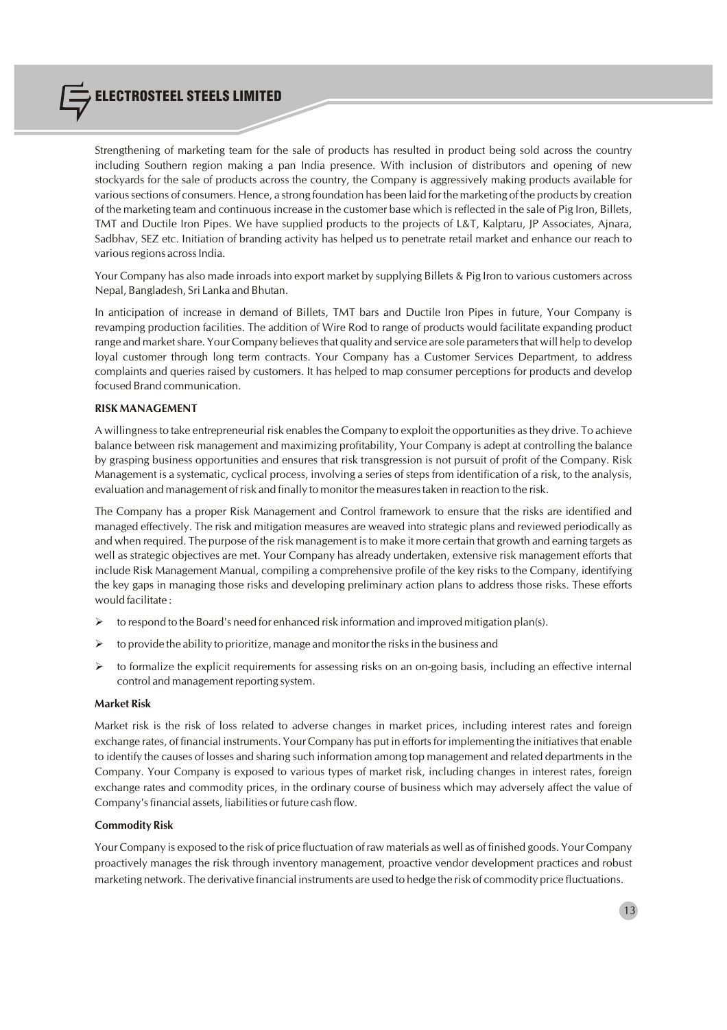Strengthening of marketing team for the sale of products has resulted in product being sold across the country including Southern region making a pan India presence. With inclusion of distributors and opening of new stockyards for the sale of products across the country, the Company is aggressively making products available for various sections of consumers. Hence, a strong foundation has been laid for the marketing of the products by creation of the marketing team and continuous increase in the customer base which is reflected in the sale of Pig Iron, Billets, TMT and Ductile Iron Pipes. We have supplied products to the projects of L&T, Kalptaru, JP Associates, Ajnara, Sadbhav, SEZ etc. Initiation of branding activity has helped us to penetrate retail market and enhance our reach to various regions across India.

Your Company has also made inroads into export market by supplying Billets & Pig Iron to various customers across Nepal, Bangladesh, Sri Lanka and Bhutan.

In anticipation of increase in demand of Billets, TMT bars and Ductile Iron Pipes in future, Your Company is revamping production facilities. The addition of Wire Rod to range of products would facilitate expanding product range and market share. Your Company believes that quality and service are sole parameters that will help to develop loyal customer through long term contracts. Your Company has a Customer Services Department, to address complaints and queries raised by customers. It has helped to map consumer perceptions for products and develop focused Brand communication.

**RISK MANAGEMENT**

A willingness to take entrepreneurial risk enables the Company to exploit the opportunities as they drive. To achieve balance between risk management and maximizing profitability, Your Company is adept at controlling the balance by grasping business opportunities and ensures that risk transgression is not pursuit of profit of the Company. Risk Management is a systematic, cyclical process, involving a series of steps from identification of a risk, to the analysis, evaluation and management of risk and finally to monitor the measures taken in reaction to the risk.

The Company has a proper Risk Management and Control framework to ensure that the risks are identified and managed effectively. The risk and mitigation measures are weaved into strategic plans and reviewed periodically as and when required. The purpose of the risk management is to make it more certain that growth and earning targets as well as strategic objectives are met. Your Company has already undertaken, extensive risk management efforts that include Risk Management Manual, compiling a comprehensive profile of the key risks to the Company, identifying the key gaps in managing those risks and developing preliminary action plans to address those risks. These efforts would facilitate :

- to respond to the Board's need for enhanced risk information and improved mitigation plan(s).
- to provide the ability to prioritize, manage and monitor the risks in the business and
- to formalize the explicit requirements for assessing risks on an on-going basis, including an effective internal control and management reporting system.

**Market Risk**

Market risk is the risk of loss related to adverse changes in market prices, including interest rates and foreign exchange rates, of financial instruments. Your Company has put in efforts for implementing the initiatives that enable to identify the causes of losses and sharing such information among top management and related departments in the Company. Your Company is exposed to various types of market risk, including changes in interest rates, foreign exchange rates and commodity prices, in the ordinary course of business which may adversely affect the value of Company's financial assets, liabilities or future cash flow.

**Commodity Risk**

Your Company is exposed to the risk of price fluctuation of raw materials as well as of finished goods. Your Company proactively manages the risk through inventory management, proactive vendor development practices and robust marketing network. The derivative financial instruments are used to hedge the risk of commodity price fluctuations.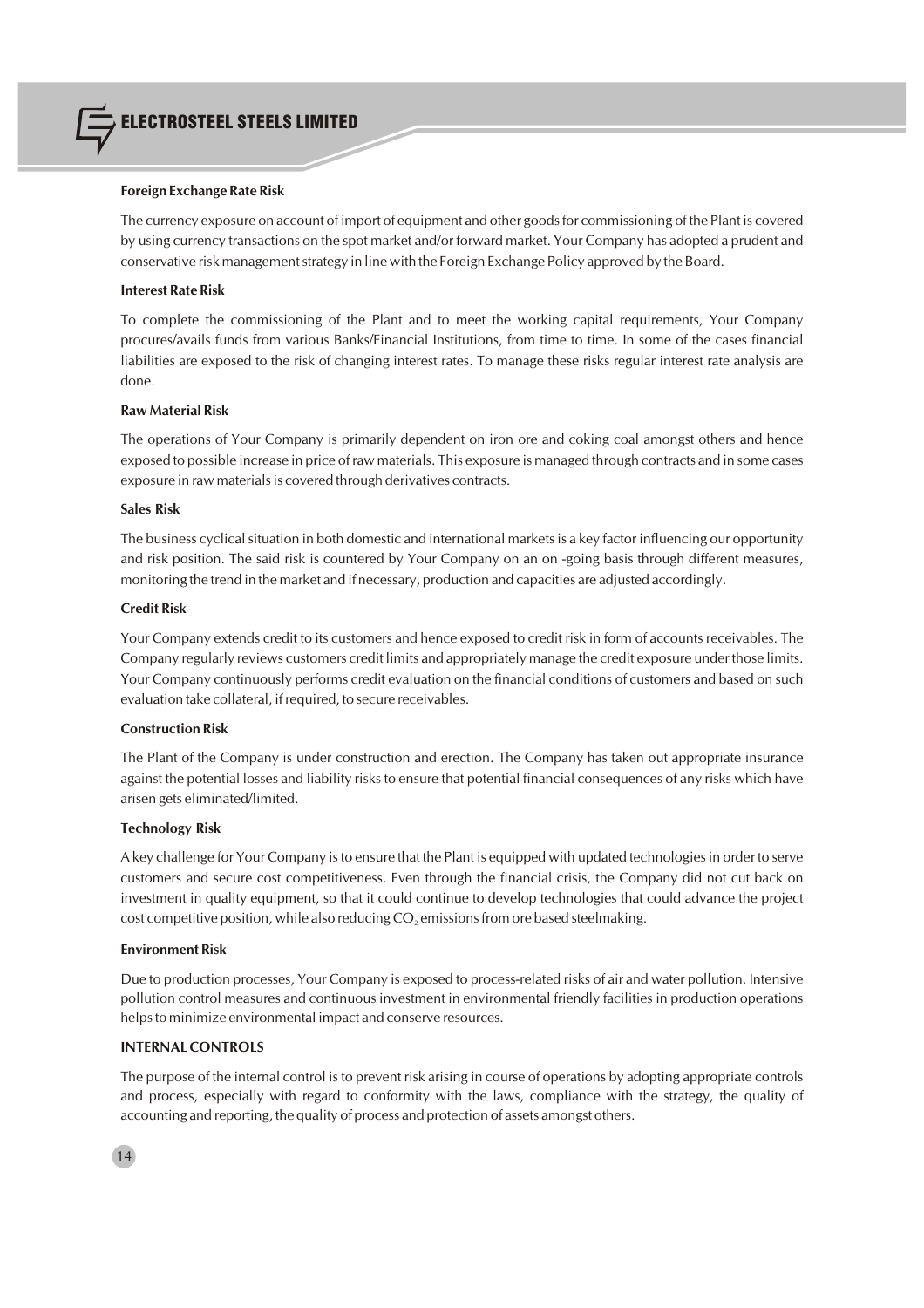**Foreign Exchange Rate Risk**

The currency exposure on account of import of equipment and other goods for commissioning of the Plant is covered by using currency transactions on the spot market and/or forward market. Your Company has adopted a prudent and conservative risk management strategy in line with the Foreign Exchange Policy approved by the Board.

**Interest Rate Risk**

To complete the commissioning of the Plant and to meet the working capital requirements, Your Company procures/avails funds from various Banks/Financial Institutions, from time to time. In some of the cases financial liabilities are exposed to the risk of changing interest rates. To manage these risks regular interest rate analysis are done.

**Raw Material Risk**

The operations of Your Company is primarily dependent on iron ore and coking coal amongst others and hence exposed to possible increase in price of raw materials. This exposure is managed through contracts and in some cases exposure in raw materials is covered through derivatives contracts.

**Sales Risk**

The business cyclical situation in both domestic and international markets is a key factor influencing our opportunity and risk position. The said risk is countered by Your Company on an on -going basis through different measures, monitoring the trend in the market and if necessary, production and capacities are adjusted accordingly.

**Credit Risk**

Your Company extends credit to its customers and hence exposed to credit risk in form of accounts receivables. The Company regularly reviews customers credit limits and appropriately manage the credit exposure under those limits. Your Company continuously performs credit evaluation on the financial conditions of customers and based on such evaluation take collateral, if required, to secure receivables.

**Construction Risk**

The Plant of the Company is under construction and erection. The Company has taken out appropriate insurance against the potential losses and liability risks to ensure that potential financial consequences of any risks which have arisen gets eliminated/limited.

**Technology Risk**

A key challenge for Your Company is to ensure that the Plant is equipped with updated technologies in order to serve customers and secure cost competitiveness. Even through the financial crisis, the Company did not cut back on investment in quality equipment, so that it could continue to develop technologies that could advance the project cost competitive position, while also reducing $CO_2$ emissions from ore based steelmaking.

**Environment Risk**

Due to production processes, Your Company is exposed to process-related risks of air and water pollution. Intensive pollution control measures and continuous investment in environmental friendly facilities in production operations helps to minimize environmental impact and conserve resources.

**INTERNAL CONTROLS**

The purpose of the internal control is to prevent risk arising in course of operations by adopting appropriate controls and process, especially with regard to conformity with the laws, compliance with the strategy, the quality of accounting and reporting, the quality of process and protection of assets amongst others.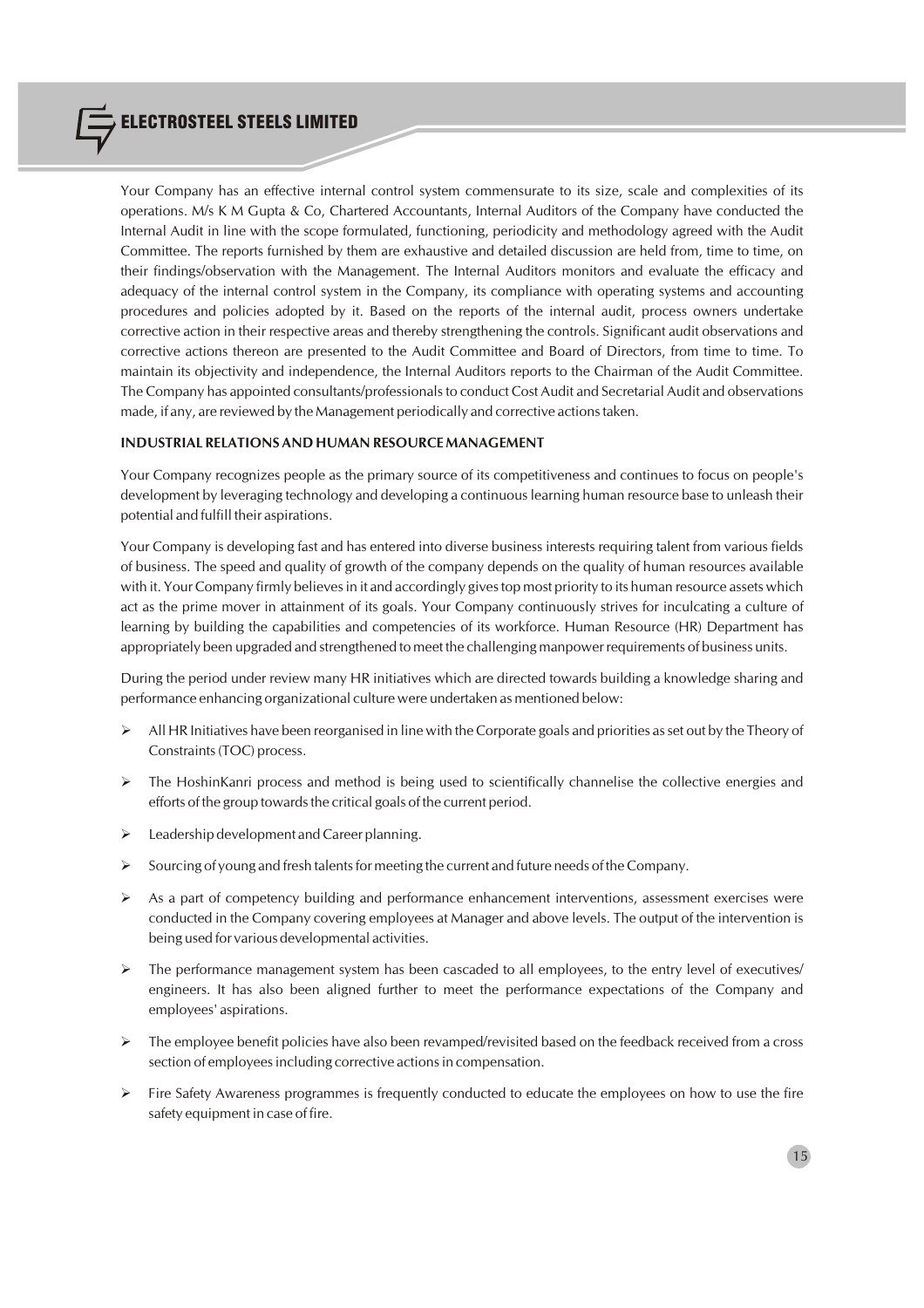Your Company has an effective internal control system commensurate to its size, scale and complexities of its operations. M/s K M Gupta & Co, Chartered Accountants, Internal Auditors of the Company have conducted the Internal Audit in line with the scope formulated, functioning, periodicity and methodology agreed with the Audit Committee. The reports furnished by them are exhaustive and detailed discussion are held from, time to time, on their findings/observation with the Management. The Internal Auditors monitors and evaluate the efficacy and adequacy of the internal control system in the Company, its compliance with operating systems and accounting procedures and policies adopted by it. Based on the reports of the internal audit, process owners undertake corrective action in their respective areas and thereby strengthening the controls. Significant audit observations and corrective actions thereon are presented to the Audit Committee and Board of Directors, from time to time. To maintain its objectivity and independence, the Internal Auditors reports to the Chairman of the Audit Committee. The Company has appointed consultants/professionals to conduct Cost Audit and Secretarial Audit and observations made, if any, are reviewed by the Management periodically and corrective actions taken.

**INDUSTRIAL RELATIONS AND HUMAN RESOURCE MANAGEMENT**

Your Company recognizes people as the primary source of its competitiveness and continues to focus on people's development by leveraging technology and developing a continuous learning human resource base to unleash their potential and fulfill their aspirations.

Your Company is developing fast and has entered into diverse business interests requiring talent from various fields of business. The speed and quality of growth of the company depends on the quality of human resources available with it. Your Company firmly believes in it and accordingly gives top most priority to its human resource assets which act as the prime mover in attainment of its goals. Your Company continuously strives for inculcating a culture of learning by building the capabilities and competencies of its workforce. Human Resource (HR) Department has appropriately been upgraded and strengthened to meet the challenging manpower requirements of business units.

During the period under review many HR initiatives which are directed towards building a knowledge sharing and performance enhancing organizational culture were undertaken as mentioned below:

- All HR Initiatives have been reorganised in line with the Corporate goals and priorities as set out by the Theory of Constraints (TOC) process.
- The HoshinKanri process and method is being used to scientifically channelise the collective energies and efforts of the group towards the critical goals of the current period.
- Leadership development and Career planning.
- Sourcing of young and fresh talents for meeting the current and future needs of the Company.
- As a part of competency building and performance enhancement interventions, assessment exercises were conducted in the Company covering employees at Manager and above levels. The output of the intervention is being used for various developmental activities.
- The performance management system has been cascaded to all employees, to the entry level of executives/ engineers. It has also been aligned further to meet the performance expectations of the Company and employees' aspirations.
- The employee benefit policies have also been revamped/revisited based on the feedback received from a cross section of employees including corrective actions in compensation.
- Fire Safety Awareness programmes is frequently conducted to educate the employees on how to use the fire safety equipment in case of fire.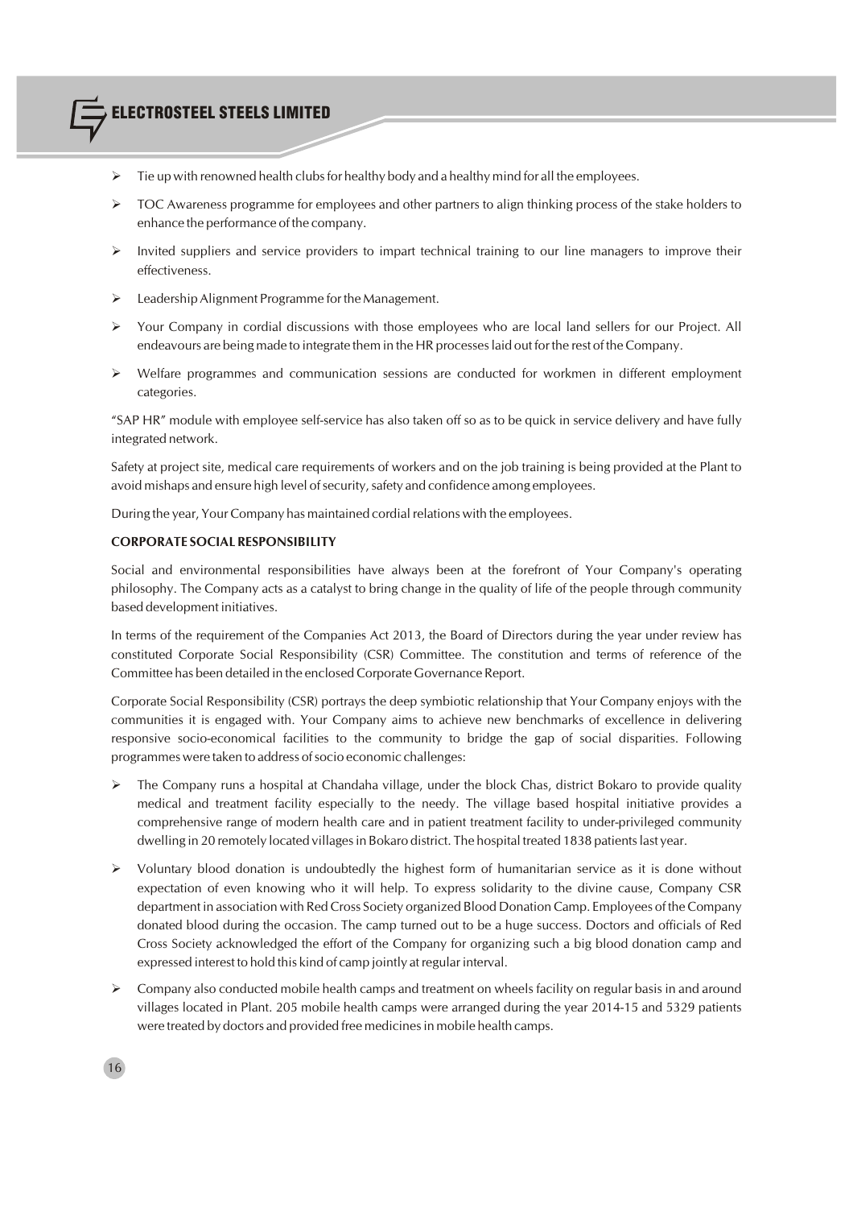- Tie up with renowned health clubs for healthy body and a healthy mind for all the employees.
- TOC Awareness programme for employees and other partners to align thinking process of the stake holders to enhance the performance of the company.
- Invited suppliers and service providers to impart technical training to our line managers to improve their effectiveness.
- Leadership Alignment Programme for the Management.
- Your Company in cordial discussions with those employees who are local land sellers for our Project. All endeavours are being made to integrate them in the HR processes laid out for the rest of the Company.
- Welfare programmes and communication sessions are conducted for workmen in different employment categories.

"SAP HR" module with employee self-service has also taken off so as to be quick in service delivery and have fully integrated network.

Safety at project site, medical care requirements of workers and on the job training is being provided at the Plant to avoid mishaps and ensure high level of security, safety and confidence among employees.

During the year, Your Company has maintained cordial relations with the employees.

**CORPORATE SOCIAL RESPONSIBILITY**

Social and environmental responsibilities have always been at the forefront of Your Company's operating philosophy. The Company acts as a catalyst to bring change in the quality of life of the people through community based development initiatives.

In terms of the requirement of the Companies Act 2013, the Board of Directors during the year under review has constituted Corporate Social Responsibility (CSR) Committee. The constitution and terms of reference of the Committee has been detailed in the enclosed Corporate Governance Report.

Corporate Social Responsibility (CSR) portrays the deep symbiotic relationship that Your Company enjoys with the communities it is engaged with. Your Company aims to achieve new benchmarks of excellence in delivering responsive socio-economical facilities to the community to bridge the gap of social disparities. Following programmes were taken to address of socio economic challenges:

- The Company runs a hospital at Chandaha village, under the block Chas, district Bokaro to provide quality medical and treatment facility especially to the needy. The village based hospital initiative provides a comprehensive range of modern health care and in patient treatment facility to under-privileged community dwelling in 20 remotely located villages in Bokaro district. The hospital treated 1838 patients last year.
- Voluntary blood donation is undoubtedly the highest form of humanitarian service as it is done without expectation of even knowing who it will help. To express solidarity to the divine cause, Company CSR department in association with Red Cross Society organized Blood Donation Camp. Employees of the Company donated blood during the occasion. The camp turned out to be a huge success. Doctors and officials of Red Cross Society acknowledged the effort of the Company for organizing such a big blood donation camp and expressed interest to hold this kind of camp jointly at regular interval.
- Company also conducted mobile health camps and treatment on wheels facility on regular basis in and around villages located in Plant. 205 mobile health camps were arranged during the year 2014-15 and 5329 patients were treated by doctors and provided free medicines in mobile health camps.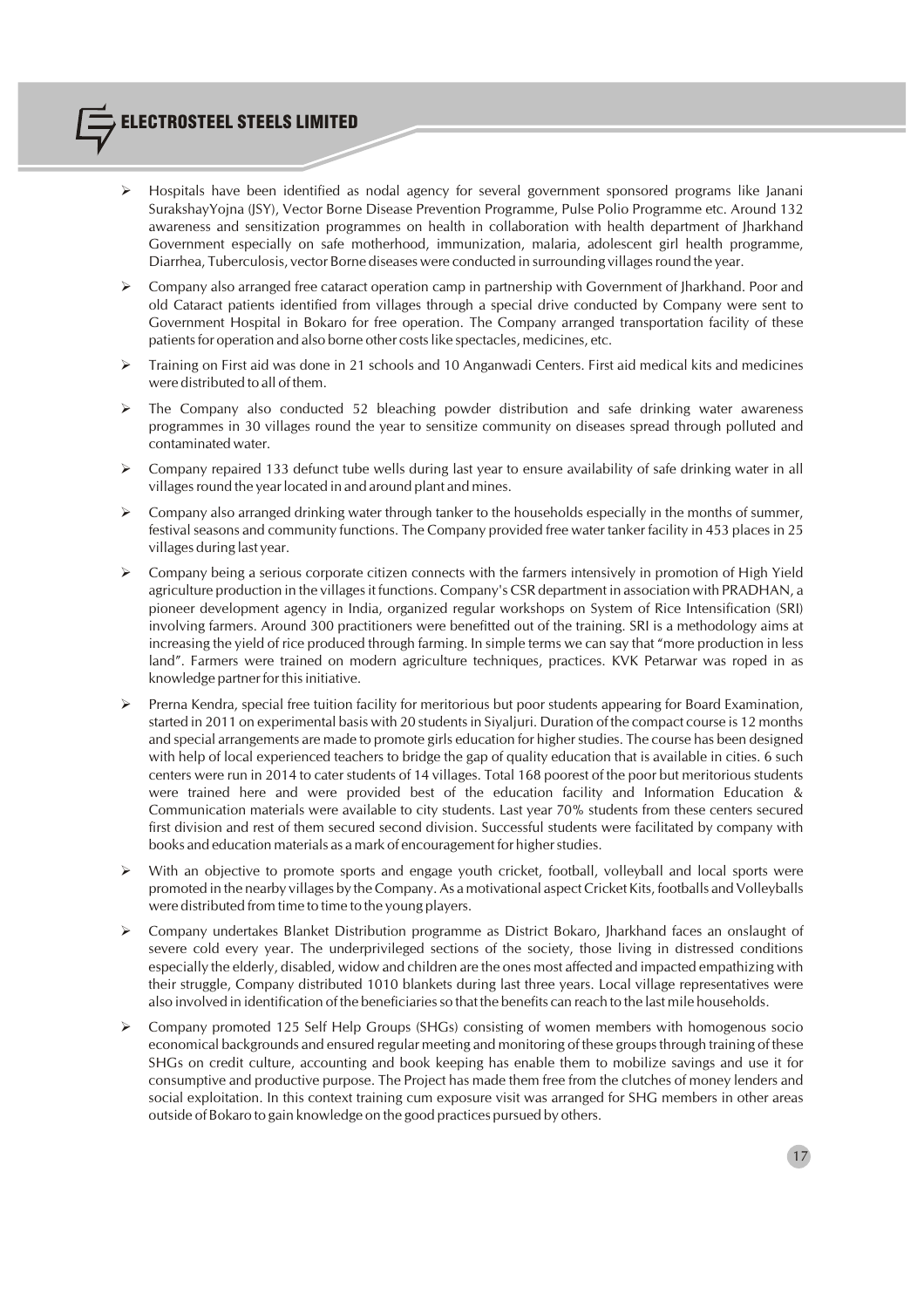- Hospitals have been identified as nodal agency for several government sponsored programs like Janani SurakshayYojna (JSY), Vector Borne Disease Prevention Programme, Pulse Polio Programme etc. Around 132 awareness and sensitization programmes on health in collaboration with health department of Jharkhand Government especially on safe motherhood, immunization, malaria, adolescent girl health programme, Diarrhea, Tuberculosis, vector Borne diseases were conducted in surrounding villages round the year.

- Company also arranged free cataract operation camp in partnership with Government of Jharkhand. Poor and old Cataract patients identified from villages through a special drive conducted by Company were sent to Government Hospital in Bokaro for free operation. The Company arranged transportation facility of these patients for operation and also borne other costs like spectacles, medicines, etc.

- Training on First aid was done in 21 schools and 10 Anganwadi Centers. First aid medical kits and medicines were distributed to all of them.

- The Company also conducted 52 bleaching powder distribution and safe drinking water awareness programmes in 30 villages round the year to sensitize community on diseases spread through polluted and contaminated water.

- Company repaired 133 defunct tube wells during last year to ensure availability of safe drinking water in all villages round the year located in and around plant and mines.

- Company also arranged drinking water through tanker to the households especially in the months of summer, festival seasons and community functions. The Company provided free water tanker facility in 453 places in 25 villages during last year.

- Company being a serious corporate citizen connects with the farmers intensively in promotion of High Yield agriculture production in the villages it functions. Company's CSR department in association with PRADHAN, a pioneer development agency in India, organized regular workshops on System of Rice Intensification (SRI) involving farmers. Around 300 practitioners were benefitted out of the training. SRI is a methodology aims at increasing the yield of rice produced through farming. In simple terms we can say that "more production in less land". Farmers were trained on modern agriculture techniques, practices. KVK Petarwar was roped in as knowledge partner for this initiative.

- Prerna Kendra, special free tuition facility for meritorious but poor students appearing for Board Examination, started in 2011 on experimental basis with 20 students in Siyaljuri. Duration of the compact course is 12 months and special arrangements are made to promote girls education for higher studies. The course has been designed with help of local experienced teachers to bridge the gap of quality education that is available in cities. 6 such centers were run in 2014 to cater students of 14 villages. Total 168 poorest of the poor but meritorious students were trained here and were provided best of the education facility and Information Education & Communication materials were available to city students. Last year 70% students from these centers secured first division and rest of them secured second division. Successful students were facilitated by company with books and education materials as a mark of encouragement for higher studies.

- With an objective to promote sports and engage youth cricket, football, volleyball and local sports were promoted in the nearby villages by the Company. As a motivational aspect Cricket Kits, footballs and Volleyballs were distributed from time to time to the young players.

- Company undertakes Blanket Distribution programme as District Bokaro, Jharkhand faces an onslaught of severe cold every year. The underprivileged sections of the society, those living in distressed conditions especially the elderly, disabled, widow and children are the ones most affected and impacted empathizing with their struggle, Company distributed 1010 blankets during last three years. Local village representatives were also involved in identification of the beneficiaries so that the benefits can reach to the last mile households.

- Company promoted 125 Self Help Groups (SHGs) consisting of women members with homogenous socio economical backgrounds and ensured regular meeting and monitoring of these groups through training of these SHGs on credit culture, accounting and book keeping has enable them to mobilize savings and use it for consumptive and productive purpose. The Project has made them free from the clutches of money lenders and social exploitation. In this context training cum exposure visit was arranged for SHG members in other areas outside of Bokaro to gain knowledge on the good practices pursued by others.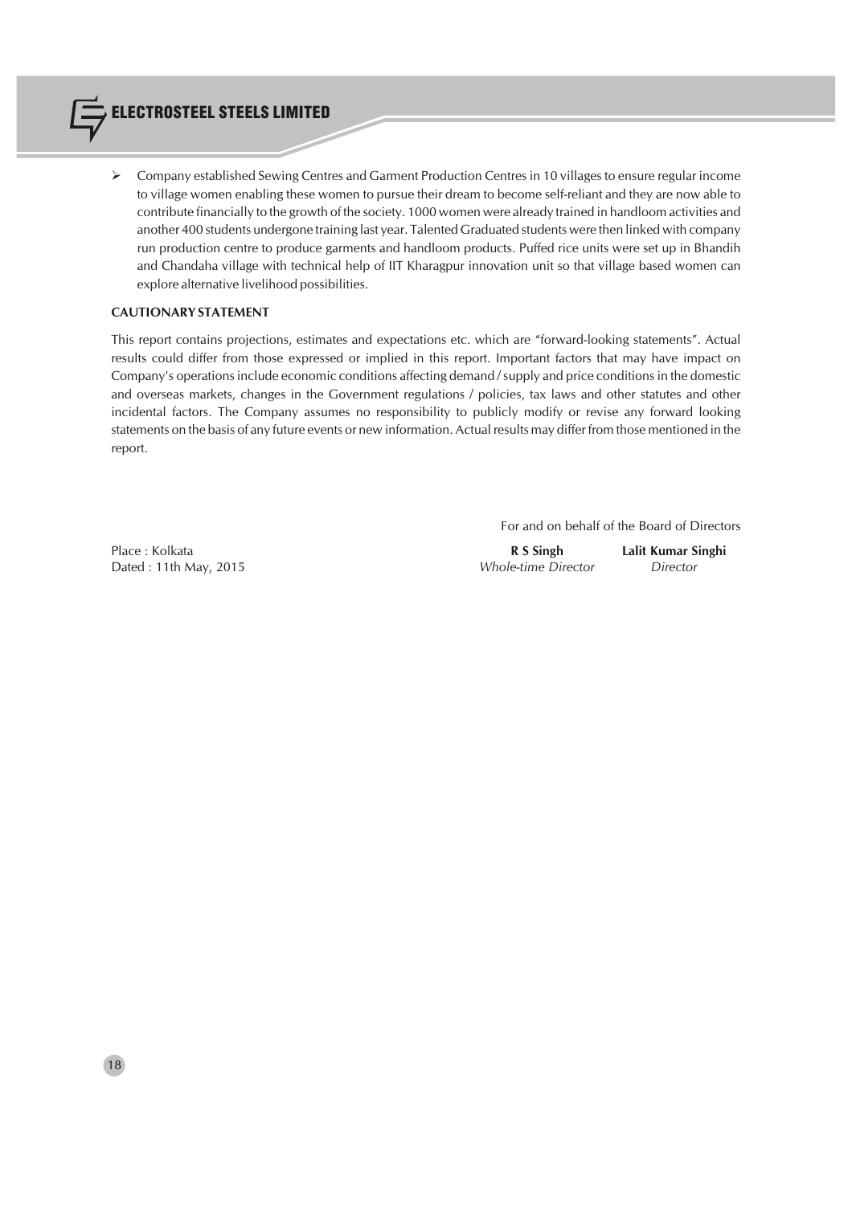- Company established Sewing Centres and Garment Production Centres in 10 villages to ensure regular income to village women enabling these women to pursue their dream to become self-reliant and they are now able to contribute financially to the growth of the society. 1000 women were already trained in handloom activities and another 400 students undergone training last year. Talented Graduated students were then linked with company run production centre to produce garments and handloom products. Puffed rice units were set up in Bhandih and Chandaha village with technical help of IIT Kharagpur innovation unit so that village based women can explore alternative livelihood possibilities.

**CAUTIONARY STATEMENT**

This report contains projections, estimates and expectations etc. which are "forward-looking statements". Actual results could differ from those expressed or implied in this report. Important factors that may have impact on Company's operations include economic conditions affecting demand / supply and price conditions in the domestic and overseas markets, changes in the Government regulations / policies, tax laws and other statutes and other incidental factors. The Company assumes no responsibility to publicly modify or revise any forward looking statements on the basis of any future events or new information. Actual results may differ from those mentioned in the report.

For and on behalf of the Board of Directors

Place : Kolkata
Dated : 11th May, 2015

**R S Singh**
*Whole-time Director*

**Lalit Kumar Singhi**
*Director*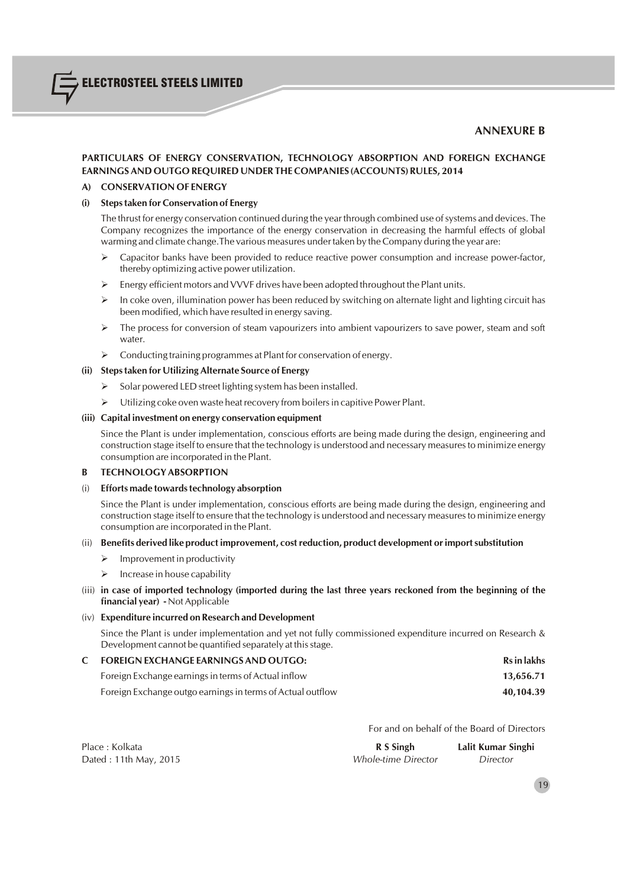# ANNEXURE B

**PARTICULARS OF ENERGY CONSERVATION, TECHNOLOGY ABSORPTION AND FOREIGN EXCHANGE EARNINGS AND OUTGO REQUIRED UNDER THE COMPANIES (ACCOUNTS) RULES, 2014**

## A) CONSERVATION OF ENERGY

### (i) Steps taken for Conservation of Energy

The thrust for energy conservation continued during the year through combined use of systems and devices. The Company recognizes the importance of the energy conservation in decreasing the harmful effects of global warming and climate change.The various measures under taken by the Company during the year are:

- Capacitor banks have been provided to reduce reactive power consumption and increase power-factor, thereby optimizing active power utilization.
- Energy efficient motors and VVVF drives have been adopted throughout the Plant units.
- In coke oven, illumination power has been reduced by switching on alternate light and lighting circuit has been modified, which have resulted in energy saving.
- The process for conversion of steam vapourizers into ambient vapourizers to save power, steam and soft water.
- Conducting training programmes at Plant for conservation of energy.

### (ii) Steps taken for Utilizing Alternate Source of Energy

- Solar powered LED street lighting system has been installed.
- Utilizing coke oven waste heat recovery from boilers in capitive Power Plant.

### (iii) Capital investment on energy conservation equipment

Since the Plant is under implementation, conscious efforts are being made during the design, engineering and construction stage itself to ensure that the technology is understood and necessary measures to minimize energy consumption are incorporated in the Plant.

## B TECHNOLOGY ABSORPTION

### (i) Efforts made towards technology absorption

Since the Plant is under implementation, conscious efforts are being made during the design, engineering and construction stage itself to ensure that the technology is understood and necessary measures to minimize energy consumption are incorporated in the Plant.

### (ii) Benefits derived like product improvement, cost reduction, product development or import substitution

- Improvement in productivity
- Increase in house capability

(iii) **in case of imported technology (imported during the last three years reckoned from the beginning of the financial year) -** Not Applicable

### (iv) Expenditure incurred on Research and Development

Since the Plant is under implementation and yet not fully commissioned expenditure incurred on Research & Development cannot be quantified separately at this stage.

## C FOREIGN EXCHANGE EARNINGS AND OUTGO:

| | **Rs in lakhs** |
|---|---|
| Foreign Exchange earnings in terms of Actual inflow | **13,656.71** |
| Foreign Exchange outgo earnings in terms of Actual outflow | **40,104.39** |

For and on behalf of the Board of Directors

Place : Kolkata
Dated : 11th May, 2015

**R S Singh**
*Whole-time Director*

**Lalit Kumar Singhi**
*Director*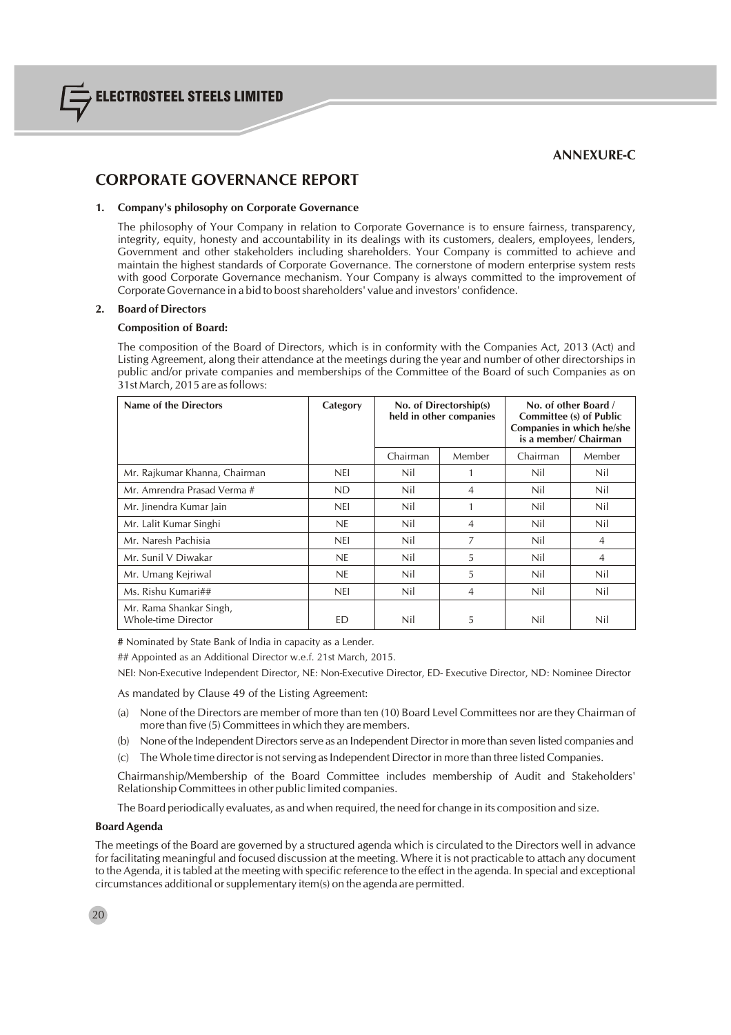**ANNEXURE-C**

# CORPORATE GOVERNANCE REPORT

## 1. Company's philosophy on Corporate Governance

The philosophy of Your Company in relation to Corporate Governance is to ensure fairness, transparency, integrity, equity, honesty and accountability in its dealings with its customers, dealers, employees, lenders, Government and other stakeholders including shareholders. Your Company is committed to achieve and maintain the highest standards of Corporate Governance. The cornerstone of modern enterprise system rests with good Corporate Governance mechanism. Your Company is always committed to the improvement of Corporate Governance in a bid to boost shareholders' value and investors' confidence.

## 2. Board of Directors

**Composition of Board:**

The composition of the Board of Directors, which is in conformity with the Companies Act, 2013 (Act) and Listing Agreement, along their attendance at the meetings during the year and number of other directorships in public and/or private companies and memberships of the Committee of the Board of such Companies as on 31st March, 2015 are as follows:

| Name of the Directors | Category | No. of Directorship(s) held in other companies | | No. of other Board / Committee (s) of Public Companies in which he/she is a member/ Chairman | |
|---|---|---|---|---|---|
| | | Chairman | Member | Chairman | Member |
| Mr. Rajkumar Khanna, Chairman | NEI | Nil | 1 | Nil | Nil |
| Mr. Amrendra Prasad Verma # | ND | Nil | 4 | Nil | Nil |
| Mr. Jinendra Kumar Jain | NEI | Nil | 1 | Nil | Nil |
| Mr. Lalit Kumar Singhi | NE | Nil | 4 | Nil | Nil |
| Mr. Naresh Pachisia | NEI | Nil | 7 | Nil | 4 |
| Mr. Sunil V Diwakar | NE | Nil | 5 | Nil | 4 |
| Mr. Umang Kejriwal | NE | Nil | 5 | Nil | Nil |
| Ms. Rishu Kumari## | NEI | Nil | 4 | Nil | Nil |
| Mr. Rama Shankar Singh, Whole-time Director | ED | Nil | 5 | Nil | Nil |

**#** Nominated by State Bank of India in capacity as a Lender.

## Appointed as an Additional Director w.e.f. 21st March, 2015.

NEI: Non-Executive Independent Director, NE: Non-Executive Director, ED- Executive Director, ND: Nominee Director

As mandated by Clause 49 of the Listing Agreement:

(a) None of the Directors are member of more than ten (10) Board Level Committees nor are they Chairman of more than five (5) Committees in which they are members.

(b) None of the Independent Directors serve as an Independent Director in more than seven listed companies and

(c) The Whole time director is not serving as Independent Director in more than three listed Companies.

Chairmanship/Membership of the Board Committee includes membership of Audit and Stakeholders' Relationship Committees in other public limited companies.

The Board periodically evaluates, as and when required, the need for change in its composition and size.

**Board Agenda**

The meetings of the Board are governed by a structured agenda which is circulated to the Directors well in advance for facilitating meaningful and focused discussion at the meeting. Where it is not practicable to attach any document to the Agenda, it is tabled at the meeting with specific reference to the effect in the agenda. In special and exceptional circumstances additional or supplementary item(s) on the agenda are permitted.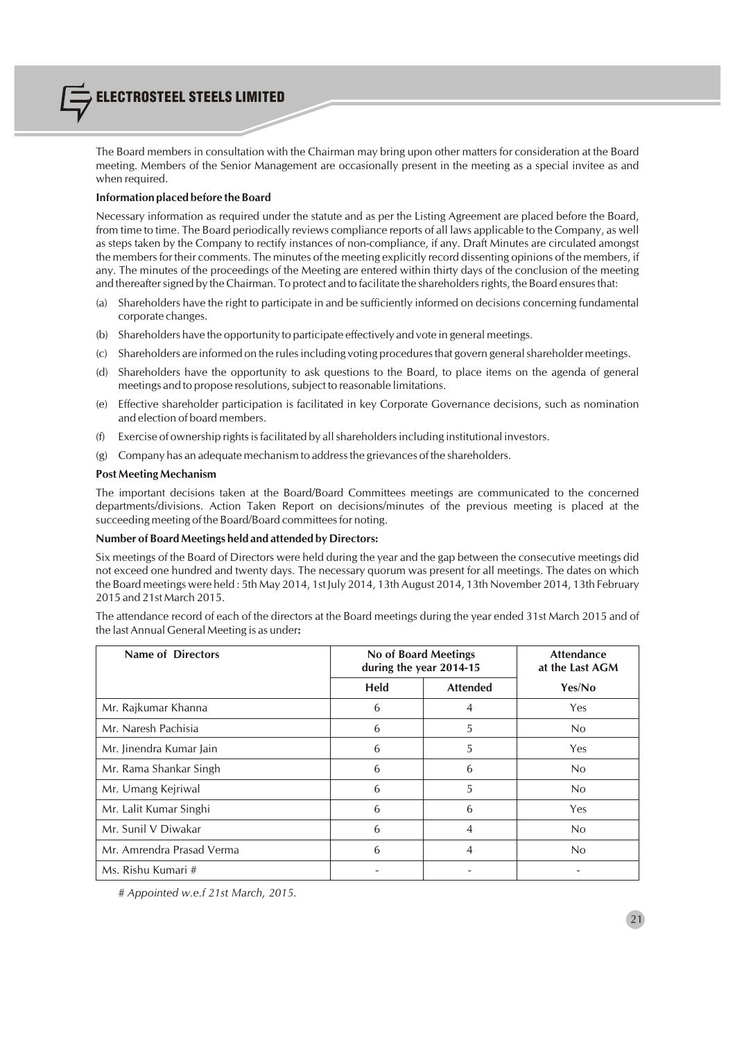The Board members in consultation with the Chairman may bring upon other matters for consideration at the Board meeting. Members of the Senior Management are occasionally present in the meeting as a special invitee as and when required.

**Information placed before the Board**

Necessary information as required under the statute and as per the Listing Agreement are placed before the Board, from time to time. The Board periodically reviews compliance reports of all laws applicable to the Company, as well as steps taken by the Company to rectify instances of non-compliance, if any. Draft Minutes are circulated amongst the members for their comments. The minutes of the meeting explicitly record dissenting opinions of the members, if any. The minutes of the proceedings of the Meeting are entered within thirty days of the conclusion of the meeting and thereafter signed by the Chairman. To protect and to facilitate the shareholders rights, the Board ensures that:

(a) Shareholders have the right to participate in and be sufficiently informed on decisions concerning fundamental corporate changes.

(b) Shareholders have the opportunity to participate effectively and vote in general meetings.

(c) Shareholders are informed on the rules including voting procedures that govern general shareholder meetings.

(d) Shareholders have the opportunity to ask questions to the Board, to place items on the agenda of general meetings and to propose resolutions, subject to reasonable limitations.

(e) Effective shareholder participation is facilitated in key Corporate Governance decisions, such as nomination and election of board members.

(f) Exercise of ownership rights is facilitated by all shareholders including institutional investors.

(g) Company has an adequate mechanism to address the grievances of the shareholders.

**Post Meeting Mechanism**

The important decisions taken at the Board/Board Committees meetings are communicated to the concerned departments/divisions. Action Taken Report on decisions/minutes of the previous meeting is placed at the succeeding meeting of the Board/Board committees for noting.

**Number of Board Meetings held and attended by Directors:**

Six meetings of the Board of Directors were held during the year and the gap between the consecutive meetings did not exceed one hundred and twenty days. The necessary quorum was present for all meetings. The dates on which the Board meetings were held : 5th May 2014, 1st July 2014, 13th August 2014, 13th November 2014, 13th February 2015 and 21st March 2015.

The attendance record of each of the directors at the Board meetings during the year ended 31st March 2015 and of the last Annual General Meeting is as under**:**

| Name of Directors | No of Board Meetings during the year 2014-15 | | Attendance at the Last AGM |
|---|---|---|---|
| | Held | Attended | Yes/No |
| Mr. Rajkumar Khanna | 6 | 4 | Yes |
| Mr. Naresh Pachisia | 6 | 5 | No |
| Mr. Jinendra Kumar Jain | 6 | 5 | Yes |
| Mr. Rama Shankar Singh | 6 | 6 | No |
| Mr. Umang Kejriwal | 6 | 5 | No |
| Mr. Lalit Kumar Singhi | 6 | 6 | Yes |
| Mr. Sunil V Diwakar | 6 | 4 | No |
| Mr. Amrendra Prasad Verma | 6 | 4 | No |
| Ms. Rishu Kumari # | - | - | - |

*# Appointed w.e.f 21st March, 2015.*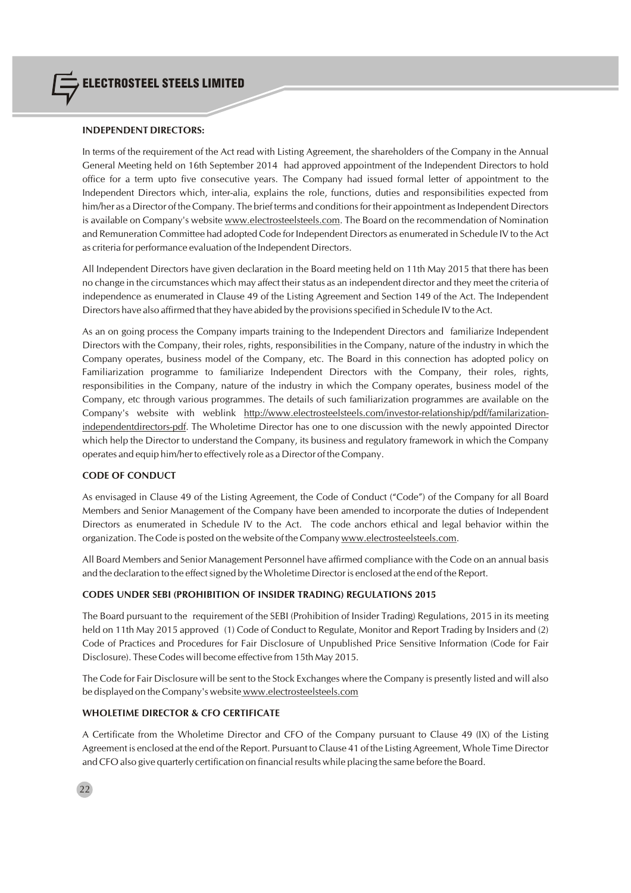### INDEPENDENT DIRECTORS:

In terms of the requirement of the Act read with Listing Agreement, the shareholders of the Company in the Annual General Meeting held on 16th September 2014 had approved appointment of the Independent Directors to hold office for a term upto five consecutive years. The Company had issued formal letter of appointment to the Independent Directors which, inter-alia, explains the role, functions, duties and responsibilities expected from him/her as a Director of the Company. The brief terms and conditions for their appointment as Independent Directors is available on Company's website www.electrosteelsteels.com. The Board on the recommendation of Nomination and Remuneration Committee had adopted Code for Independent Directors as enumerated in Schedule IV to the Act as criteria for performance evaluation of the Independent Directors.

All Independent Directors have given declaration in the Board meeting held on 11th May 2015 that there has been no change in the circumstances which may affect their status as an independent director and they meet the criteria of independence as enumerated in Clause 49 of the Listing Agreement and Section 149 of the Act. The Independent Directors have also affirmed that they have abided by the provisions specified in Schedule IV to the Act.

As an on going process the Company imparts training to the Independent Directors and familiarize Independent Directors with the Company, their roles, rights, responsibilities in the Company, nature of the industry in which the Company operates, business model of the Company, etc. The Board in this connection has adopted policy on Familiarization programme to familiarize Independent Directors with the Company, their roles, rights, responsibilities in the Company, nature of the industry in which the Company operates, business model of the Company, etc through various programmes. The details of such familiarization programmes are available on the Company's website with weblink http://www.electrosteelsteels.com/investor-relationship/pdf/familarization-independentdirectors-pdf. The Wholetime Director has one to one discussion with the newly appointed Director which help the Director to understand the Company, its business and regulatory framework in which the Company operates and equip him/her to effectively role as a Director of the Company.

### CODE OF CONDUCT

As envisaged in Clause 49 of the Listing Agreement, the Code of Conduct ("Code") of the Company for all Board Members and Senior Management of the Company have been amended to incorporate the duties of Independent Directors as enumerated in Schedule IV to the Act. The code anchors ethical and legal behavior within the organization. The Code is posted on the website of the Company www.electrosteelsteels.com.

All Board Members and Senior Management Personnel have affirmed compliance with the Code on an annual basis and the declaration to the effect signed by the Wholetime Director is enclosed at the end of the Report.

### CODES UNDER SEBI (PROHIBITION OF INSIDER TRADING) REGULATIONS 2015

The Board pursuant to the requirement of the SEBI (Prohibition of Insider Trading) Regulations, 2015 in its meeting held on 11th May 2015 approved (1) Code of Conduct to Regulate, Monitor and Report Trading by Insiders and (2) Code of Practices and Procedures for Fair Disclosure of Unpublished Price Sensitive Information (Code for Fair Disclosure). These Codes will become effective from 15th May 2015.

The Code for Fair Disclosure will be sent to the Stock Exchanges where the Company is presently listed and will also be displayed on the Company's website www.electrosteelsteels.com

### WHOLETIME DIRECTOR & CFO CERTIFICATE

A Certificate from the Wholetime Director and CFO of the Company pursuant to Clause 49 (IX) of the Listing Agreement is enclosed at the end of the Report. Pursuant to Clause 41 of the Listing Agreement, Whole Time Director and CFO also give quarterly certification on financial results while placing the same before the Board.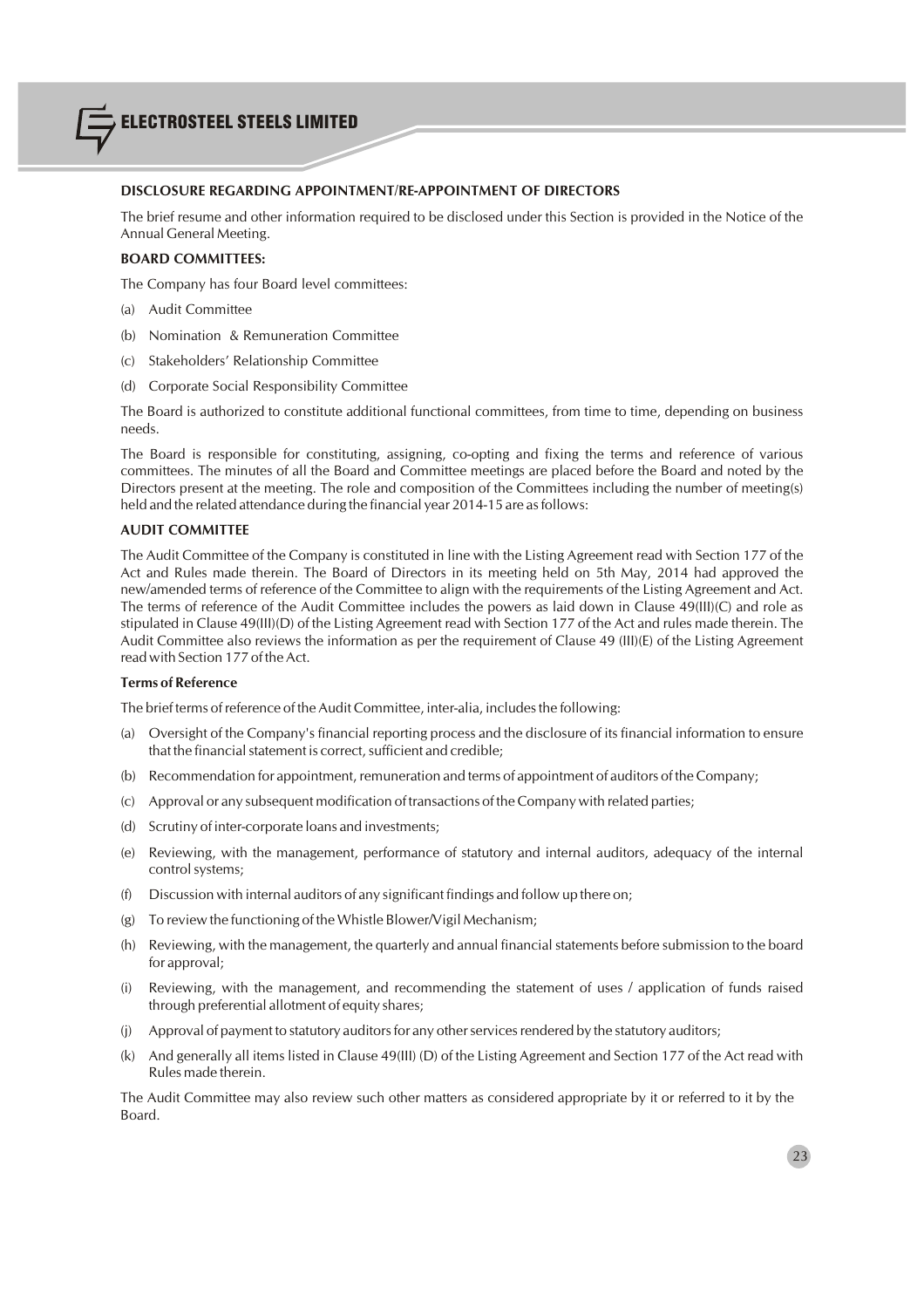## DISCLOSURE REGARDING APPOINTMENT/RE-APPOINTMENT OF DIRECTORS

The brief resume and other information required to be disclosed under this Section is provided in the Notice of the Annual General Meeting.

## BOARD COMMITTEES:

The Company has four Board level committees:

(a) Audit Committee

(b) Nomination & Remuneration Committee

(c) Stakeholders' Relationship Committee

(d) Corporate Social Responsibility Committee

The Board is authorized to constitute additional functional committees, from time to time, depending on business needs.

The Board is responsible for constituting, assigning, co-opting and fixing the terms and reference of various committees. The minutes of all the Board and Committee meetings are placed before the Board and noted by the Directors present at the meeting. The role and composition of the Committees including the number of meeting(s) held and the related attendance during the financial year 2014-15 are as follows:

## AUDIT COMMITTEE

The Audit Committee of the Company is constituted in line with the Listing Agreement read with Section 177 of the Act and Rules made therein. The Board of Directors in its meeting held on 5th May, 2014 had approved the new/amended terms of reference of the Committee to align with the requirements of the Listing Agreement and Act. The terms of reference of the Audit Committee includes the powers as laid down in Clause 49(III)(C) and role as stipulated in Clause 49(III)(D) of the Listing Agreement read with Section 177 of the Act and rules made therein. The Audit Committee also reviews the information as per the requirement of Clause 49 (III)(E) of the Listing Agreement read with Section 177 of the Act.

### Terms of Reference

The brief terms of reference of the Audit Committee, inter-alia, includes the following:

(a) Oversight of the Company's financial reporting process and the disclosure of its financial information to ensure that the financial statement is correct, sufficient and credible;

(b) Recommendation for appointment, remuneration and terms of appointment of auditors of the Company;

(c) Approval or any subsequent modification of transactions of the Company with related parties;

(d) Scrutiny of inter-corporate loans and investments;

(e) Reviewing, with the management, performance of statutory and internal auditors, adequacy of the internal control systems;

(f) Discussion with internal auditors of any significant findings and follow up there on;

(g) To review the functioning of the Whistle Blower/Vigil Mechanism;

(h) Reviewing, with the management, the quarterly and annual financial statements before submission to the board for approval;

(i) Reviewing, with the management, and recommending the statement of uses / application of funds raised through preferential allotment of equity shares;

(j) Approval of payment to statutory auditors for any other services rendered by the statutory auditors;

(k) And generally all items listed in Clause 49(III) (D) of the Listing Agreement and Section 177 of the Act read with Rules made therein.

The Audit Committee may also review such other matters as considered appropriate by it or referred to it by the Board.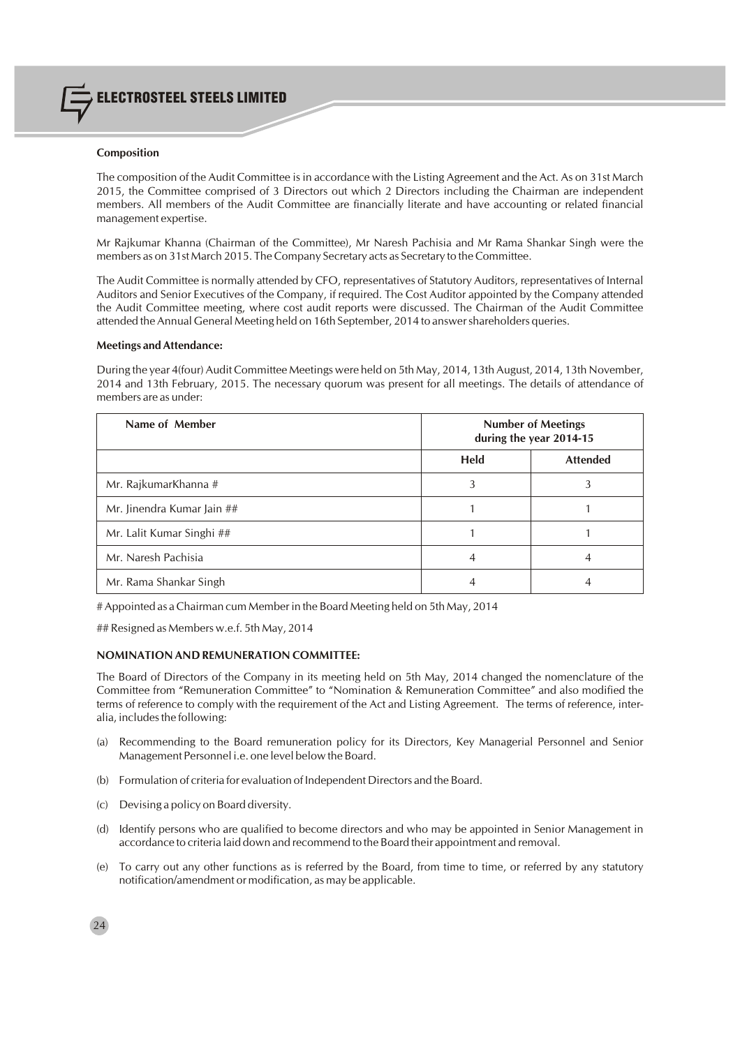**Composition**

The composition of the Audit Committee is in accordance with the Listing Agreement and the Act. As on 31st March 2015, the Committee comprised of 3 Directors out which 2 Directors including the Chairman are independent members. All members of the Audit Committee are financially literate and have accounting or related financial management expertise.

Mr Rajkumar Khanna (Chairman of the Committee), Mr Naresh Pachisia and Mr Rama Shankar Singh were the members as on 31st March 2015. The Company Secretary acts as Secretary to the Committee.

The Audit Committee is normally attended by CFO, representatives of Statutory Auditors, representatives of Internal Auditors and Senior Executives of the Company, if required. The Cost Auditor appointed by the Company attended the Audit Committee meeting, where cost audit reports were discussed. The Chairman of the Audit Committee attended the Annual General Meeting held on 16th September, 2014 to answer shareholders queries.

**Meetings and Attendance:**

During the year 4(four) Audit Committee Meetings were held on 5th May, 2014, 13th August, 2014, 13th November, 2014 and 13th February, 2015. The necessary quorum was present for all meetings. The details of attendance of members are as under:

| Name of Member | Number of Meetings during the year 2014-15 | |
|---|---|---|
| | **Held** | **Attended** |
| Mr. RajkumarKhanna # | 3 | 3 |
| Mr. Jinendra Kumar Jain ## | 1 | 1 |
| Mr. Lalit Kumar Singhi ## | 1 | 1 |
| Mr. Naresh Pachisia | 4 | 4 |
| Mr. Rama Shankar Singh | 4 | 4 |

# Appointed as a Chairman cum Member in the Board Meeting held on 5th May, 2014

## Resigned as Members w.e.f. 5th May, 2014

**NOMINATION AND REMUNERATION COMMITTEE:**

The Board of Directors of the Company in its meeting held on 5th May, 2014 changed the nomenclature of the Committee from "Remuneration Committee" to "Nomination & Remuneration Committee" and also modified the terms of reference to comply with the requirement of the Act and Listing Agreement. The terms of reference, inter-alia, includes the following:

(a) Recommending to the Board remuneration policy for its Directors, Key Managerial Personnel and Senior Management Personnel i.e. one level below the Board.

(b) Formulation of criteria for evaluation of Independent Directors and the Board.

(c) Devising a policy on Board diversity.

(d) Identify persons who are qualified to become directors and who may be appointed in Senior Management in accordance to criteria laid down and recommend to the Board their appointment and removal.

(e) To carry out any other functions as is referred by the Board, from time to time, or referred by any statutory notification/amendment or modification, as may be applicable.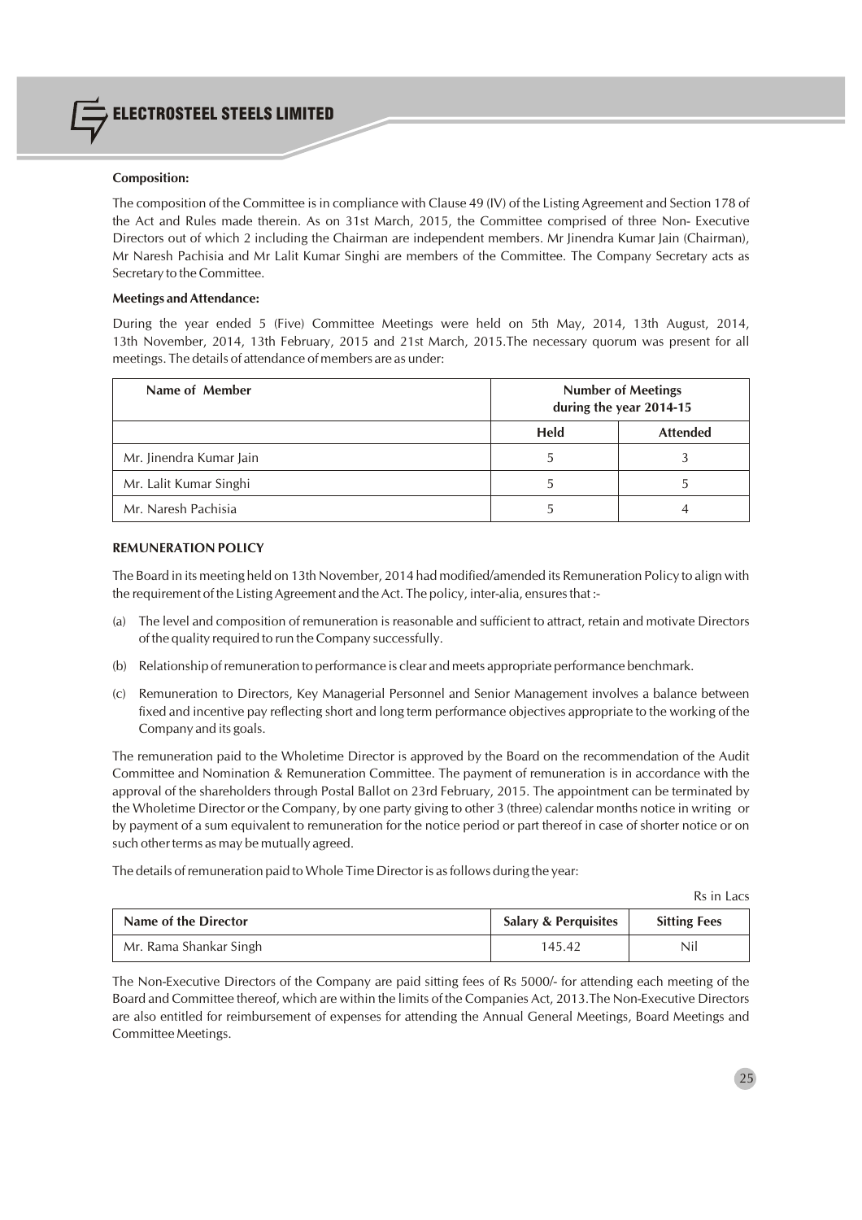**Composition:**

The composition of the Committee is in compliance with Clause 49 (IV) of the Listing Agreement and Section 178 of the Act and Rules made therein. As on 31st March, 2015, the Committee comprised of three Non- Executive Directors out of which 2 including the Chairman are independent members. Mr Jinendra Kumar Jain (Chairman), Mr Naresh Pachisia and Mr Lalit Kumar Singhi are members of the Committee. The Company Secretary acts as Secretary to the Committee.

**Meetings and Attendance:**

During the year ended 5 (Five) Committee Meetings were held on 5th May, 2014, 13th August, 2014, 13th November, 2014, 13th February, 2015 and 21st March, 2015.The necessary quorum was present for all meetings. The details of attendance of members are as under:

| Name of Member | Number of Meetings during the year 2014-15 | |
|---|---|---|
| | Held | Attended |
| Mr. Jinendra Kumar Jain | 5 | 3 |
| Mr. Lalit Kumar Singhi | 5 | 5 |
| Mr. Naresh Pachisia | 5 | 4 |

**REMUNERATION POLICY**

The Board in its meeting held on 13th November, 2014 had modified/amended its Remuneration Policy to align with the requirement of the Listing Agreement and the Act. The policy, inter-alia, ensures that :-

(a) The level and composition of remuneration is reasonable and sufficient to attract, retain and motivate Directors of the quality required to run the Company successfully.

(b) Relationship of remuneration to performance is clear and meets appropriate performance benchmark.

(c) Remuneration to Directors, Key Managerial Personnel and Senior Management involves a balance between fixed and incentive pay reflecting short and long term performance objectives appropriate to the working of the Company and its goals.

The remuneration paid to the Wholetime Director is approved by the Board on the recommendation of the Audit Committee and Nomination & Remuneration Committee. The payment of remuneration is in accordance with the approval of the shareholders through Postal Ballot on 23rd February, 2015. The appointment can be terminated by the Wholetime Director or the Company, by one party giving to other 3 (three) calendar months notice in writing or by payment of a sum equivalent to remuneration for the notice period or part thereof in case of shorter notice or on such other terms as may be mutually agreed.

The details of remuneration paid to Whole Time Director is as follows during the year:

Rs in Lacs

| Name of the Director | Salary & Perquisites | Sitting Fees |
|---|---|---|
| Mr. Rama Shankar Singh | 145.42 | Nil |

The Non-Executive Directors of the Company are paid sitting fees of Rs 5000/- for attending each meeting of the Board and Committee thereof, which are within the limits of the Companies Act, 2013.The Non-Executive Directors are also entitled for reimbursement of expenses for attending the Annual General Meetings, Board Meetings and Committee Meetings.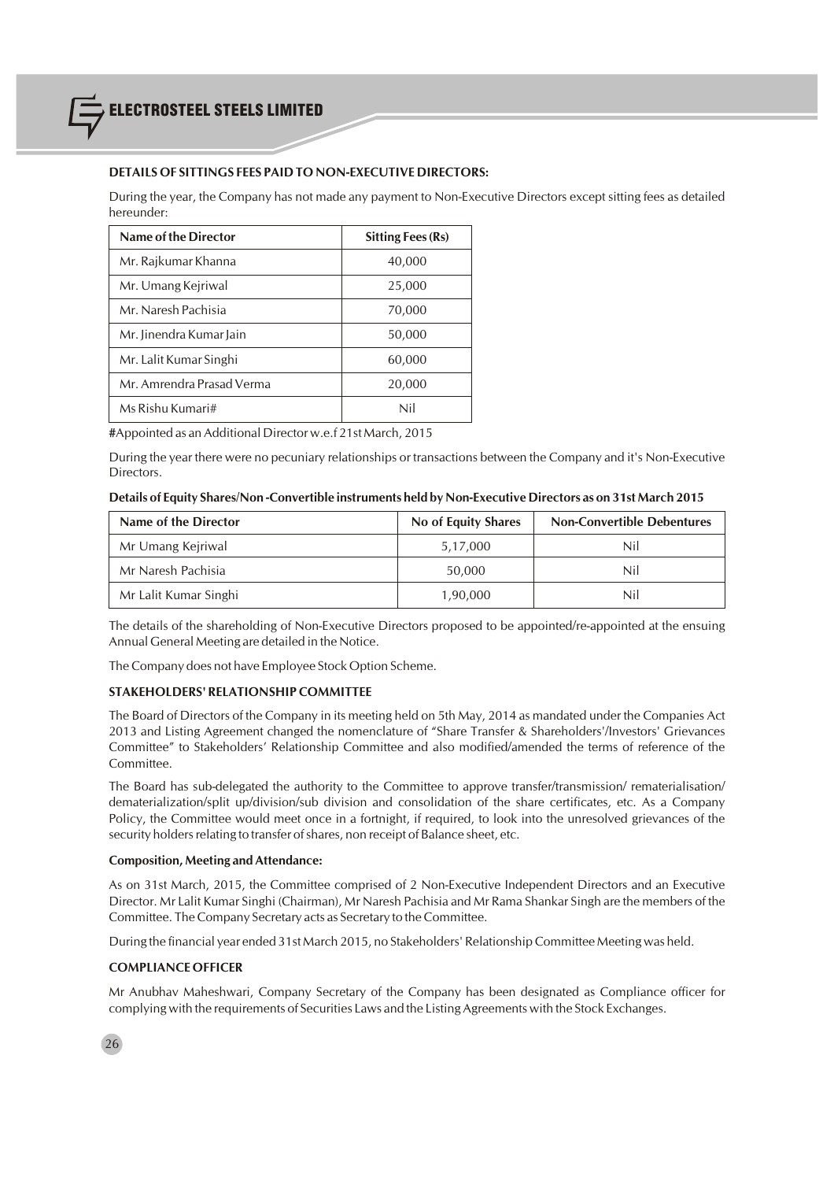### DETAILS OF SITTINGS FEES PAID TO NON-EXECUTIVE DIRECTORS:

During the year, the Company has not made any payment to Non-Executive Directors except sitting fees as detailed hereunder:

| Name of the Director | Sitting Fees (Rs) |
|---|---|
| Mr. Rajkumar Khanna | 40,000 |
| Mr. Umang Kejriwal | 25,000 |
| Mr. Naresh Pachisia | 70,000 |
| Mr. Jinendra Kumar Jain | 50,000 |
| Mr. Lalit Kumar Singhi | 60,000 |
| Mr. Amrendra Prasad Verma | 20,000 |
| Ms Rishu Kumari# | Nil |

#Appointed as an Additional Director w.e.f 21st March, 2015

During the year there were no pecuniary relationships or transactions between the Company and it's Non-Executive Directors.

**Details of Equity Shares/Non -Convertible instruments held by Non-Executive Directors as on 31st March 2015**

| Name of the Director | No of Equity Shares | Non-Convertible Debentures |
|---|---|---|
| Mr Umang Kejriwal | 5,17,000 | Nil |
| Mr Naresh Pachisia | 50,000 | Nil |
| Mr Lalit Kumar Singhi | 1,90,000 | Nil |

The details of the shareholding of Non-Executive Directors proposed to be appointed/re-appointed at the ensuing Annual General Meeting are detailed in the Notice.

The Company does not have Employee Stock Option Scheme.

### STAKEHOLDERS' RELATIONSHIP COMMITTEE

The Board of Directors of the Company in its meeting held on 5th May, 2014 as mandated under the Companies Act 2013 and Listing Agreement changed the nomenclature of "Share Transfer & Shareholders'/Investors' Grievances Committee" to Stakeholders' Relationship Committee and also modified/amended the terms of reference of the Committee.

The Board has sub-delegated the authority to the Committee to approve transfer/transmission/ rematerialisation/ dematerialization/split up/division/sub division and consolidation of the share certificates, etc. As a Company Policy, the Committee would meet once in a fortnight, if required, to look into the unresolved grievances of the security holders relating to transfer of shares, non receipt of Balance sheet, etc.

**Composition, Meeting and Attendance:**

As on 31st March, 2015, the Committee comprised of 2 Non-Executive Independent Directors and an Executive Director. Mr Lalit Kumar Singhi (Chairman), Mr Naresh Pachisia and Mr Rama Shankar Singh are the members of the Committee. The Company Secretary acts as Secretary to the Committee.

During the financial year ended 31st March 2015, no Stakeholders' Relationship Committee Meeting was held.

### COMPLIANCE OFFICER

Mr Anubhav Maheshwari, Company Secretary of the Company has been designated as Compliance officer for complying with the requirements of Securities Laws and the Listing Agreements with the Stock Exchanges.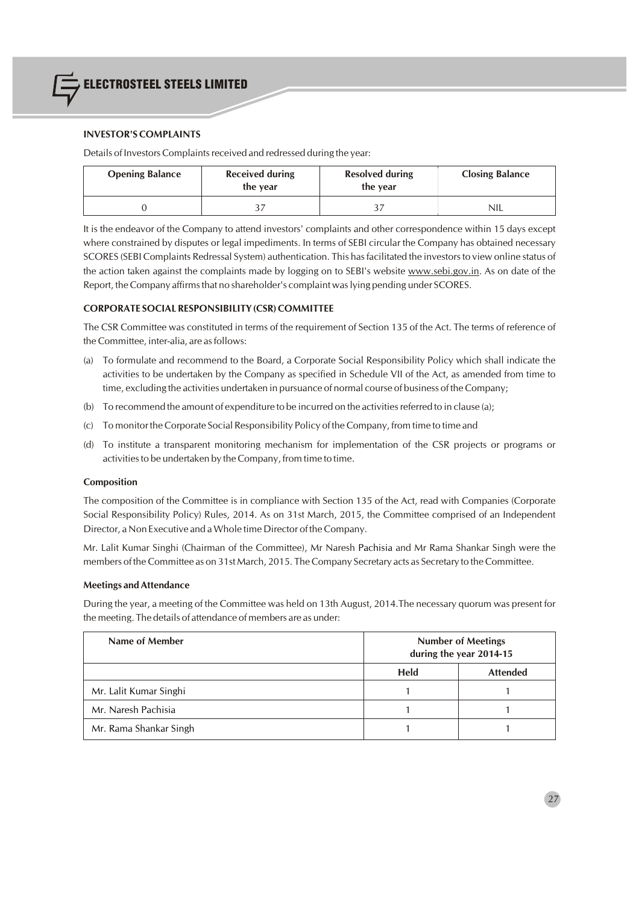### INVESTOR'S COMPLAINTS

Details of Investors Complaints received and redressed during the year:

| Opening Balance | Received during the year | Resolved during the year | Closing Balance |
|---|---|---|---|
| 0 | 37 | 37 | NIL |

It is the endeavor of the Company to attend investors' complaints and other correspondence within 15 days except where constrained by disputes or legal impediments. In terms of SEBI circular the Company has obtained necessary SCORES (SEBI Complaints Redressal System) authentication. This has facilitated the investors to view online status of the action taken against the complaints made by logging on to SEBI's website www.sebi.gov.in. As on date of the Report, the Company affirms that no shareholder's complaint was lying pending under SCORES.

### CORPORATE SOCIAL RESPONSIBILITY (CSR) COMMITTEE

The CSR Committee was constituted in terms of the requirement of Section 135 of the Act. The terms of reference of the Committee, inter-alia, are as follows:

(a) To formulate and recommend to the Board, a Corporate Social Responsibility Policy which shall indicate the activities to be undertaken by the Company as specified in Schedule VII of the Act, as amended from time to time, excluding the activities undertaken in pursuance of normal course of business of the Company;

(b) To recommend the amount of expenditure to be incurred on the activities referred to in clause (a);

(c) To monitor the Corporate Social Responsibility Policy of the Company, from time to time and

(d) To institute a transparent monitoring mechanism for implementation of the CSR projects or programs or activities to be undertaken by the Company, from time to time.

#### Composition

The composition of the Committee is in compliance with Section 135 of the Act, read with Companies (Corporate Social Responsibility Policy) Rules, 2014. As on 31st March, 2015, the Committee comprised of an Independent Director, a Non Executive and a Whole time Director of the Company.

Mr. Lalit Kumar Singhi (Chairman of the Committee), Mr Naresh Pachisia and Mr Rama Shankar Singh were the members of the Committee as on 31st March, 2015. The Company Secretary acts as Secretary to the Committee.

#### Meetings and Attendance

During the year, a meeting of the Committee was held on 13th August, 2014.The necessary quorum was present for the meeting. The details of attendance of members are as under:

| Name of Member | Number of Meetings during the year 2014-15 | |
|---|---|---|
| | Held | Attended |
| Mr. Lalit Kumar Singhi | 1 | 1 |
| Mr. Naresh Pachisia | 1 | 1 |
| Mr. Rama Shankar Singh | 1 | 1 |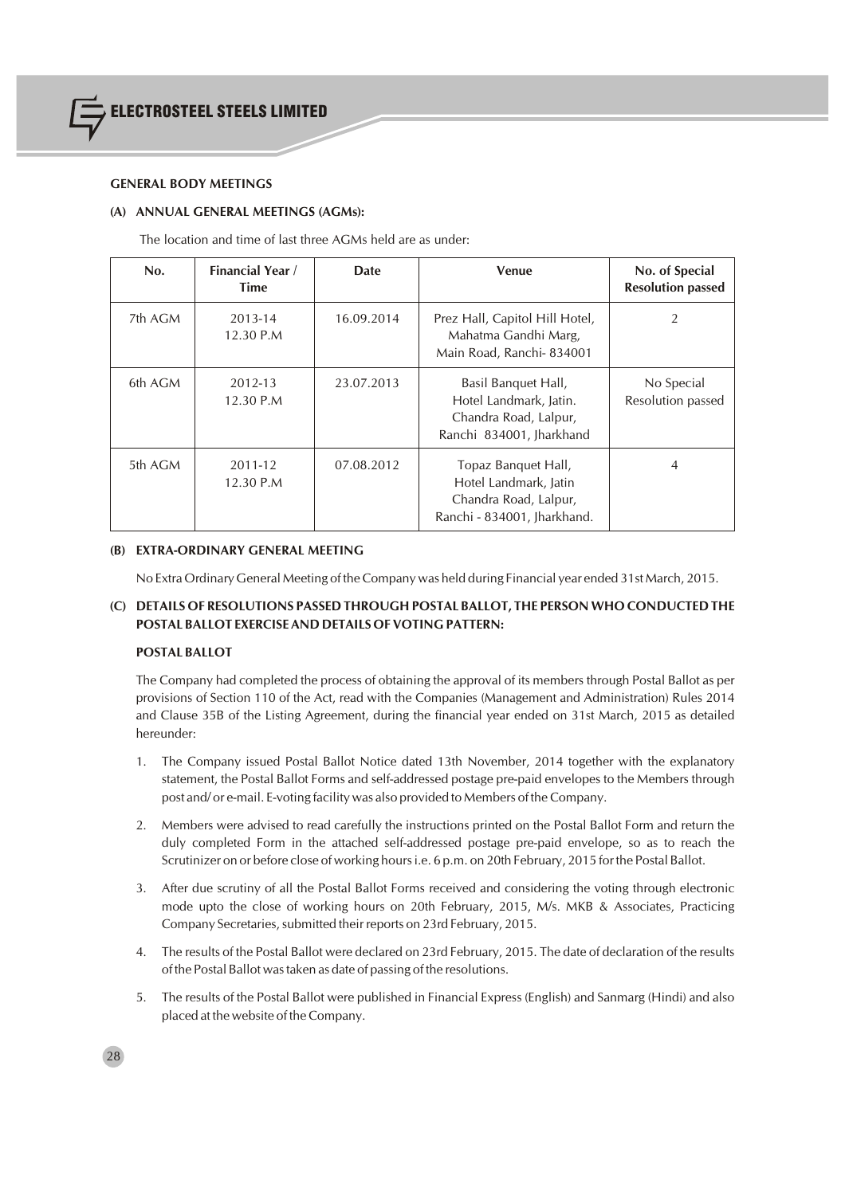## GENERAL BODY MEETINGS

### (A) ANNUAL GENERAL MEETINGS (AGMs):

The location and time of last three AGMs held are as under:

| No. | Financial Year / Time | Date | Venue | No. of Special Resolution passed |
|---|---|---|---|---|
| 7th AGM | 2013-14 12.30 P.M | 16.09.2014 | Prez Hall, Capitol Hill Hotel, Mahatma Gandhi Marg, Main Road, Ranchi- 834001 | 2 |
| 6th AGM | 2012-13 12.30 P.M | 23.07.2013 | Basil Banquet Hall, Hotel Landmark, Jatin. Chandra Road, Lalpur, Ranchi 834001, Jharkhand | No Special Resolution passed |
| 5th AGM | 2011-12 12.30 P.M | 07.08.2012 | Topaz Banquet Hall, Hotel Landmark, Jatin Chandra Road, Lalpur, Ranchi - 834001, Jharkhand. | 4 |

### (B) EXTRA-ORDINARY GENERAL MEETING

No Extra Ordinary General Meeting of the Company was held during Financial year ended 31st March, 2015.

### (C) DETAILS OF RESOLUTIONS PASSED THROUGH POSTAL BALLOT, THE PERSON WHO CONDUCTED THE POSTAL BALLOT EXERCISE AND DETAILS OF VOTING PATTERN:

#### POSTAL BALLOT

The Company had completed the process of obtaining the approval of its members through Postal Ballot as per provisions of Section 110 of the Act, read with the Companies (Management and Administration) Rules 2014 and Clause 35B of the Listing Agreement, during the financial year ended on 31st March, 2015 as detailed hereunder:

1. The Company issued Postal Ballot Notice dated 13th November, 2014 together with the explanatory statement, the Postal Ballot Forms and self-addressed postage pre-paid envelopes to the Members through post and/ or e-mail. E-voting facility was also provided to Members of the Company.
2. Members were advised to read carefully the instructions printed on the Postal Ballot Form and return the duly completed Form in the attached self-addressed postage pre-paid envelope, so as to reach the Scrutinizer on or before close of working hours i.e. 6 p.m. on 20th February, 2015 for the Postal Ballot.
3. After due scrutiny of all the Postal Ballot Forms received and considering the voting through electronic mode upto the close of working hours on 20th February, 2015, M/s. MKB & Associates, Practicing Company Secretaries, submitted their reports on 23rd February, 2015.
4. The results of the Postal Ballot were declared on 23rd February, 2015. The date of declaration of the results of the Postal Ballot was taken as date of passing of the resolutions.
5. The results of the Postal Ballot were published in Financial Express (English) and Sanmarg (Hindi) and also placed at the website of the Company.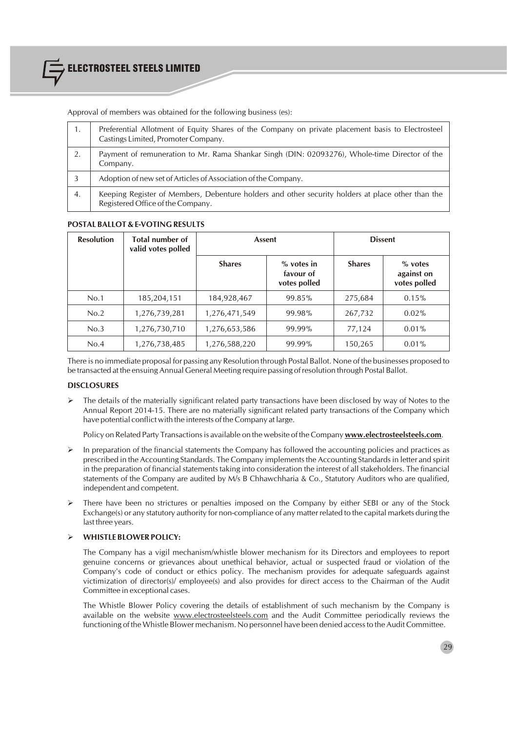Approval of members was obtained for the following business (es):

| | |
|---|---|
| 1. | Preferential Allotment of Equity Shares of the Company on private placement basis to Electrosteel Castings Limited, Promoter Company. |
| 2. | Payment of remuneration to Mr. Rama Shankar Singh (DIN: 02093276), Whole-time Director of the Company. |
| 3 | Adoption of new set of Articles of Association of the Company. |
| 4. | Keeping Register of Members, Debenture holders and other security holders at place other than the Registered Office of the Company. |

**POSTAL BALLOT & E-VOTING RESULTS**

| Resolution | Total number of valid votes polled | Assent | | Dissent | |
|---|---|---|---|---|---|
| | | Shares | % votes in favour of votes polled | Shares | % votes against on votes polled |
| No.1 | 185,204,151 | 184,928,467 | 99.85% | 275,684 | 0.15% |
| No.2 | 1,276,739,281 | 1,276,471,549 | 99.98% | 267,732 | 0.02% |
| No.3 | 1,276,730,710 | 1,276,653,586 | 99.99% | 77,124 | 0.01% |
| No.4 | 1,276,738,485 | 1,276,588,220 | 99.99% | 150,265 | 0.01% |

There is no immediate proposal for passing any Resolution through Postal Ballot. None of the businesses proposed to be transacted at the ensuing Annual General Meeting require passing of resolution through Postal Ballot.

**DISCLOSURES**

- The details of the materially significant related party transactions have been disclosed by way of Notes to the Annual Report 2014-15. There are no materially significant related party transactions of the Company which have potential conflict with the interests of the Company at large.

  Policy on Related Party Transactions is available on the website of the Company **www.electrosteelsteels.com**.

- In preparation of the financial statements the Company has followed the accounting policies and practices as prescribed in the Accounting Standards. The Company implements the Accounting Standards in letter and spirit in the preparation of financial statements taking into consideration the interest of all stakeholders. The financial statements of the Company are audited by M/s B Chhawchharia & Co., Statutory Auditors who are qualified, independent and competent.

- There have been no strictures or penalties imposed on the Company by either SEBI or any of the Stock Exchange(s) or any statutory authority for non-compliance of any matter related to the capital markets during the last three years.

- **WHISTLE BLOWER POLICY:**

  The Company has a vigil mechanism/whistle blower mechanism for its Directors and employees to report genuine concerns or grievances about unethical behavior, actual or suspected fraud or violation of the Company's code of conduct or ethics policy. The mechanism provides for adequate safeguards against victimization of director(s)/ employee(s) and also provides for direct access to the Chairman of the Audit Committee in exceptional cases.

  The Whistle Blower Policy covering the details of establishment of such mechanism by the Company is available on the website www.electrosteelsteels.com and the Audit Committee periodically reviews the functioning of the Whistle Blower mechanism. No personnel have been denied access to the Audit Committee.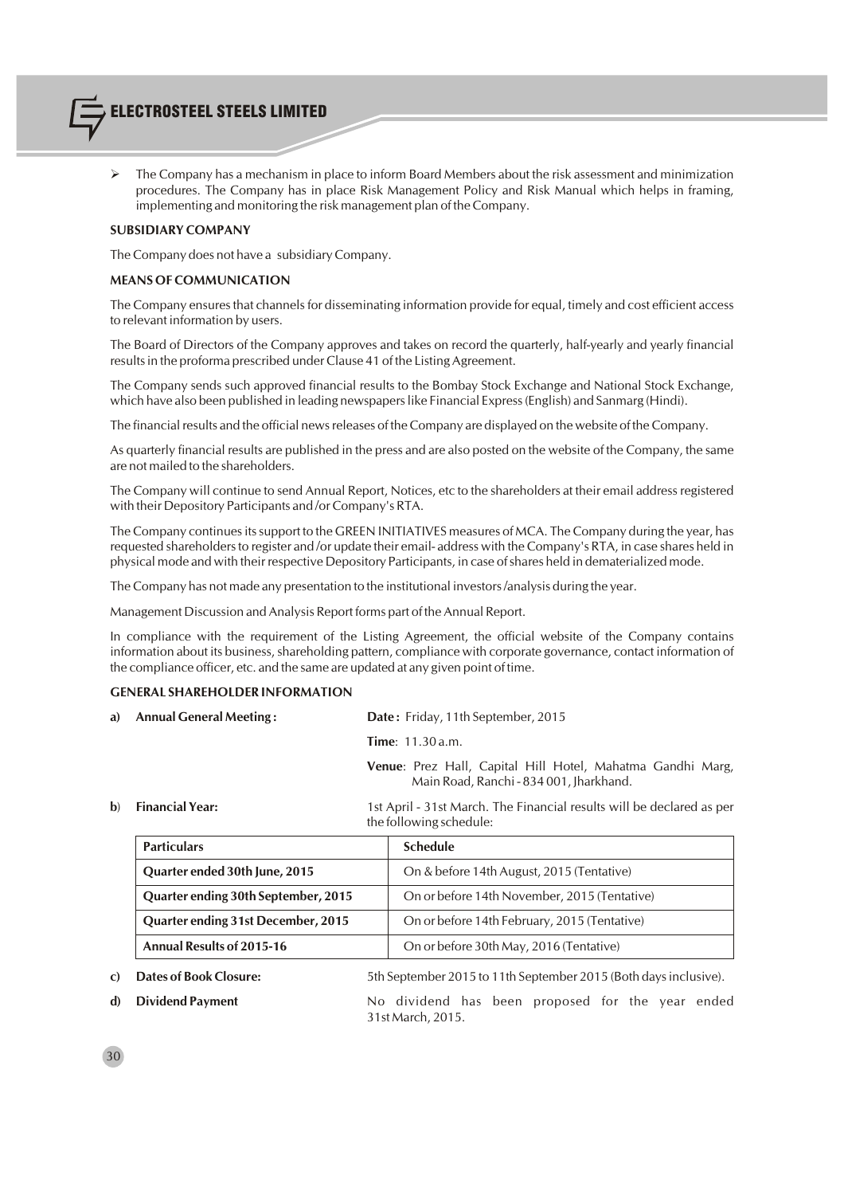- The Company has a mechanism in place to inform Board Members about the risk assessment and minimization procedures. The Company has in place Risk Management Policy and Risk Manual which helps in framing, implementing and monitoring the risk management plan of the Company.

**SUBSIDIARY COMPANY**

The Company does not have a subsidiary Company.

**MEANS OF COMMUNICATION**

The Company ensures that channels for disseminating information provide for equal, timely and cost efficient access to relevant information by users.

The Board of Directors of the Company approves and takes on record the quarterly, half-yearly and yearly financial results in the proforma prescribed under Clause 41 of the Listing Agreement.

The Company sends such approved financial results to the Bombay Stock Exchange and National Stock Exchange, which have also been published in leading newspapers like Financial Express (English) and Sanmarg (Hindi).

The financial results and the official news releases of the Company are displayed on the website of the Company.

As quarterly financial results are published in the press and are also posted on the website of the Company, the same are not mailed to the shareholders.

The Company will continue to send Annual Report, Notices, etc to the shareholders at their email address registered with their Depository Participants and /or Company's RTA.

The Company continues its support to the GREEN INITIATIVES measures of MCA. The Company during the year, has requested shareholders to register and /or update their email- address with the Company's RTA, in case shares held in physical mode and with their respective Depository Participants, in case of shares held in dematerialized mode.

The Company has not made any presentation to the institutional investors /analysis during the year.

Management Discussion and Analysis Report forms part of the Annual Report.

In compliance with the requirement of the Listing Agreement, the official website of the Company contains information about its business, shareholding pattern, compliance with corporate governance, contact information of the compliance officer, etc. and the same are updated at any given point of time.

**GENERAL SHAREHOLDER INFORMATION**

a) **Annual General Meeting :**

**Date :** Friday, 11th September, 2015

**Time**: 11.30 a.m.

**Venue**: Prez Hall, Capital Hill Hotel, Mahatma Gandhi Marg, Main Road, Ranchi - 834 001, Jharkhand.

b) **Financial Year:**

1st April - 31st March. The Financial results will be declared as per the following schedule:

| Particulars | Schedule |
|---|---|
| Quarter ended 30th June, 2015 | On & before 14th August, 2015 (Tentative) |
| Quarter ending 30th September, 2015 | On or before 14th November, 2015 (Tentative) |
| Quarter ending 31st December, 2015 | On or before 14th February, 2015 (Tentative) |
| Annual Results of 2015-16 | On or before 30th May, 2016 (Tentative) |

c) **Dates of Book Closure:** 5th September 2015 to 11th September 2015 (Both days inclusive).

d) **Dividend Payment** No dividend has been proposed for the year ended 31st March, 2015.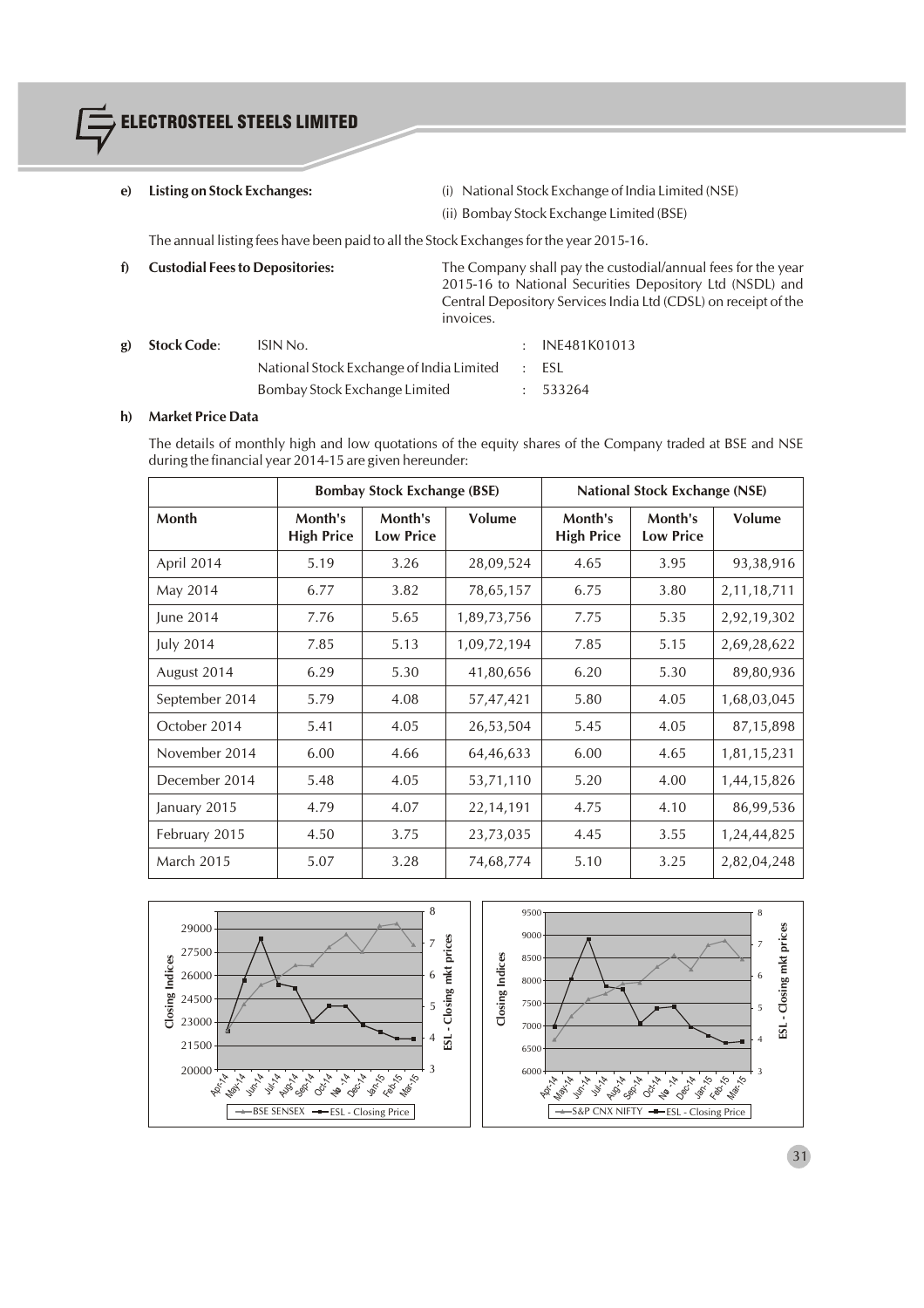**e) Listing on Stock Exchanges:** (i) National Stock Exchange of India Limited (NSE)

(ii) Bombay Stock Exchange Limited (BSE)

The annual listing fees have been paid to all the Stock Exchanges for the year 2015-16.

**f) Custodial Fees to Depositories:** The Company shall pay the custodial/annual fees for the year 2015-16 to National Securities Depository Ltd (NSDL) and Central Depository Services India Ltd (CDSL) on receipt of the invoices.

**g) Stock Code:**

| | | |
|---|---|---|
| ISIN No. | : | INE481K01013 |
| National Stock Exchange of India Limited | : | ESL |
| Bombay Stock Exchange Limited | : | 533264 |

**h) Market Price Data**

The details of monthly high and low quotations of the equity shares of the Company traded at BSE and NSE during the financial year 2014-15 are given hereunder:

| | Bombay Stock Exchange (BSE) | | | National Stock Exchange (NSE) | | |
|---|---|---|---|---|---|---|
| **Month** | **Month's High Price** | **Month's Low Price** | **Volume** | **Month's High Price** | **Month's Low Price** | **Volume** |
| April 2014 | 5.19 | 3.26 | 28,09,524 | 4.65 | 3.95 | 93,38,916 |
| May 2014 | 6.77 | 3.82 | 78,65,157 | 6.75 | 3.80 | 2,11,18,711 |
| June 2014 | 7.76 | 5.65 | 1,89,73,756 | 7.75 | 5.35 | 2,92,19,302 |
| July 2014 | 7.85 | 5.13 | 1,09,72,194 | 7.85 | 5.15 | 2,69,28,622 |
| August 2014 | 6.29 | 5.30 | 41,80,656 | 6.20 | 5.30 | 89,80,936 |
| September 2014 | 5.79 | 4.08 | 57,47,421 | 5.80 | 4.05 | 1,68,03,045 |
| October 2014 | 5.41 | 4.05 | 26,53,504 | 5.45 | 4.05 | 87,15,898 |
| November 2014 | 6.00 | 4.66 | 64,46,633 | 6.00 | 4.65 | 1,81,15,231 |
| December 2014 | 5.48 | 4.05 | 53,71,110 | 5.20 | 4.00 | 1,44,15,826 |
| January 2015 | 4.79 | 4.07 | 22,14,191 | 4.75 | 4.10 | 86,99,536 |
| February 2015 | 4.50 | 3.75 | 23,73,035 | 4.45 | 3.55 | 1,24,44,825 |
| March 2015 | 5.07 | 3.28 | 74,68,774 | 5.10 | 3.25 | 2,82,04,248 |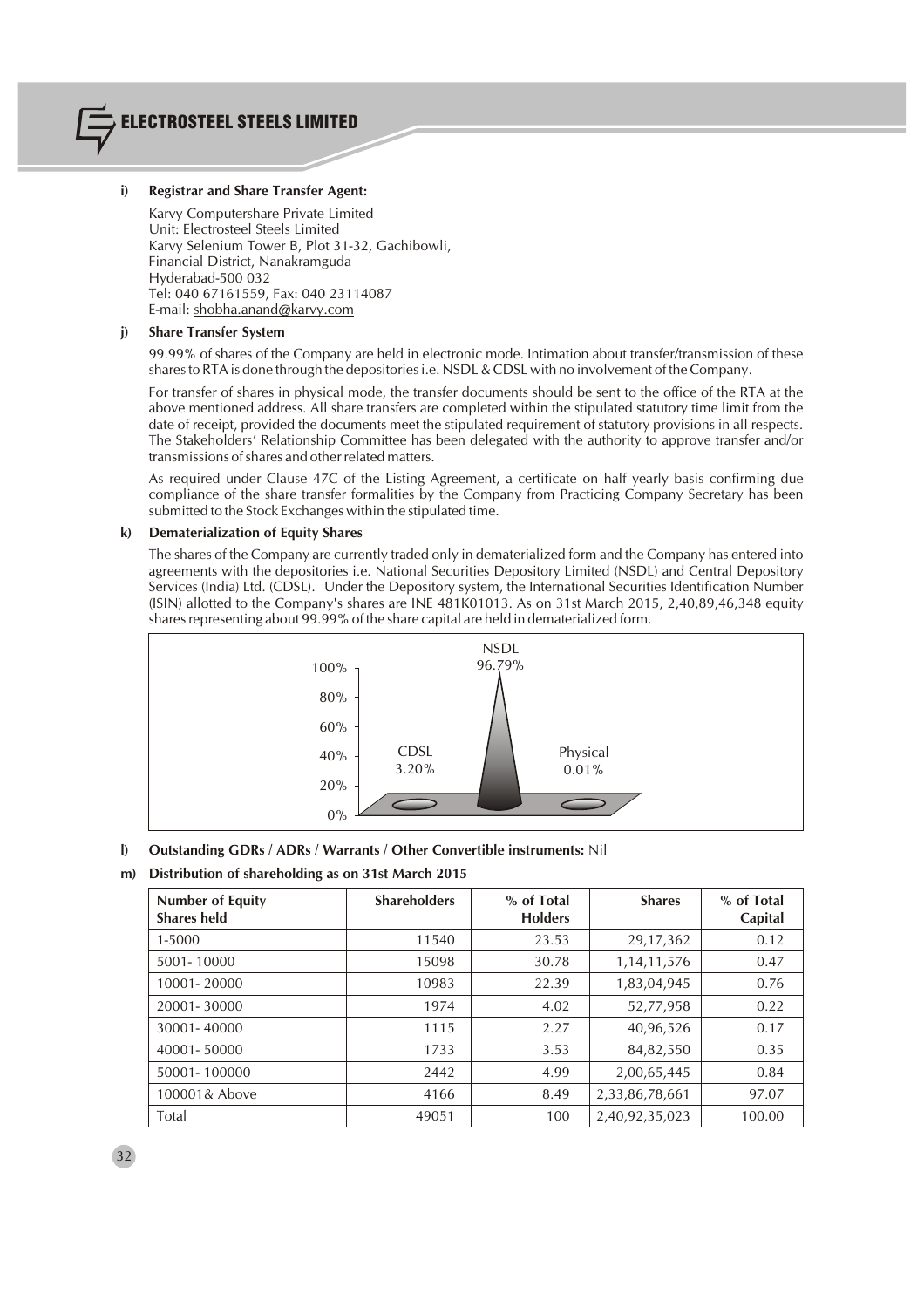**i) Registrar and Share Transfer Agent:**

Karvy Computershare Private Limited
Unit: Electrosteel Steels Limited
Karvy Selenium Tower B, Plot 31-32, Gachibowli,
Financial District, Nanakramguda
Hyderabad-500 032
Tel: 040 67161559, Fax: 040 23114087
E-mail: shobha.anand@karvy.com

**j) Share Transfer System**

99.99% of shares of the Company are held in electronic mode. Intimation about transfer/transmission of these shares to RTA is done through the depositories i.e. NSDL & CDSL with no involvement of the Company.

For transfer of shares in physical mode, the transfer documents should be sent to the office of the RTA at the above mentioned address. All share transfers are completed within the stipulated statutory time limit from the date of receipt, provided the documents meet the stipulated requirement of statutory provisions in all respects. The Stakeholders' Relationship Committee has been delegated with the authority to approve transfer and/or transmissions of shares and other related matters.

As required under Clause 47C of the Listing Agreement, a certificate on half yearly basis confirming due compliance of the share transfer formalities by the Company from Practicing Company Secretary has been submitted to the Stock Exchanges within the stipulated time.

**k) Dematerialization of Equity Shares**

The shares of the Company are currently traded only in dematerialized form and the Company has entered into agreements with the depositories i.e. National Securities Depository Limited (NSDL) and Central Depository Services (India) Ltd. (CDSL). Under the Depository system, the International Securities Identification Number (ISIN) allotted to the Company's shares are INE 481K01013. As on 31st March 2015, 2,40,89,46,348 equity shares representing about 99.99% of the share capital are held in dematerialized form.

CDSL 3.20%, NSDL 96.79%, Physical 0.01%

**l) Outstanding GDRs / ADRs / Warrants / Other Convertible instruments:** Nil

**m) Distribution of shareholding as on 31st March 2015**

| Number of Equity Shares held | Shareholders | % of Total Holders | Shares | % of Total Capital |
|---|---|---|---|---|
| 1-5000 | 11540 | 23.53 | 29,17,362 | 0.12 |
| 5001- 10000 | 15098 | 30.78 | 1,14,11,576 | 0.47 |
| 10001- 20000 | 10983 | 22.39 | 1,83,04,945 | 0.76 |
| 20001- 30000 | 1974 | 4.02 | 52,77,958 | 0.22 |
| 30001- 40000 | 1115 | 2.27 | 40,96,526 | 0.17 |
| 40001- 50000 | 1733 | 3.53 | 84,82,550 | 0.35 |
| 50001- 100000 | 2442 | 4.99 | 2,00,65,445 | 0.84 |
| 100001& Above | 4166 | 8.49 | 2,33,86,78,661 | 97.07 |
| Total | 49051 | 100 | 2,40,92,35,023 | 100.00 |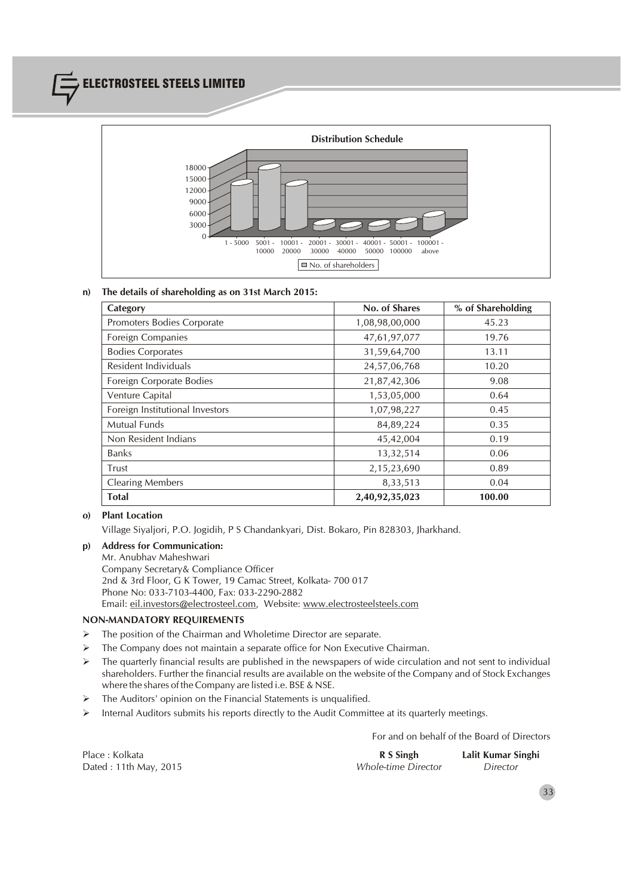**Distribution Schedule**

**n) The details of shareholding as on 31st March 2015:**

| Category | No. of Shares | % of Shareholding |
|---|---|---|
| Promoters Bodies Corporate | 1,08,98,00,000 | 45.23 |
| Foreign Companies | 47,61,97,077 | 19.76 |
| Bodies Corporates | 31,59,64,700 | 13.11 |
| Resident Individuals | 24,57,06,768 | 10.20 |
| Foreign Corporate Bodies | 21,87,42,306 | 9.08 |
| Venture Capital | 1,53,05,000 | 0.64 |
| Foreign Institutional Investors | 1,07,98,227 | 0.45 |
| Mutual Funds | 84,89,224 | 0.35 |
| Non Resident Indians | 45,42,004 | 0.19 |
| Banks | 13,32,514 | 0.06 |
| Trust | 2,15,23,690 | 0.89 |
| Clearing Members | 8,33,513 | 0.04 |
| **Total** | **2,40,92,35,023** | **100.00** |

**o) Plant Location**

Village Siyaljori, P.O. Jogidih, P S Chandankyari, Dist. Bokaro, Pin 828303, Jharkhand.

**p) Address for Communication:**

Mr. Anubhav Maheshwari
Company Secretary& Compliance Officer
2nd & 3rd Floor, G K Tower, 19 Camac Street, Kolkata- 700 017
Phone No: 033-7103-4400, Fax: 033-2290-2882
Email: eil.investors@electrosteel.com, Website: www.electrosteelsteels.com

**NON-MANDATORY REQUIREMENTS**

- The position of the Chairman and Wholetime Director are separate.
- The Company does not maintain a separate office for Non Executive Chairman.
- The quarterly financial results are published in the newspapers of wide circulation and not sent to individual shareholders. Further the financial results are available on the website of the Company and of Stock Exchanges where the shares of the Company are listed i.e. BSE & NSE.
- The Auditors' opinion on the Financial Statements is unqualified.
- Internal Auditors submits his reports directly to the Audit Committee at its quarterly meetings.

For and on behalf of the Board of Directors

Place : Kolkata
Dated : 11th May, 2015

**R S Singh**
*Whole-time Director*

**Lalit Kumar Singhi**
*Director*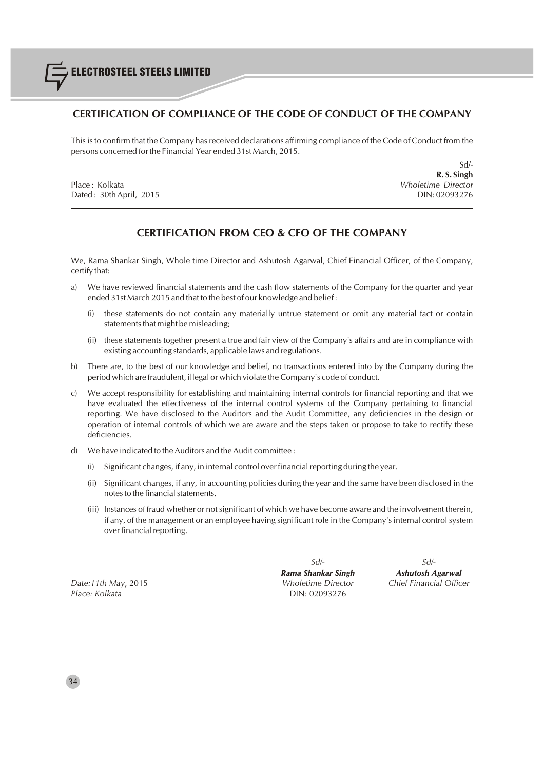## CERTIFICATION OF COMPLIANCE OF THE CODE OF CONDUCT OF THE COMPANY

This is to confirm that the Company has received declarations affirming compliance of the Code of Conduct from the persons concerned for the Financial Year ended 31st March, 2015.

Sd/-
**R. S. Singh**
*Wholetime Director*
DIN: 02093276

Place : Kolkata
Dated : 30th April, 2015

---

## CERTIFICATION FROM CEO & CFO OF THE COMPANY

We, Rama Shankar Singh, Whole time Director and Ashutosh Agarwal, Chief Financial Officer, of the Company, certify that:

a) We have reviewed financial statements and the cash flow statements of the Company for the quarter and year ended 31st March 2015 and that to the best of our knowledge and belief :

   (i) these statements do not contain any materially untrue statement or omit any material fact or contain statements that might be misleading;

   (ii) these statements together present a true and fair view of the Company's affairs and are in compliance with existing accounting standards, applicable laws and regulations.

b) There are, to the best of our knowledge and belief, no transactions entered into by the Company during the period which are fraudulent, illegal or which violate the Company's code of conduct.

c) We accept responsibility for establishing and maintaining internal controls for financial reporting and that we have evaluated the effectiveness of the internal control systems of the Company pertaining to financial reporting. We have disclosed to the Auditors and the Audit Committee, any deficiencies in the design or operation of internal controls of which we are aware and the steps taken or propose to take to rectify these deficiencies.

d) We have indicated to the Auditors and the Audit committee :

   (i) Significant changes, if any, in internal control over financial reporting during the year.

   (ii) Significant changes, if any, in accounting policies during the year and the same have been disclosed in the notes to the financial statements.

   (iii) Instances of fraud whether or not significant of which we have become aware and the involvement therein, if any, of the management or an employee having significant role in the Company's internal control system over financial reporting.

*Date:11th May*, 2015
*Place: Kolkata*

*Sd/-*
***Rama Shankar Singh***
*Wholetime Director*
DIN: 02093276

*Sd/-*
***Ashutosh Agarwal***
*Chief Financial Officer*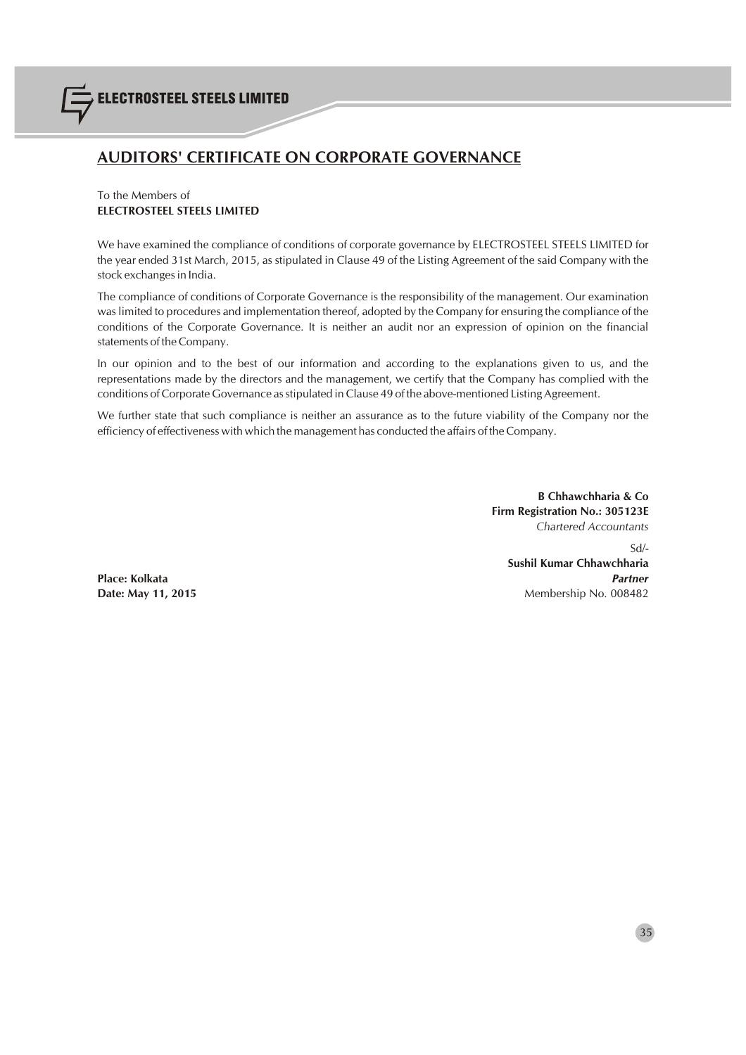## AUDITORS' CERTIFICATE ON CORPORATE GOVERNANCE

To the Members of
**ELECTROSTEEL STEELS LIMITED**

We have examined the compliance of conditions of corporate governance by ELECTROSTEEL STEELS LIMITED for the year ended 31st March, 2015, as stipulated in Clause 49 of the Listing Agreement of the said Company with the stock exchanges in India.

The compliance of conditions of Corporate Governance is the responsibility of the management. Our examination was limited to procedures and implementation thereof, adopted by the Company for ensuring the compliance of the conditions of the Corporate Governance. It is neither an audit nor an expression of opinion on the financial statements of the Company.

In our opinion and to the best of our information and according to the explanations given to us, and the representations made by the directors and the management, we certify that the Company has complied with the conditions of Corporate Governance as stipulated in Clause 49 of the above-mentioned Listing Agreement.

We further state that such compliance is neither an assurance as to the future viability of the Company nor the efficiency of effectiveness with which the management has conducted the affairs of the Company.

**B Chhawchharia & Co**
**Firm Registration No.: 305123E**
*Chartered Accountants*

Sd/-
**Sushil Kumar Chhawchharia**
***Partner***
Membership No. 008482

**Place: Kolkata**
**Date: May 11, 2015**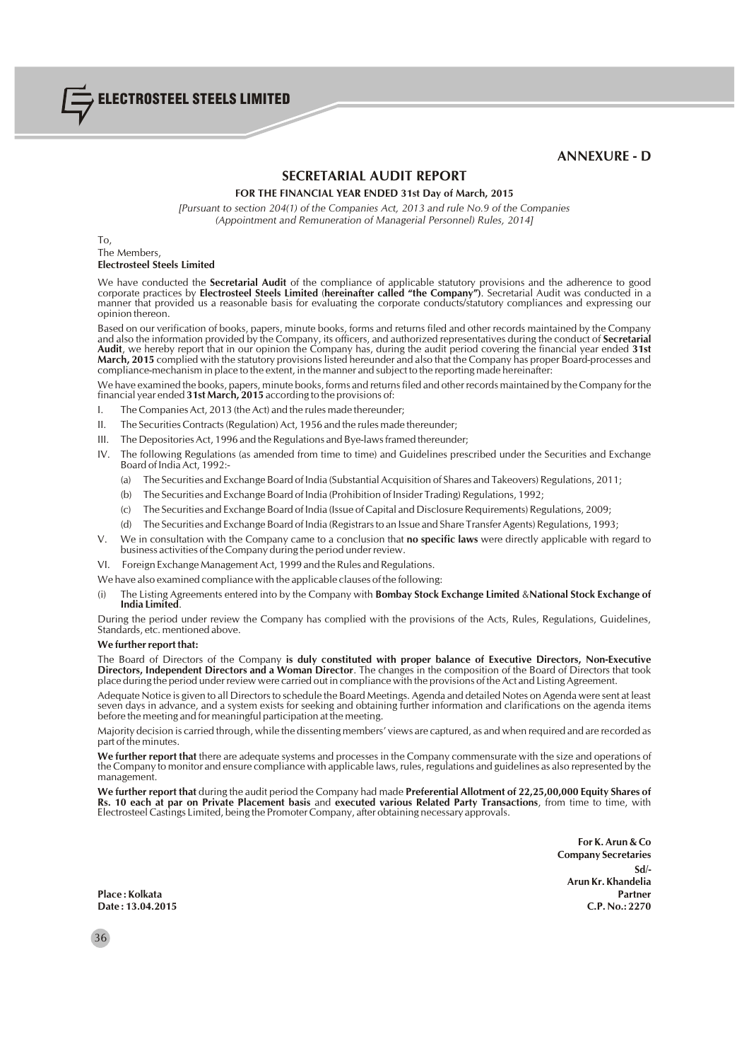## ANNEXURE - D

# SECRETARIAL AUDIT REPORT

**FOR THE FINANCIAL YEAR ENDED 31st Day of March, 2015**

*[Pursuant to section 204(1) of the Companies Act, 2013 and rule No.9 of the Companies (Appointment and Remuneration of Managerial Personnel) Rules, 2014]*

To,
The Members,
**Electrosteel Steels Limited**

We have conducted the **Secretarial Audit** of the compliance of applicable statutory provisions and the adherence to good corporate practices by **Electrosteel Steels Limited** (**hereinafter called "the Company"**). Secretarial Audit was conducted in a manner that provided us a reasonable basis for evaluating the corporate conducts/statutory compliances and expressing our opinion thereon.

Based on our verification of books, papers, minute books, forms and returns filed and other records maintained by the Company and also the information provided by the Company, its officers, and authorized representatives during the conduct of **Secretarial Audit**, we hereby report that in our opinion the Company has, during the audit period covering the financial year ended **31st March, 2015** complied with the statutory provisions listed hereunder and also that the Company has proper Board-processes and compliance-mechanism in place to the extent, in the manner and subject to the reporting made hereinafter:

We have examined the books, papers, minute books, forms and returns filed and other records maintained by the Company for the financial year ended **31st March, 2015** according to the provisions of:

I. The Companies Act, 2013 (the Act) and the rules made thereunder;

II. The Securities Contracts (Regulation) Act, 1956 and the rules made thereunder;

III. The Depositories Act, 1996 and the Regulations and Bye-laws framed thereunder;

IV. The following Regulations (as amended from time to time) and Guidelines prescribed under the Securities and Exchange Board of India Act, 1992:-

   (a) The Securities and Exchange Board of India (Substantial Acquisition of Shares and Takeovers) Regulations, 2011;

   (b) The Securities and Exchange Board of India (Prohibition of Insider Trading) Regulations, 1992;

   (c) The Securities and Exchange Board of India (Issue of Capital and Disclosure Requirements) Regulations, 2009;

   (d) The Securities and Exchange Board of India (Registrars to an Issue and Share Transfer Agents) Regulations, 1993;

V. We in consultation with the Company came to a conclusion that **no specific laws** were directly applicable with regard to business activities of the Company during the period under review.

VI. Foreign Exchange Management Act, 1999 and the Rules and Regulations.

We have also examined compliance with the applicable clauses of the following:

(i) The Listing Agreements entered into by the Company with **Bombay Stock Exchange Limited** &**National Stock Exchange of India Limited**.

During the period under review the Company has complied with the provisions of the Acts, Rules, Regulations, Guidelines, Standards, etc. mentioned above.

**We further report that:**

The Board of Directors of the Company **is duly constituted with proper balance of Executive Directors, Non-Executive Directors, Independent Directors and a Woman Director**. The changes in the composition of the Board of Directors that took place during the period under review were carried out in compliance with the provisions of the Act and Listing Agreement.

Adequate Notice is given to all Directors to schedule the Board Meetings. Agenda and detailed Notes on Agenda were sent at least seven days in advance, and a system exists for seeking and obtaining further information and clarifications on the agenda items before the meeting and for meaningful participation at the meeting.

Majority decision is carried through, while the dissenting members' views are captured, as and when required and are recorded as part of the minutes.

**We further report that** there are adequate systems and processes in the Company commensurate with the size and operations of the Company to monitor and ensure compliance with applicable laws, rules, regulations and guidelines as also represented by the management.

**We further report that** during the audit period the Company had made **Preferential Allotment of 22,25,00,000 Equity Shares of Rs. 10 each at par on Private Placement basis** and **executed various Related Party Transactions**, from time to time, with Electrosteel Castings Limited, being the Promoter Company, after obtaining necessary approvals.

**For K. Arun & Co**
**Company Secretaries**
**Sd/-**
**Arun Kr. Khandelia**
**Partner**
**C.P. No.: 2270**

**Place : Kolkata**
**Date : 13.04.2015**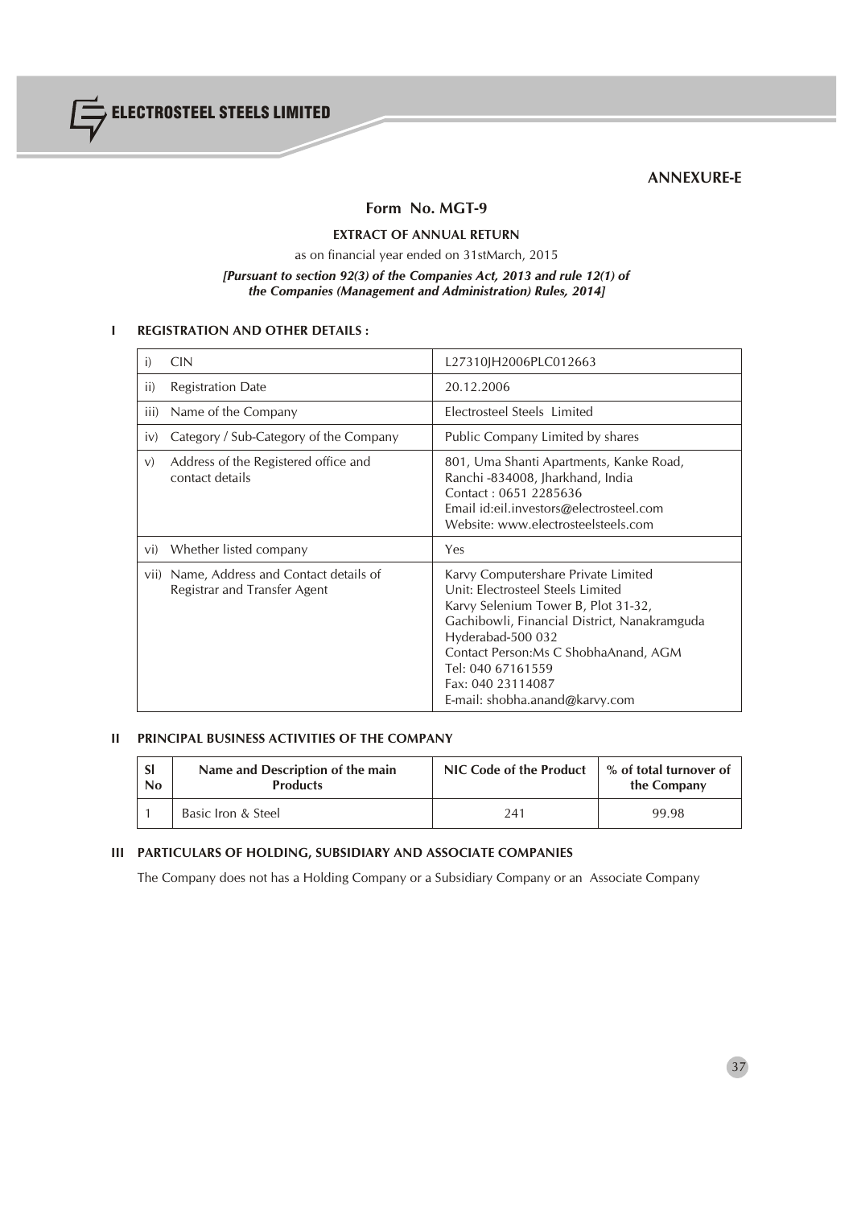## ANNEXURE-E

# Form No. MGT-9

### EXTRACT OF ANNUAL RETURN

as on financial year ended on 31stMarch, 2015

***[Pursuant to section 92(3) of the Companies Act, 2013 and rule 12(1) of the Companies (Management and Administration) Rules, 2014]***

### I REGISTRATION AND OTHER DETAILS :

| | |
|---|---|
| i) CIN | L27310JH2006PLC012663 |
| ii) Registration Date | 20.12.2006 |
| iii) Name of the Company | Electrosteel Steels Limited |
| iv) Category / Sub-Category of the Company | Public Company Limited by shares |
| v) Address of the Registered office and contact details | 801, Uma Shanti Apartments, Kanke Road, Ranchi -834008, Jharkhand, India<br>Contact : 0651 2285636<br>Email id:eil.investors@electrosteel.com<br>Website: www.electrosteelsteels.com |
| vi) Whether listed company | Yes |
| vii) Name, Address and Contact details of Registrar and Transfer Agent | Karvy Computershare Private Limited<br>Unit: Electrosteel Steels Limited<br>Karvy Selenium Tower B, Plot 31-32,<br>Gachibowli, Financial District, Nanakramguda<br>Hyderabad-500 032<br>Contact Person:Ms C ShobhaAnand, AGM<br>Tel: 040 67161559<br>Fax: 040 23114087<br>E-mail: shobha.anand@karvy.com |

### II PRINCIPAL BUSINESS ACTIVITIES OF THE COMPANY

| Sl No | Name and Description of the main Products | NIC Code of the Product | % of total turnover of the Company |
|---|---|---|---|
| 1 | Basic Iron & Steel | 241 | 99.98 |

### III PARTICULARS OF HOLDING, SUBSIDIARY AND ASSOCIATE COMPANIES

The Company does not has a Holding Company or a Subsidiary Company or an Associate Company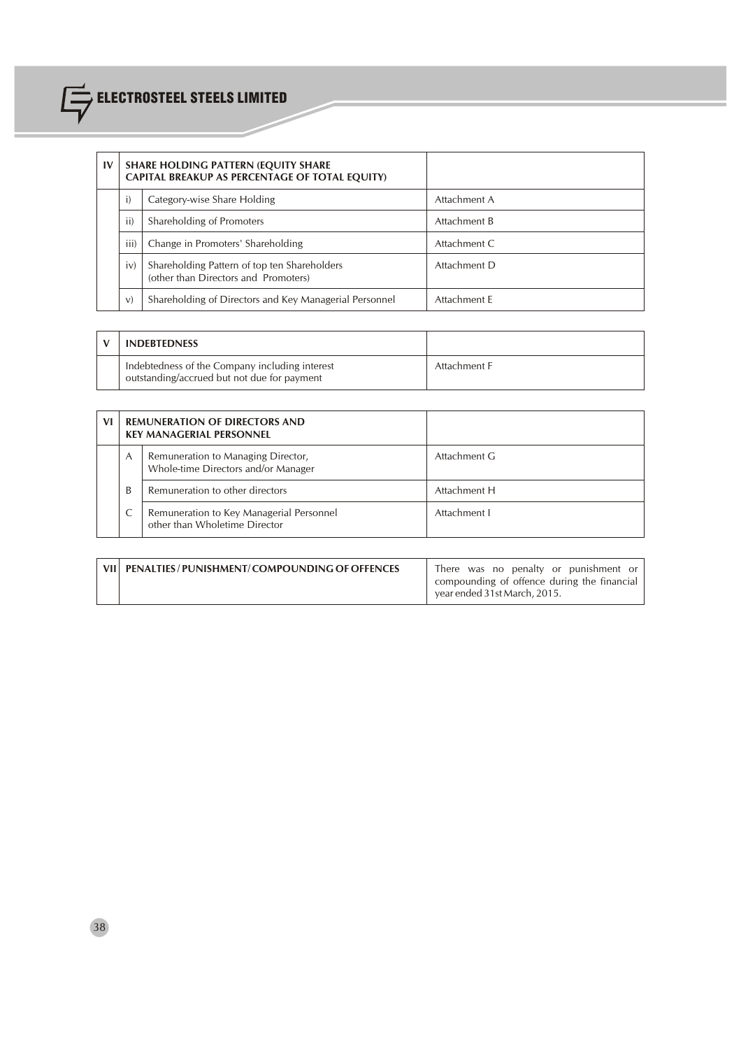| IV | SHARE HOLDING PATTERN (EQUITY SHARE CAPITAL BREAKUP AS PERCENTAGE OF TOTAL EQUITY) | |
|---|---|---|
| | i) Category-wise Share Holding | Attachment A |
| | ii) Shareholding of Promoters | Attachment B |
| | iii) Change in Promoters' Shareholding | Attachment C |
| | iv) Shareholding Pattern of top ten Shareholders (other than Directors and Promoters) | Attachment D |
| | v) Shareholding of Directors and Key Managerial Personnel | Attachment E |

| V | INDEBTEDNESS | |
|---|---|---|
| | Indebtedness of the Company including interest outstanding/accrued but not due for payment | Attachment F |

| VI | REMUNERATION OF DIRECTORS AND KEY MANAGERIAL PERSONNEL | |
|---|---|---|
| | A Remuneration to Managing Director, Whole-time Directors and/or Manager | Attachment G |
| | B Remuneration to other directors | Attachment H |
| | C Remuneration to Key Managerial Personnel other than Wholetime Director | Attachment I |

| VII | PENALTIES / PUNISHMENT/ COMPOUNDING OF OFFENCES | There was no penalty or punishment or compounding of offence during the financial year ended 31st March, 2015. |
|---|---|---|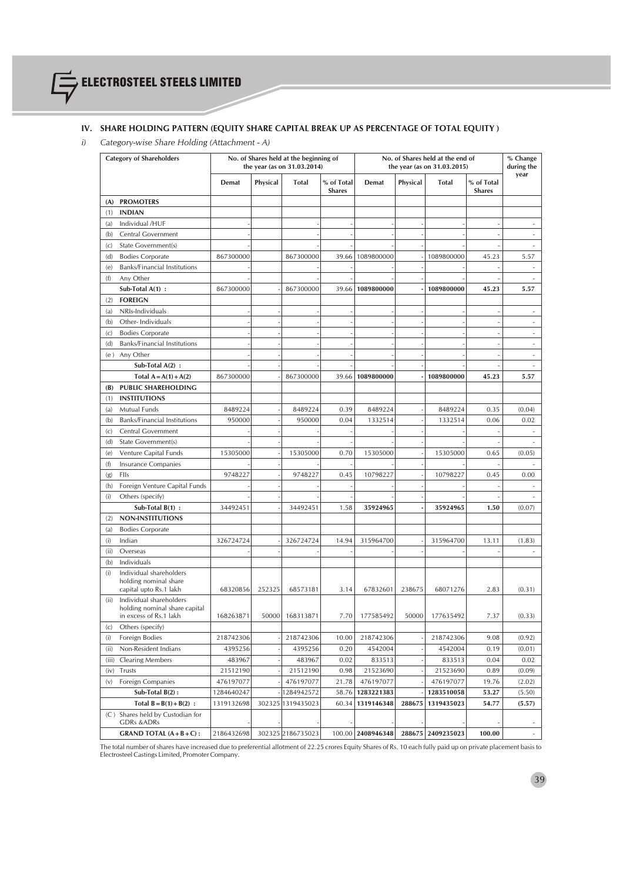## IV. SHARE HOLDING PATTERN (EQUITY SHARE CAPITAL BREAK UP AS PERCENTAGE OF TOTAL EQUITY )

*i) Category-wise Share Holding (Attachment - A)*

| Category of Shareholders | | No. of Shares held at the beginning of the year (as on 31.03.2014) | | | | No. of Shares held at the end of the year (as on 31.03.2015) | | | | % Change during the year |
|---|---|---|---|---|---|---|---|---|---|---|
| | | Demat | Physical | Total | % of Total Shares | Demat | Physical | Total | % of Total Shares | |
| (A) | PROMOTERS | | | | | | | | | |
| (1) | INDIAN | | | | | | | | | |
| (a) | Individual /HUF | - | | - | - | - | - | - | - | - |
| (b) | Central Government | - | | - | - | - | - | - | - | - |
| (c) | State Government(s) | - | | - | - | - | - | - | - | - |
| (d) | Bodies Corporate | 867300000 | | 867300000 | 39.66 | 1089800000 | - | 1089800000 | 45.23 | 5.57 |
| (e) | Banks/Financial Institutions | - | | - | - | - | - | - | - | - |
| (f) | Any Other | - | | - | - | - | - | - | - | - |
| | **Sub-Total A(1) :** | 867300000 | - | 867300000 | 39.66 | **1089800000** | - | **1089800000** | **45.23** | **5.57** |
| (2) | FOREIGN | | | | | | | | | |
| (a) | NRIs-Individuals | - | - | - | - | - | - | - | - | - |
| (b) | Other- Individuals | - | - | - | - | - | - | - | - | - |
| (c) | Bodies Corporate | - | - | - | - | - | - | - | - | - |
| (d) | Banks/Financial Institutions | - | - | - | - | - | - | - | - | - |
| (e ) | Any Other | - | - | - | - | - | - | - | - | - |
| | **Sub-Total A(2) :** | - | - | - | - | - | - | - | - | - |
| | **Total A = A(1) + A(2)** | 867300000 | - | 867300000 | 39.66 | **1089800000** | - | **1089800000** | **45.23** | **5.57** |
| (B) | PUBLIC SHAREHOLDING | | | | | | | | | |
| (1) | INSTITUTIONS | | | | | | | | | |
| (a) | Mutual Funds | 8489224 | - | 8489224 | 0.39 | 8489224 | - | 8489224 | 0.35 | (0.04) |
| (b) | Banks/Financial Institutions | 950000 | - | 950000 | 0.04 | 1332514 | - | 1332514 | 0.06 | 0.02 |
| (c) | Central Government | - | - | - | - | - | - | - | - | - |
| (d) | State Government(s) | - | - | - | - | - | - | - | - | - |
| (e) | Venture Capital Funds | 15305000 | - | 15305000 | 0.70 | 15305000 | - | 15305000 | 0.65 | (0.05) |
| (f) | Insurance Companies | - | - | - | - | - | - | - | - | - |
| (g) | FIIs | 9748227 | - | 9748227 | 0.45 | 10798227 | - | 10798227 | 0.45 | 0.00 |
| (h) | Foreign Venture Capital Funds | - | - | - | - | - | - | - | - | - |
| (i) | Others (specify) | - | - | - | - | - | - | - | - | - |
| | **Sub-Total B(1) :** | 34492451 | - | 34492451 | 1.58 | **35924965** | - | **35924965** | **1.50** | (0.07) |
| (2) | NON-INSTITUTIONS | | | | | | | | | |
| (a) | Bodies Corporate | | | | | | | | | |
| (i) | Indian | 326724724 | - | 326724724 | 14.94 | 315964700 | - | 315964700 | 13.11 | (1.83) |
| (ii) | Overseas | - | - | - | - | - | - | - | - | - |
| (b) | Individuals | | | | | | | | | |
| (i) | Individual shareholders holding nominal share capital upto Rs.1 lakh | 68320856 | 252325 | 68573181 | 3.14 | 67832601 | 238675 | 68071276 | 2.83 | (0.31) |
| (ii) | Individual shareholders holding nominal share capital in excess of Rs.1 lakh | 168263871 | 50000 | 168313871 | 7.70 | 177585492 | 50000 | 177635492 | 7.37 | (0.33) |
| (c) | Others (specify) | | | | | | | | | |
| (i) | Foreign Bodies | 218742306 | - | 218742306 | 10.00 | 218742306 | - | 218742306 | 9.08 | (0.92) |
| (ii) | Non-Resident Indians | 4395256 | - | 4395256 | 0.20 | 4542004 | - | 4542004 | 0.19 | (0.01) |
| (iii) | Clearing Members | 483967 | - | 483967 | 0.02 | 833513 | - | 833513 | 0.04 | 0.02 |
| (iv) | Trusts | 21512190 | - | 21512190 | 0.98 | 21523690 | - | 21523690 | 0.89 | (0.09) |
| (v) | Foreign Companies | 476197077 | - | 476197077 | 21.78 | 476197077 | - | 476197077 | 19.76 | (2.02) |
| | **Sub-Total B(2) :** | 1284640247 | - | 1284942572 | 58.76 | **1283221383** | - | **1283510058** | **53.27** | **(5.50)** |
| | **Total B = B(1) + B(2) :** | 1319132698 | 302325 | 1319435023 | 60.34 | **1319146348** | **288675** | **1319435023** | **54.77** | **(5.57)** |
| (C ) | Shares held by Custodian for GDRs &ADRs | - | - | - | - | - | - | - | - | - |
| | **GRAND TOTAL (A + B + C) :** | 2186432698 | 302325 | 2186735023 | 100.00 | **2408946348** | **288675** | **2409235023** | **100.00** | - |

The total number of shares have increased due to preferential allotment of 22.25 crores Equity Shares of Rs. 10 each fully paid up on private placement basis to Electrosteel Castings Limited, Promoter Company.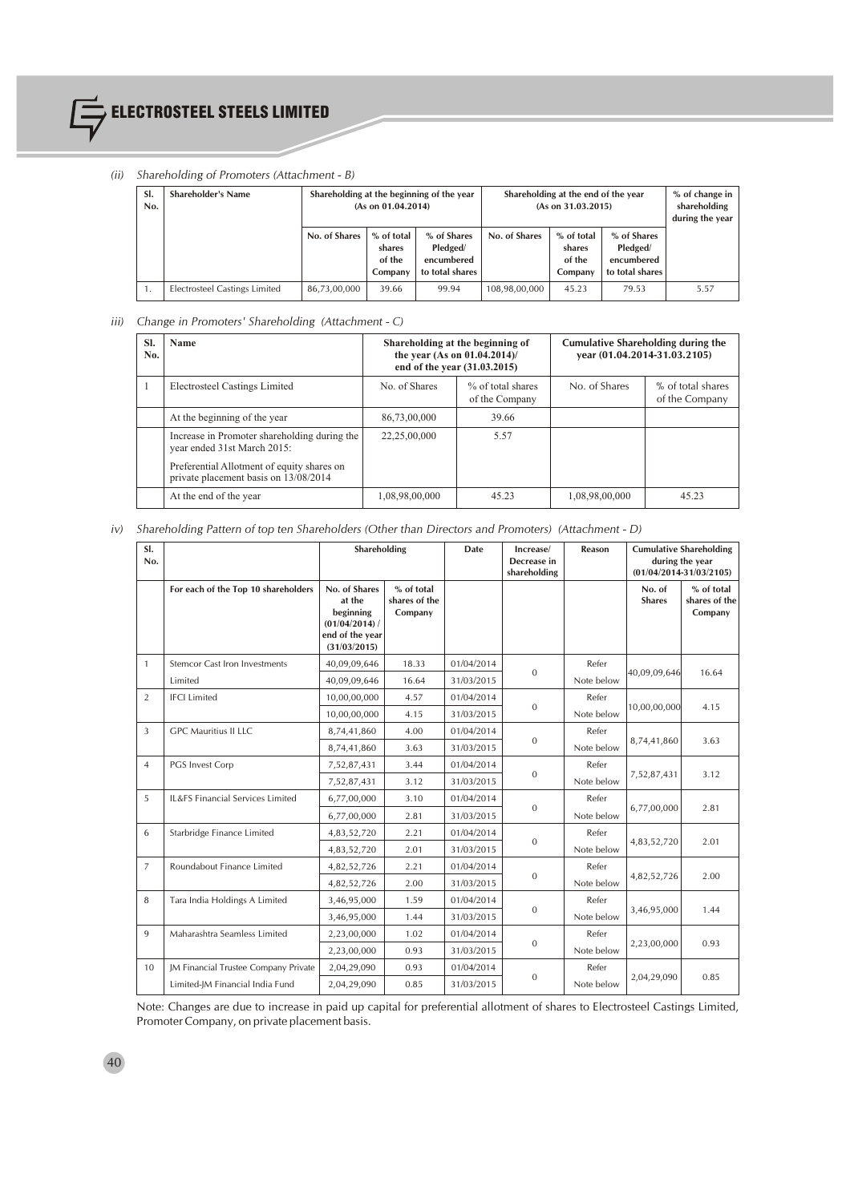*(ii) Shareholding of Promoters (Attachment - B)*

| Sl. No. | Shareholder's Name | Shareholding at the beginning of the year (As on 01.04.2014) | | | Shareholding at the end of the year (As on 31.03.2015) | | | % of change in shareholding during the year |
|---|---|---|---|---|---|---|---|---|
| | | No. of Shares | % of total shares of the Company | % of Shares Pledged/ encumbered to total shares | No. of Shares | % of total shares of the Company | % of Shares Pledged/ encumbered to total shares | |
| 1. | Electrosteel Castings Limited | 86,73,00,000 | 39.66 | 99.94 | 108,98,00,000 | 45.23 | 79.53 | 5.57 |

*iii) Change in Promoters' Shareholding (Attachment - C)*

| Sl. No. | Name | Shareholding at the beginning of the year (As on 01.04.2014)/ end of the year (31.03.2015) | | Cumulative Shareholding during the year (01.04.2014-31.03.2105) | |
|---|---|---|---|---|---|
| 1 | Electrosteel Castings Limited | No. of Shares | % of total shares of the Company | No. of Shares | % of total shares of the Company |
| | At the beginning of the year | 86,73,00,000 | 39.66 | | |
| | Increase in Promoter shareholding during the year ended 31st March 2015:<br>Preferential Allotment of equity shares on private placement basis on 13/08/2014 | 22,25,00,000 | 5.57 | | |
| | At the end of the year | 1,08,98,00,000 | 45.23 | 1,08,98,00,000 | 45.23 |

*iv) Shareholding Pattern of top ten Shareholders (Other than Directors and Promoters) (Attachment - D)*

| Sl. No. | | Shareholding | | Date | Increase/ Decrease in shareholding | Reason | Cumulative Shareholding during the year (01/04/2014-31/03/2105) | |
|---|---|---|---|---|---|---|---|---|
| | For each of the Top 10 shareholders | No. of Shares at the beginning (01/04/2014) / end of the year (31/03/2015) | % of total shares of the Company | | | | No. of Shares | % of total shares of the Company |
| 1 | Stemcor Cast Iron Investments Limited | 40,09,09,646 | 18.33 | 01/04/2014 | 0 | Refer Note below | 40,09,09,646 | 16.64 |
| | | 40,09,09,646 | 16.64 | 31/03/2015 | | | | |
| 2 | IFCI Limited | 10,00,00,000 | 4.57 | 01/04/2014 | 0 | Refer Note below | 10,00,00,000 | 4.15 |
| | | 10,00,00,000 | 4.15 | 31/03/2015 | | | | |
| 3 | GPC Mauritius II LLC | 8,74,41,860 | 4.00 | 01/04/2014 | 0 | Refer Note below | 8,74,41,860 | 3.63 |
| | | 8,74,41,860 | 3.63 | 31/03/2015 | | | | |
| 4 | PGS Invest Corp | 7,52,87,431 | 3.44 | 01/04/2014 | 0 | Refer Note below | 7,52,87,431 | 3.12 |
| | | 7,52,87,431 | 3.12 | 31/03/2015 | | | | |
| 5 | IL&FS Financial Services Limited | 6,77,00,000 | 3.10 | 01/04/2014 | 0 | Refer Note below | 6,77,00,000 | 2.81 |
| | | 6,77,00,000 | 2.81 | 31/03/2015 | | | | |
| 6 | Starbridge Finance Limited | 4,83,52,720 | 2.21 | 01/04/2014 | 0 | Refer Note below | 4,83,52,720 | 2.01 |
| | | 4,83,52,720 | 2.01 | 31/03/2015 | | | | |
| 7 | Roundabout Finance Limited | 4,82,52,726 | 2.21 | 01/04/2014 | 0 | Refer Note below | 4,82,52,726 | 2.00 |
| | | 4,82,52,726 | 2.00 | 31/03/2015 | | | | |
| 8 | Tara India Holdings A Limited | 3,46,95,000 | 1.59 | 01/04/2014 | 0 | Refer Note below | 3,46,95,000 | 1.44 |
| | | 3,46,95,000 | 1.44 | 31/03/2015 | | | | |
| 9 | Maharashtra Seamless Limited | 2,23,00,000 | 1.02 | 01/04/2014 | 0 | Refer Note below | 2,23,00,000 | 0.93 |
| | | 2,23,00,000 | 0.93 | 31/03/2015 | | | | |
| 10 | JM Financial Trustee Company Private Limited-JM Financial India Fund | 2,04,29,090 | 0.93 | 01/04/2014 | 0 | Refer Note below | 2,04,29,090 | 0.85 |
| | | 2,04,29,090 | 0.85 | 31/03/2015 | | | | |

Note: Changes are due to increase in paid up capital for preferential allotment of shares to Electrosteel Castings Limited, Promoter Company, on private placement basis.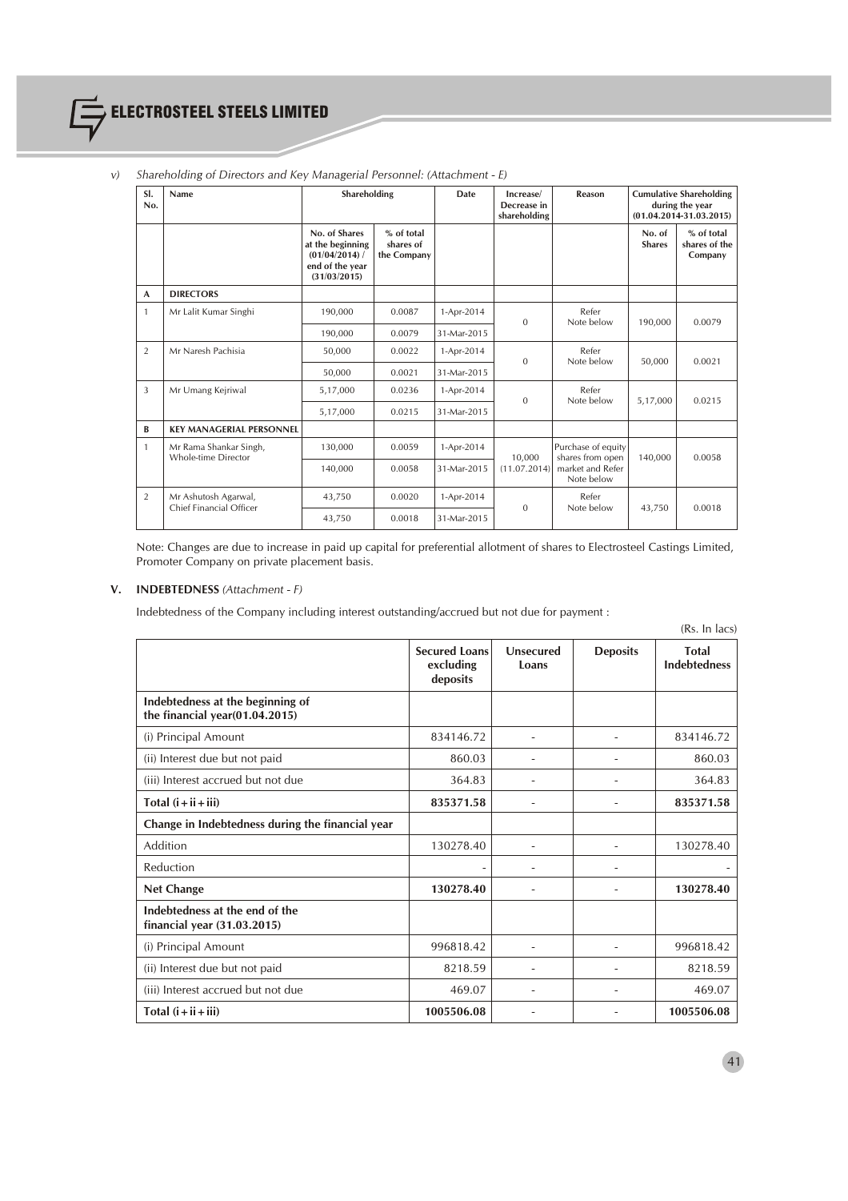*v) Shareholding of Directors and Key Managerial Personnel: (Attachment - E)*

| Sl. No. | Name | Shareholding | | Date | Increase/ Decrease in shareholding | Reason | Cumulative Shareholding during the year (01.04.2014-31.03.2015) | |
|---|---|---|---|---|---|---|---|---|
| | | No. of Shares at the beginning (01/04/2014) / end of the year (31/03/2015) | % of total shares of the Company | | | | No. of Shares | % of total shares of the Company |
| A | **DIRECTORS** | | | | | | | |
| 1 | Mr Lalit Kumar Singhi | 190,000 | 0.0087 | 1-Apr-2014 | 0 | Refer Note below | 190,000 | 0.0079 |
| | | 190,000 | 0.0079 | 31-Mar-2015 | | | | |
| 2 | Mr Naresh Pachisia | 50,000 | 0.0022 | 1-Apr-2014 | 0 | Refer Note below | 50,000 | 0.0021 |
| | | 50,000 | 0.0021 | 31-Mar-2015 | | | | |
| 3 | Mr Umang Kejriwal | 5,17,000 | 0.0236 | 1-Apr-2014 | 0 | Refer Note below | 5,17,000 | 0.0215 |
| | | 5,17,000 | 0.0215 | 31-Mar-2015 | | | | |
| B | **KEY MANAGERIAL PERSONNEL** | | | | | | | |
| 1 | Mr Rama Shankar Singh, Whole-time Director | 130,000 | 0.0059 | 1-Apr-2014 | 10,000 (11.07.2014) | Purchase of equity shares from open market and Refer Note below | 140,000 | 0.0058 |
| | | 140,000 | 0.0058 | 31-Mar-2015 | | | | |
| 2 | Mr Ashutosh Agarwal, Chief Financial Officer | 43,750 | 0.0020 | 1-Apr-2014 | 0 | Refer Note below | 43,750 | 0.0018 |
| | | 43,750 | 0.0018 | 31-Mar-2015 | | | | |

Note: Changes are due to increase in paid up capital for preferential allotment of shares to Electrosteel Castings Limited, Promoter Company on private placement basis.

## V. INDEBTEDNESS *(Attachment - F)*

Indebtedness of the Company including interest outstanding/accrued but not due for payment :

(Rs. In lacs)

| | Secured Loans excluding deposits | Unsecured Loans | Deposits | Total Indebtedness |
|---|---|---|---|---|
| **Indebtedness at the beginning of the financial year(01.04.2015)** | | | | |
| (i) Principal Amount | 834146.72 | - | - | 834146.72 |
| (ii) Interest due but not paid | 860.03 | - | - | 860.03 |
| (iii) Interest accrued but not due | 364.83 | - | - | 364.83 |
| **Total (i+ii+iii)** | **835371.58** | - | - | **835371.58** |
| **Change in Indebtedness during the financial year** | | | | |
| Addition | 130278.40 | - | - | 130278.40 |
| Reduction | - | - | - | - |
| **Net Change** | **130278.40** | - | - | **130278.40** |
| **Indebtedness at the end of the financial year (31.03.2015)** | | | | |
| (i) Principal Amount | 996818.42 | - | - | 996818.42 |
| (ii) Interest due but not paid | 8218.59 | - | - | 8218.59 |
| (iii) Interest accrued but not due | 469.07 | - | - | 469.07 |
| **Total (i+ii+iii)** | **1005506.08** | - | - | **1005506.08** |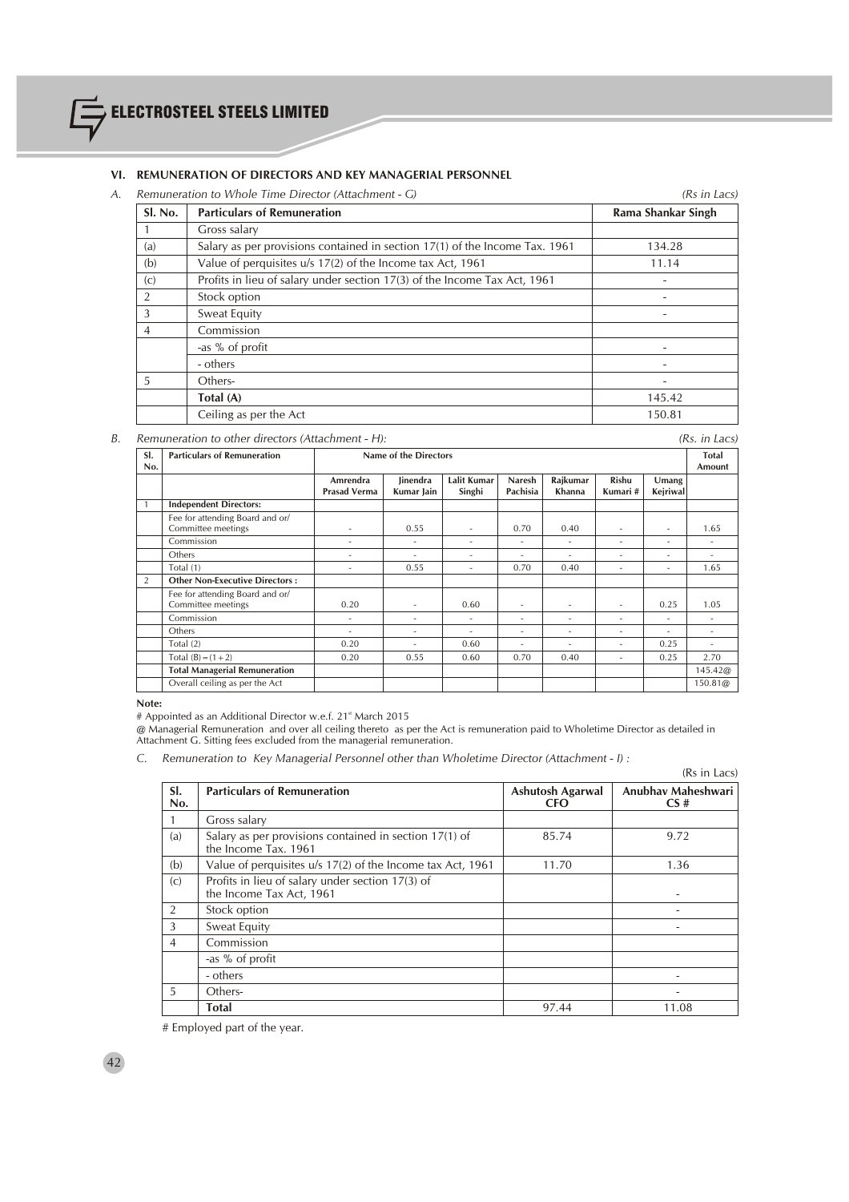## VI. REMUNERATION OF DIRECTORS AND KEY MANAGERIAL PERSONNEL

*A. Remuneration to Whole Time Director (Attachment - G)* *(Rs in Lacs)*

| Sl. No. | Particulars of Remuneration | Rama Shankar Singh |
|---|---|---|
| 1 | Gross salary | |
| (a) | Salary as per provisions contained in section 17(1) of the Income Tax. 1961 | 134.28 |
| (b) | Value of perquisites u/s 17(2) of the Income tax Act, 1961 | 11.14 |
| (c) | Profits in lieu of salary under section 17(3) of the Income Tax Act, 1961 | - |
| 2 | Stock option | - |
| 3 | Sweat Equity | - |
| 4 | Commission | |
| | -as % of profit | - |
| | - others | - |
| 5 | Others- | - |
| | **Total (A)** | 145.42 |
| | Ceiling as per the Act | 150.81 |

*B. Remuneration to other directors (Attachment - H):* *(Rs. in Lacs)*

| Sl. No. | Particulars of Remuneration | Name of the Directors | | | | | | | Total Amount |
|---|---|---|---|---|---|---|---|---|---|
| | | Amrendra Prasad Verma | Jinendra Kumar Jain | Lalit Kumar Singhi | Naresh Pachisia | Rajkumar Khanna | Rishu Kumari # | Umang Kejriwal | |
| 1 | **Independent Directors:** | | | | | | | | |
| | Fee for attending Board and or/ Committee meetings | - | 0.55 | - | 0.70 | 0.40 | - | - | 1.65 |
| | Commission | - | - | - | - | - | - | - | - |
| | Others | - | - | - | - | - | - | - | - |
| | Total (1) | - | 0.55 | - | 0.70 | 0.40 | - | - | 1.65 |
| 2 | **Other Non-Executive Directors :** | | | | | | | | |
| | Fee for attending Board and or/ Committee meetings | 0.20 | - | 0.60 | - | - | - | 0.25 | 1.05 |
| | Commission | - | - | - | - | - | - | - | - |
| | Others | - | - | - | - | - | - | - | - |
| | Total (2) | 0.20 | - | 0.60 | - | - | - | 0.25 | - |
| | Total (B) = (1 + 2) | 0.20 | 0.55 | 0.60 | 0.70 | 0.40 | - | 0.25 | 2.70 |
| | **Total Managerial Remuneration** | | | | | | | | 145.42@ |
| | Overall ceiling as per the Act | | | | | | | | 150.81@ |

**Note:**

# Appointed as an Additional Director w.e.f. 21st March 2015

@ Managerial Remuneration and over all ceiling thereto as per the Act is remuneration paid to Wholetime Director as detailed in Attachment G. Sitting fees excluded from the managerial remuneration.

*C. Remuneration to Key Managerial Personnel other than Wholetime Director (Attachment - I) :*

(Rs in Lacs)

| Sl. No. | Particulars of Remuneration | Ashutosh Agarwal CFO | Anubhav Maheshwari CS # |
|---|---|---|---|
| 1 | Gross salary | | |
| (a) | Salary as per provisions contained in section 17(1) of the Income Tax. 1961 | 85.74 | 9.72 |
| (b) | Value of perquisites u/s 17(2) of the Income tax Act, 1961 | 11.70 | 1.36 |
| (c) | Profits in lieu of salary under section 17(3) of the Income Tax Act, 1961 | | - |
| 2 | Stock option | | - |
| 3 | Sweat Equity | | - |
| 4 | Commission | | |
| | -as % of profit | | |
| | - others | | - |
| 5 | Others- | | - |
| | **Total** | 97.44 | 11.08 |

# Employed part of the year.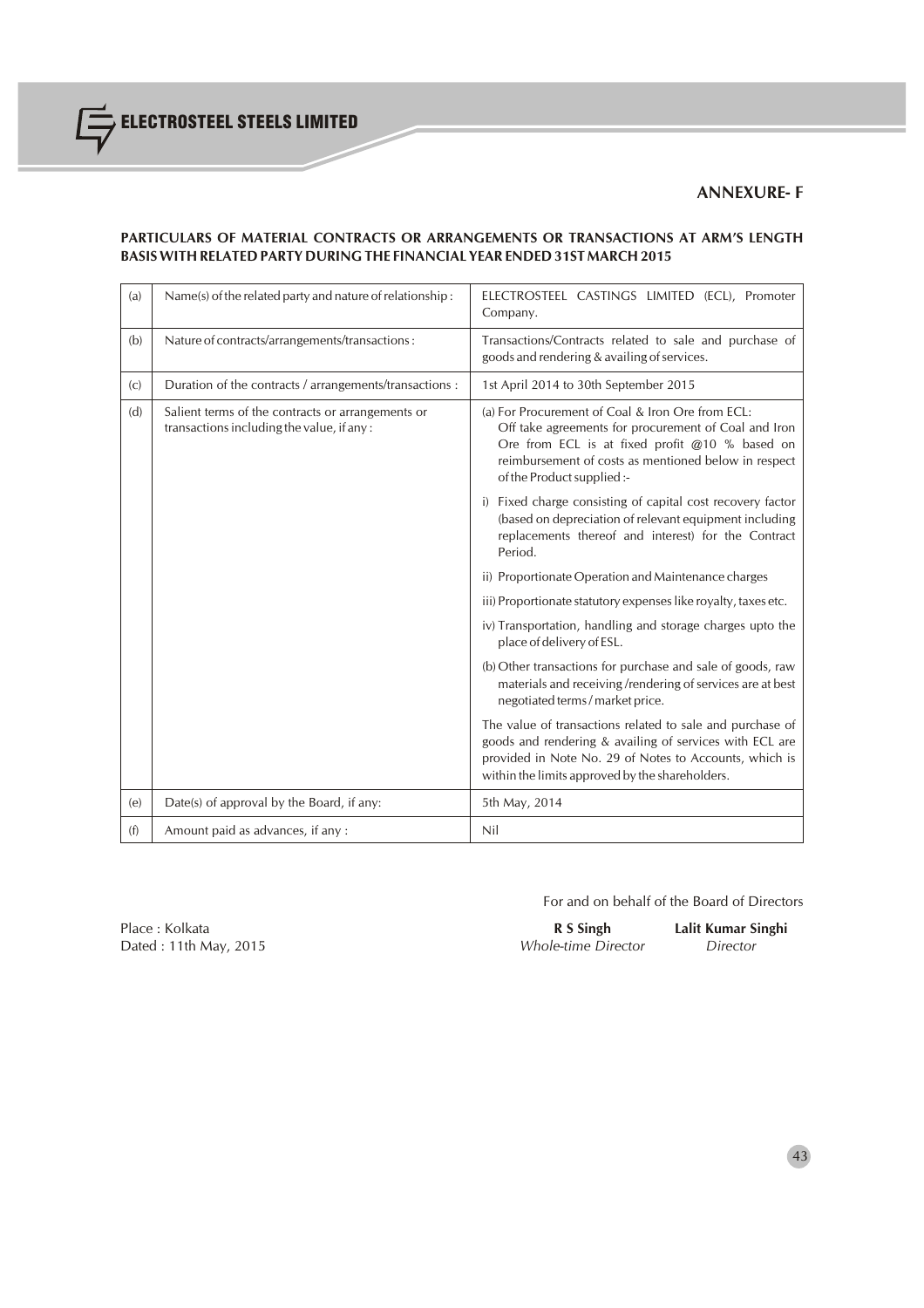## ANNEXURE- F

### PARTICULARS OF MATERIAL CONTRACTS OR ARRANGEMENTS OR TRANSACTIONS AT ARM'S LENGTH BASIS WITH RELATED PARTY DURING THE FINANCIAL YEAR ENDED 31ST MARCH 2015

| | | |
|---|---|---|
| (a) | Name(s) of the related party and nature of relationship : | ELECTROSTEEL CASTINGS LIMITED (ECL), Promoter Company. |
| (b) | Nature of contracts/arrangements/transactions : | Transactions/Contracts related to sale and purchase of goods and rendering & availing of services. |
| (c) | Duration of the contracts / arrangements/transactions : | 1st April 2014 to 30th September 2015 |
| (d) | Salient terms of the contracts or arrangements or transactions including the value, if any : | (a) For Procurement of Coal & Iron Ore from ECL: Off take agreements for procurement of Coal and Iron Ore from ECL is at fixed profit @10 % based on reimbursement of costs as mentioned below in respect of the Product supplied :-<br>i) Fixed charge consisting of capital cost recovery factor (based on depreciation of relevant equipment including replacements thereof and interest) for the Contract Period.<br>ii) Proportionate Operation and Maintenance charges<br>iii) Proportionate statutory expenses like royalty, taxes etc.<br>iv) Transportation, handling and storage charges upto the place of delivery of ESL.<br>(b) Other transactions for purchase and sale of goods, raw materials and receiving /rendering of services are at best negotiated terms / market price.<br>The value of transactions related to sale and purchase of goods and rendering & availing of services with ECL are provided in Note No. 29 of Notes to Accounts, which is within the limits approved by the shareholders. |
| (e) | Date(s) of approval by the Board, if any: | 5th May, 2014 |
| (f) | Amount paid as advances, if any : | Nil |

For and on behalf of the Board of Directors

Place : Kolkata
Dated : 11th May, 2015

**R S Singh**
*Whole-time Director*

**Lalit Kumar Singhi**
*Director*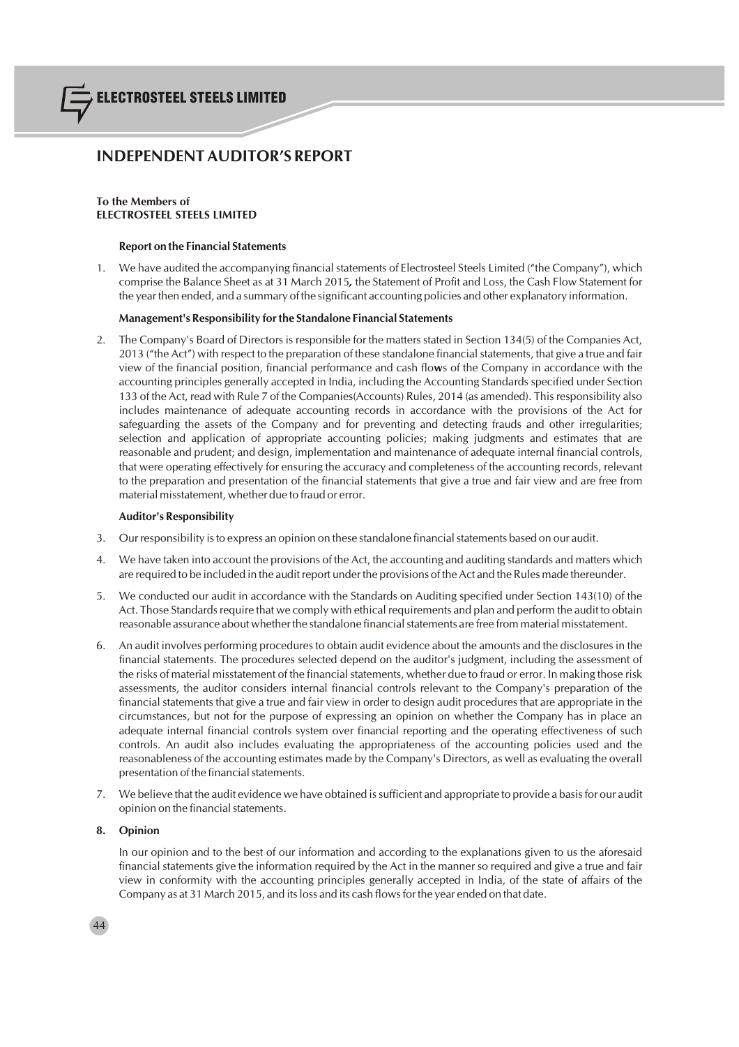# INDEPENDENT AUDITOR'S REPORT

**To the Members of**
**ELECTROSTEEL STEELS LIMITED**

**Report on the Financial Statements**

1. We have audited the accompanying financial statements of Electrosteel Steels Limited ("the Company"), which comprise the Balance Sheet as at 31 March 2015, the Statement of Profit and Loss, the Cash Flow Statement for the year then ended, and a summary of the significant accounting policies and other explanatory information.

**Management's Responsibility for the Standalone Financial Statements**

2. The Company's Board of Directors is responsible for the matters stated in Section 134(5) of the Companies Act, 2013 ("the Act") with respect to the preparation of these standalone financial statements, that give a true and fair view of the financial position, financial performance and cash flows of the Company in accordance with the accounting principles generally accepted in India, including the Accounting Standards specified under Section 133 of the Act, read with Rule 7 of the Companies(Accounts) Rules, 2014 (as amended). This responsibility also includes maintenance of adequate accounting records in accordance with the provisions of the Act for safeguarding the assets of the Company and for preventing and detecting frauds and other irregularities; selection and application of appropriate accounting policies; making judgments and estimates that are reasonable and prudent; and design, implementation and maintenance of adequate internal financial controls, that were operating effectively for ensuring the accuracy and completeness of the accounting records, relevant to the preparation and presentation of the financial statements that give a true and fair view and are free from material misstatement, whether due to fraud or error.

**Auditor's Responsibility**

3. Our responsibility is to express an opinion on these standalone financial statements based on our audit.

4. We have taken into account the provisions of the Act, the accounting and auditing standards and matters which are required to be included in the audit report under the provisions of the Act and the Rules made thereunder.

5. We conducted our audit in accordance with the Standards on Auditing specified under Section 143(10) of the Act. Those Standards require that we comply with ethical requirements and plan and perform the audit to obtain reasonable assurance about whether the standalone financial statements are free from material misstatement.

6. An audit involves performing procedures to obtain audit evidence about the amounts and the disclosures in the financial statements. The procedures selected depend on the auditor's judgment, including the assessment of the risks of material misstatement of the financial statements, whether due to fraud or error. In making those risk assessments, the auditor considers internal financial controls relevant to the Company's preparation of the financial statements that give a true and fair view in order to design audit procedures that are appropriate in the circumstances, but not for the purpose of expressing an opinion on whether the Company has in place an adequate internal financial controls system over financial reporting and the operating effectiveness of such controls. An audit also includes evaluating the appropriateness of the accounting policies used and the reasonableness of the accounting estimates made by the Company's Directors, as well as evaluating the overall presentation of the financial statements.

7. We believe that the audit evidence we have obtained is sufficient and appropriate to provide a basis for our audit opinion on the financial statements.

**8. Opinion**

In our opinion and to the best of our information and according to the explanations given to us the aforesaid financial statements give the information required by the Act in the manner so required and give a true and fair view in conformity with the accounting principles generally accepted in India, of the state of affairs of the Company as at 31 March 2015, and its loss and its cash flows for the year ended on that date.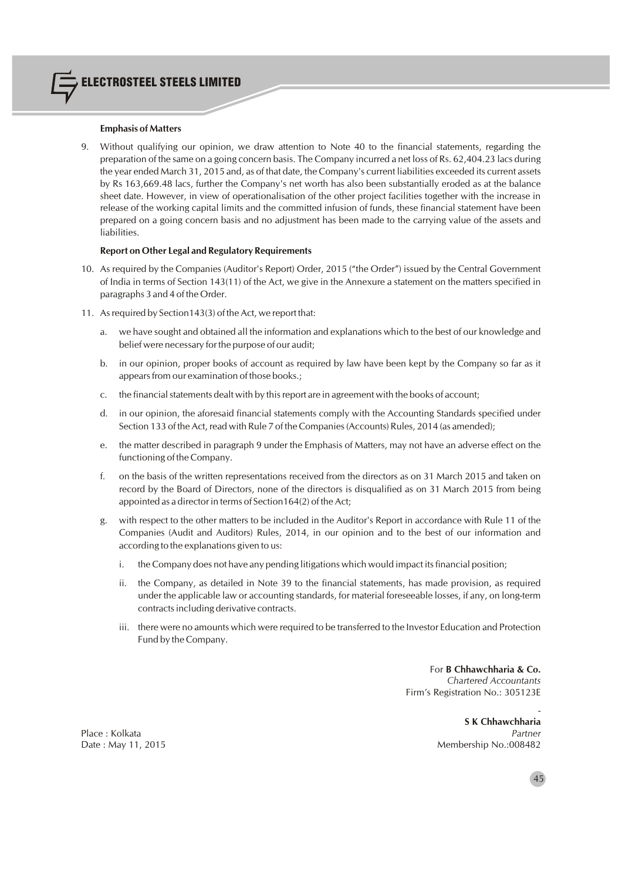**Emphasis of Matters**

9. Without qualifying our opinion, we draw attention to Note 40 to the financial statements, regarding the preparation of the same on a going concern basis. The Company incurred a net loss of Rs. 62,404.23 lacs during the year ended March 31, 2015 and, as of that date, the Company's current liabilities exceeded its current assets by Rs 163,669.48 lacs, further the Company's net worth has also been substantially eroded as at the balance sheet date. However, in view of operationalisation of the other project facilities together with the increase in release of the working capital limits and the committed infusion of funds, these financial statement have been prepared on a going concern basis and no adjustment has been made to the carrying value of the assets and liabilities.

**Report on Other Legal and Regulatory Requirements**

10. As required by the Companies (Auditor's Report) Order, 2015 ("the Order") issued by the Central Government of India in terms of Section 143(11) of the Act, we give in the Annexure a statement on the matters specified in paragraphs 3 and 4 of the Order.

11. As required by Section143(3) of the Act, we report that:

    a. we have sought and obtained all the information and explanations which to the best of our knowledge and belief were necessary for the purpose of our audit;

    b. in our opinion, proper books of account as required by law have been kept by the Company so far as it appears from our examination of those books.;

    c. the financial statements dealt with by this report are in agreement with the books of account;

    d. in our opinion, the aforesaid financial statements comply with the Accounting Standards specified under Section 133 of the Act, read with Rule 7 of the Companies (Accounts) Rules, 2014 (as amended);

    e. the matter described in paragraph 9 under the Emphasis of Matters, may not have an adverse effect on the functioning of the Company.

    f. on the basis of the written representations received from the directors as on 31 March 2015 and taken on record by the Board of Directors, none of the directors is disqualified as on 31 March 2015 from being appointed as a director in terms of Section164(2) of the Act;

    g. with respect to the other matters to be included in the Auditor's Report in accordance with Rule 11 of the Companies (Audit and Auditors) Rules, 2014, in our opinion and to the best of our information and according to the explanations given to us:

        i. the Company does not have any pending litigations which would impact its financial position;

        ii. the Company, as detailed in Note 39 to the financial statements, has made provision, as required under the applicable law or accounting standards, for material foreseeable losses, if any, on long-term contracts including derivative contracts.

        iii. there were no amounts which were required to be transferred to the Investor Education and Protection Fund by the Company.

For **B Chhawchharia & Co.**
*Chartered Accountants*
Firm's Registration No.: 305123E

**S K Chhawchharia**
*Partner*
Membership No.:008482

Place : Kolkata
Date : May 11, 2015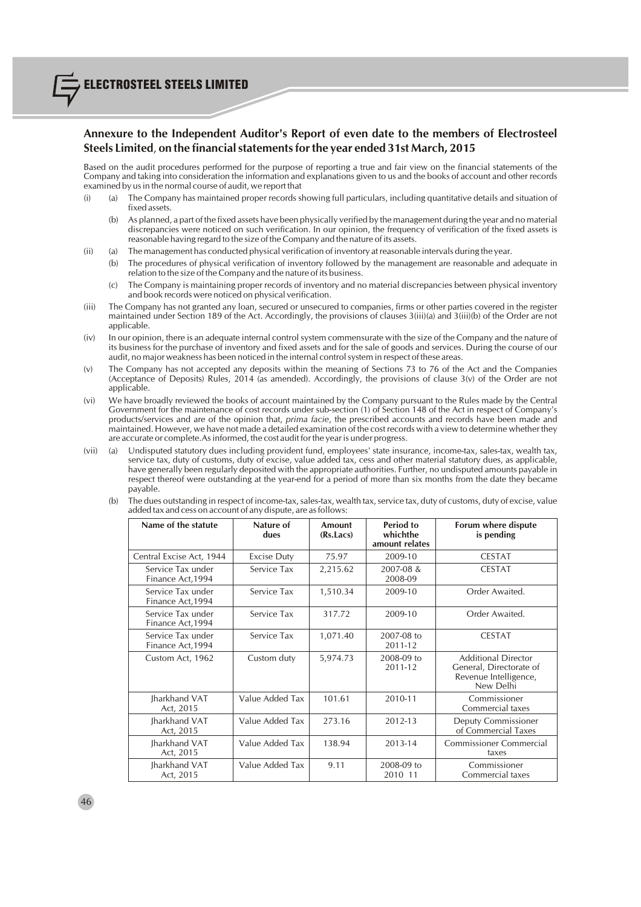## Annexure to the Independent Auditor's Report of even date to the members of Electrosteel Steels Limited, on the financial statements for the year ended 31st March, 2015

Based on the audit procedures performed for the purpose of reporting a true and fair view on the financial statements of the Company and taking into consideration the information and explanations given to us and the books of account and other records examined by us in the normal course of audit, we report that

(i) (a) The Company has maintained proper records showing full particulars, including quantitative details and situation of fixed assets.

(b) As planned, a part of the fixed assets have been physically verified by the management during the year and no material discrepancies were noticed on such verification. In our opinion, the frequency of verification of the fixed assets is reasonable having regard to the size of the Company and the nature of its assets.

(ii) (a) The management has conducted physical verification of inventory at reasonable intervals during the year.

(b) The procedures of physical verification of inventory followed by the management are reasonable and adequate in relation to the size of the Company and the nature of its business.

(c) The Company is maintaining proper records of inventory and no material discrepancies between physical inventory and book records were noticed on physical verification.

(iii) The Company has not granted any loan, secured or unsecured to companies, firms or other parties covered in the register maintained under Section 189 of the Act. Accordingly, the provisions of clauses 3(iii)(a) and 3(iii)(b) of the Order are not applicable.

(iv) In our opinion, there is an adequate internal control system commensurate with the size of the Company and the nature of its business for the purchase of inventory and fixed assets and for the sale of goods and services. During the course of our audit, no major weakness has been noticed in the internal control system in respect of these areas.

(v) The Company has not accepted any deposits within the meaning of Sections 73 to 76 of the Act and the Companies (Acceptance of Deposits) Rules, 2014 (as amended). Accordingly, the provisions of clause 3(v) of the Order are not applicable.

(vi) We have broadly reviewed the books of account maintained by the Company pursuant to the Rules made by the Central Government for the maintenance of cost records under sub-section (1) of Section 148 of the Act in respect of Company's products/services and are of the opinion that, *prima facie*, the prescribed accounts and records have been made and maintained. However, we have not made a detailed examination of the cost records with a view to determine whether they are accurate or complete.As informed, the cost audit for the year is under progress.

(vii) (a) Undisputed statutory dues including provident fund, employees' state insurance, income-tax, sales-tax, wealth tax, service tax, duty of customs, duty of excise, value added tax, cess and other material statutory dues, as applicable, have generally been regularly deposited with the appropriate authorities. Further, no undisputed amounts payable in respect thereof were outstanding at the year-end for a period of more than six months from the date they became payable.

(b) The dues outstanding in respect of income-tax, sales-tax, wealth tax, service tax, duty of customs, duty of excise, value added tax and cess on account of any dispute, are as follows:

| Name of the statute | Nature of dues | Amount (Rs.Lacs) | Period to whichthe amount relates | Forum where dispute is pending |
|---|---|---|---|---|
| Central Excise Act, 1944 | Excise Duty | 75.97 | 2009-10 | CESTAT |
| Service Tax under Finance Act,1994 | Service Tax | 2,215.62 | 2007-08 & 2008-09 | CESTAT |
| Service Tax under Finance Act,1994 | Service Tax | 1,510.34 | 2009-10 | Order Awaited. |
| Service Tax under Finance Act,1994 | Service Tax | 317.72 | 2009-10 | Order Awaited. |
| Service Tax under Finance Act,1994 | Service Tax | 1,071.40 | 2007-08 to 2011-12 | CESTAT |
| Custom Act, 1962 | Custom duty | 5,974.73 | 2008-09 to 2011-12 | Additional Director General, Directorate of Revenue Intelligence, New Delhi |
| Jharkhand VAT Act, 2015 | Value Added Tax | 101.61 | 2010-11 | Commissioner Commercial taxes |
| Jharkhand VAT Act, 2015 | Value Added Tax | 273.16 | 2012-13 | Deputy Commissioner of Commercial Taxes |
| Jharkhand VAT Act, 2015 | Value Added Tax | 138.94 | 2013-14 | Commissioner Commercial taxes |
| Jharkhand VAT Act, 2015 | Value Added Tax | 9.11 | 2008-09 to 2010 11 | Commissioner Commercial taxes |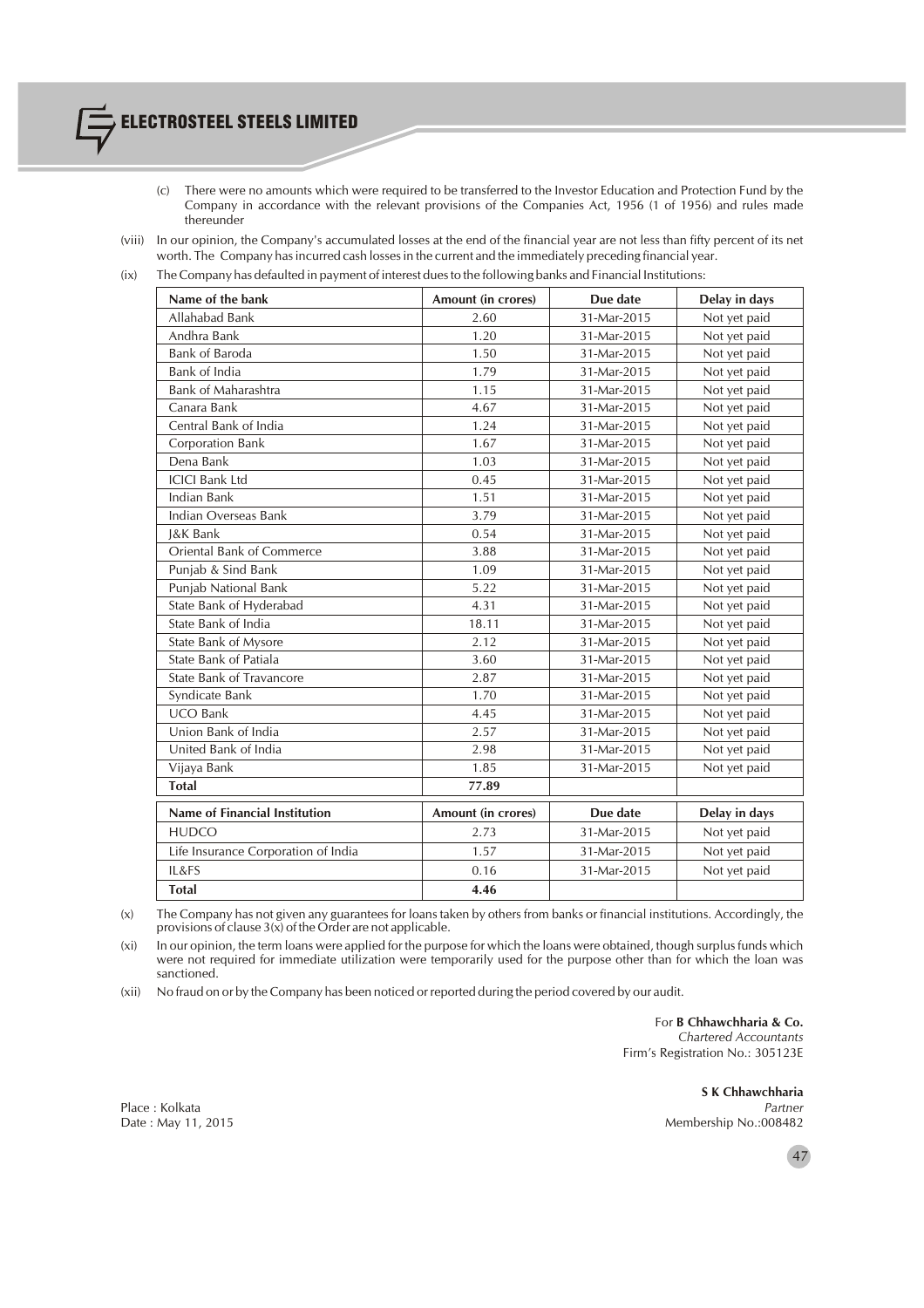(c) There were no amounts which were required to be transferred to the Investor Education and Protection Fund by the Company in accordance with the relevant provisions of the Companies Act, 1956 (1 of 1956) and rules made thereunder

(viii) In our opinion, the Company's accumulated losses at the end of the financial year are not less than fifty percent of its net worth. The Company has incurred cash losses in the current and the immediately preceding financial year.

(ix) The Company has defaulted in payment of interest dues to the following banks and Financial Institutions:

| Name of the bank | Amount (in crores) | Due date | Delay in days |
|---|---|---|---|
| Allahabad Bank | 2.60 | 31-Mar-2015 | Not yet paid |
| Andhra Bank | 1.20 | 31-Mar-2015 | Not yet paid |
| Bank of Baroda | 1.50 | 31-Mar-2015 | Not yet paid |
| Bank of India | 1.79 | 31-Mar-2015 | Not yet paid |
| Bank of Maharashtra | 1.15 | 31-Mar-2015 | Not yet paid |
| Canara Bank | 4.67 | 31-Mar-2015 | Not yet paid |
| Central Bank of India | 1.24 | 31-Mar-2015 | Not yet paid |
| Corporation Bank | 1.67 | 31-Mar-2015 | Not yet paid |
| Dena Bank | 1.03 | 31-Mar-2015 | Not yet paid |
| ICICI Bank Ltd | 0.45 | 31-Mar-2015 | Not yet paid |
| Indian Bank | 1.51 | 31-Mar-2015 | Not yet paid |
| Indian Overseas Bank | 3.79 | 31-Mar-2015 | Not yet paid |
| J&K Bank | 0.54 | 31-Mar-2015 | Not yet paid |
| Oriental Bank of Commerce | 3.88 | 31-Mar-2015 | Not yet paid |
| Punjab & Sind Bank | 1.09 | 31-Mar-2015 | Not yet paid |
| Punjab National Bank | 5.22 | 31-Mar-2015 | Not yet paid |
| State Bank of Hyderabad | 4.31 | 31-Mar-2015 | Not yet paid |
| State Bank of India | 18.11 | 31-Mar-2015 | Not yet paid |
| State Bank of Mysore | 2.12 | 31-Mar-2015 | Not yet paid |
| State Bank of Patiala | 3.60 | 31-Mar-2015 | Not yet paid |
| State Bank of Travancore | 2.87 | 31-Mar-2015 | Not yet paid |
| Syndicate Bank | 1.70 | 31-Mar-2015 | Not yet paid |
| UCO Bank | 4.45 | 31-Mar-2015 | Not yet paid |
| Union Bank of India | 2.57 | 31-Mar-2015 | Not yet paid |
| United Bank of India | 2.98 | 31-Mar-2015 | Not yet paid |
| Vijaya Bank | 1.85 | 31-Mar-2015 | Not yet paid |
| **Total** | **77.89** | | |

| Name of Financial Institution | Amount (in crores) | Due date | Delay in days |
|---|---|---|---|
| HUDCO | 2.73 | 31-Mar-2015 | Not yet paid |
| Life Insurance Corporation of India | 1.57 | 31-Mar-2015 | Not yet paid |
| IL&FS | 0.16 | 31-Mar-2015 | Not yet paid |
| **Total** | **4.46** | | |

(x) The Company has not given any guarantees for loans taken by others from banks or financial institutions. Accordingly, the provisions of clause 3(x) of the Order are not applicable.

(xi) In our opinion, the term loans were applied for the purpose for which the loans were obtained, though surplus funds which were not required for immediate utilization were temporarily used for the purpose other than for which the loan was sanctioned.

(xii) No fraud on or by the Company has been noticed or reported during the period covered by our audit.

For **B Chhawchharia & Co.**
*Chartered Accountants*
Firm's Registration No.: 305123E

**S K Chhawchharia**
*Partner*
Membership No.:008482

Place : Kolkata
Date : May 11, 2015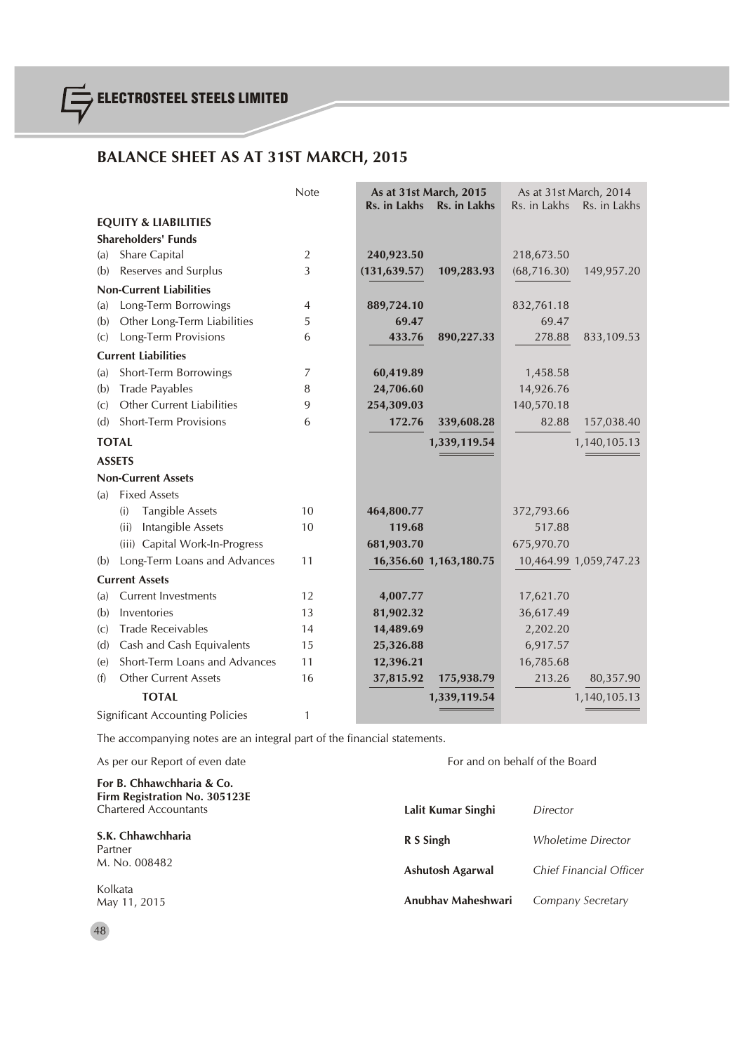## BALANCE SHEET AS AT 31ST MARCH, 2015

| | Note | As at 31st March, 2015 | | As at 31st March, 2014 | |
|---|---|---|---|---|---|
| | | **Rs. in Lakhs** | **Rs. in Lakhs** | Rs. in Lakhs | Rs. in Lakhs |
| **EQUITY & LIABILITIES** | | | | | |
| **Shareholders' Funds** | | | | | |
| (a) Share Capital | 2 | **240,923.50** | | 218,673.50 | |
| (b) Reserves and Surplus | 3 | **(131,639.57)** | **109,283.93** | (68,716.30) | 149,957.20 |
| **Non-Current Liabilities** | | | | | |
| (a) Long-Term Borrowings | 4 | **889,724.10** | | 832,761.18 | |
| (b) Other Long-Term Liabilities | 5 | **69.47** | | 69.47 | |
| (c) Long-Term Provisions | 6 | **433.76** | **890,227.33** | 278.88 | 833,109.53 |
| **Current Liabilities** | | | | | |
| (a) Short-Term Borrowings | 7 | **60,419.89** | | 1,458.58 | |
| (b) Trade Payables | 8 | **24,706.60** | | 14,926.76 | |
| (c) Other Current Liabilities | 9 | **254,309.03** | | 140,570.18 | |
| (d) Short-Term Provisions | 6 | **172.76** | **339,608.28** | 82.88 | 157,038.40 |
| **TOTAL** | | | **1,339,119.54** | | 1,140,105.13 |
| **ASSETS** | | | | | |
| **Non-Current Assets** | | | | | |
| (a) Fixed Assets | | | | | |
| (i) Tangible Assets | 10 | **464,800.77** | | 372,793.66 | |
| (ii) Intangible Assets | 10 | **119.68** | | 517.88 | |
| (iii) Capital Work-In-Progress | | **681,903.70** | | 675,970.70 | |
| (b) Long-Term Loans and Advances | 11 | **16,356.60** | **1,163,180.75** | 10,464.99 | 1,059,747.23 |
| **Current Assets** | | | | | |
| (a) Current Investments | 12 | **4,007.77** | | 17,621.70 | |
| (b) Inventories | 13 | **81,902.32** | | 36,617.49 | |
| (c) Trade Receivables | 14 | **14,489.69** | | 2,202.20 | |
| (d) Cash and Cash Equivalents | 15 | **25,326.88** | | 6,917.57 | |
| (e) Short-Term Loans and Advances | 11 | **12,396.21** | | 16,785.68 | |
| (f) Other Current Assets | 16 | **37,815.92** | **175,938.79** | 213.26 | 80,357.90 |
| **TOTAL** | | | **1,339,119.54** | | 1,140,105.13 |
| Significant Accounting Policies | 1 | | | | |

The accompanying notes are an integral part of the financial statements.

As per our Report of even date

**For B. Chhawchharia & Co.**
**Firm Registration No. 305123E**
Chartered Accountants

**S.K. Chhawchharia**
Partner
M. No. 008482

Kolkata
May 11, 2015

For and on behalf of the Board

**Lalit Kumar Singhi** *Director*

**R S Singh** *Wholetime Director*

**Ashutosh Agarwal** *Chief Financial Officer*

**Anubhav Maheshwari** *Company Secretary*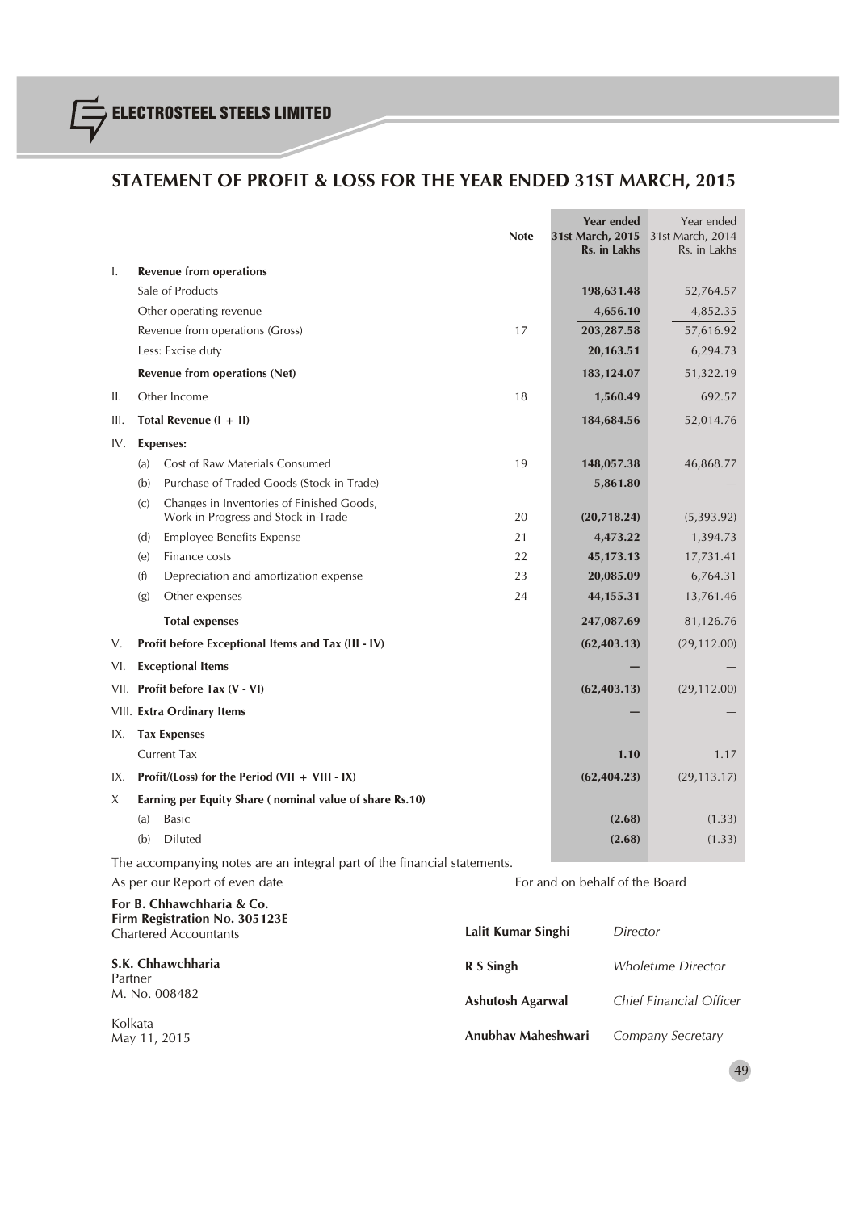## STATEMENT OF PROFIT & LOSS FOR THE YEAR ENDED 31ST MARCH, 2015

| | | Note | Year ended 31st March, 2015 Rs. in Lakhs | Year ended 31st March, 2014 Rs. in Lakhs |
|---|---|---|---|---|
| I. | **Revenue from operations** | | | |
| | Sale of Products | | **198,631.48** | 52,764.57 |
| | Other operating revenue | | **4,656.10** | 4,852.35 |
| | Revenue from operations (Gross) | 17 | **203,287.58** | 57,616.92 |
| | Less: Excise duty | | **20,163.51** | 6,294.73 |
| | **Revenue from operations (Net)** | | **183,124.07** | 51,322.19 |
| II. | Other Income | 18 | **1,560.49** | 692.57 |
| III. | **Total Revenue (I + II)** | | **184,684.56** | 52,014.76 |
| IV. | **Expenses:** | | | |
| | (a) Cost of Raw Materials Consumed | 19 | **148,057.38** | 46,868.77 |
| | (b) Purchase of Traded Goods (Stock in Trade) | | **5,861.80** | — |
| | (c) Changes in Inventories of Finished Goods, Work-in-Progress and Stock-in-Trade | 20 | **(20,718.24)** | (5,393.92) |
| | (d) Employee Benefits Expense | 21 | **4,473.22** | 1,394.73 |
| | (e) Finance costs | 22 | **45,173.13** | 17,731.41 |
| | (f) Depreciation and amortization expense | 23 | **20,085.09** | 6,764.31 |
| | (g) Other expenses | 24 | **44,155.31** | 13,761.46 |
| | **Total expenses** | | **247,087.69** | 81,126.76 |
| V. | **Profit before Exceptional Items and Tax (III - IV)** | | **(62,403.13)** | (29,112.00) |
| VI. | **Exceptional Items** | | **—** | — |
| VII. | **Profit before Tax (V - VI)** | | **(62,403.13)** | (29,112.00) |
| VIII. | **Extra Ordinary Items** | | **—** | — |
| IX. | **Tax Expenses** | | | |
| | Current Tax | | **1.10** | 1.17 |
| IX. | **Profit/(Loss) for the Period (VII + VIII - IX)** | | **(62,404.23)** | (29,113.17) |
| X | **Earning per Equity Share ( nominal value of share Rs.10)** | | | |
| | (a) Basic | | **(2.68)** | (1.33) |
| | (b) Diluted | | **(2.68)** | (1.33) |

The accompanying notes are an integral part of the financial statements.

As per our Report of even date

**For B. Chhawchharia & Co.**
**Firm Registration No. 305123E**
Chartered Accountants

**S.K. Chhawchharia**
Partner
M. No. 008482

Kolkata
May 11, 2015

For and on behalf of the Board

**Lalit Kumar Singhi** *Director*

**R S Singh** *Wholetime Director*

**Ashutosh Agarwal** *Chief Financial Officer*

**Anubhav Maheshwari** *Company Secretary*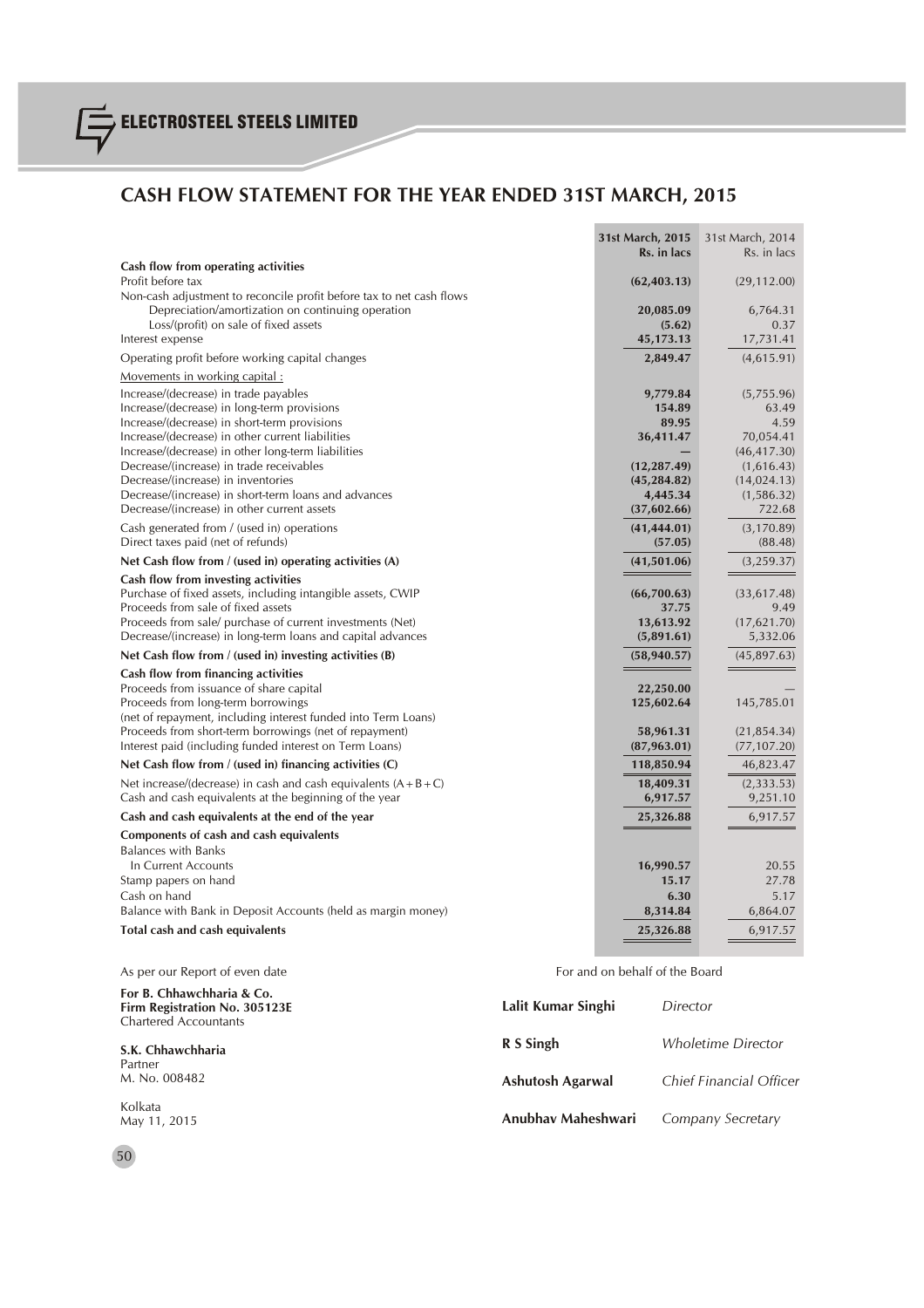# CASH FLOW STATEMENT FOR THE YEAR ENDED 31ST MARCH, 2015

| | 31st March, 2015 Rs. in lacs | 31st March, 2014 Rs. in lacs |
|---|---|---|
| **Cash flow from operating activities** | | |
| Profit before tax | **(62,403.13)** | (29,112.00) |
| Non-cash adjustment to reconcile profit before tax to net cash flows | | |
| Depreciation/amortization on continuing operation | **20,085.09** | 6,764.31 |
| Loss/(profit) on sale of fixed assets | **(5.62)** | 0.37 |
| Interest expense | **45,173.13** | 17,731.41 |
| Operating profit before working capital changes | **2,849.47** | (4,615.91) |
| Movements in working capital : | | |
| Increase/(decrease) in trade payables | **9,779.84** | (5,755.96) |
| Increase/(decrease) in long-term provisions | **154.89** | 63.49 |
| Increase/(decrease) in short-term provisions | **89.95** | 4.59 |
| Increase/(decrease) in other current liabilities | **36,411.47** | 70,054.41 |
| Increase/(decrease) in other long-term liabilities | **—** | (46,417.30) |
| Decrease/(increase) in trade receivables | **(12,287.49)** | (1,616.43) |
| Decrease/(increase) in inventories | **(45,284.82)** | (14,024.13) |
| Decrease/(increase) in short-term loans and advances | **4,445.34** | (1,586.32) |
| Decrease/(increase) in other current assets | **(37,602.66)** | 722.68 |
| Cash generated from / (used in) operations | **(41,444.01)** | (3,170.89) |
| Direct taxes paid (net of refunds) | **(57.05)** | (88.48) |
| **Net Cash flow from / (used in) operating activities (A)** | **(41,501.06)** | (3,259.37) |
| **Cash flow from investing activities** | | |
| Purchase of fixed assets, including intangible assets, CWIP | **(66,700.63)** | (33,617.48) |
| Proceeds from sale of fixed assets | **37.75** | 9.49 |
| Proceeds from sale/ purchase of current investments (Net) | **13,613.92** | (17,621.70) |
| Decrease/(increase) in long-term loans and capital advances | **(5,891.61)** | 5,332.06 |
| **Net Cash flow from / (used in) investing activities (B)** | **(58,940.57)** | (45,897.63) |
| **Cash flow from financing activities** | | |
| Proceeds from issuance of share capital | **22,250.00** | — |
| Proceeds from long-term borrowings (net of repayment, including interest funded into Term Loans) | **125,602.64** | 145,785.01 |
| Proceeds from short-term borrowings (net of repayment) | **58,961.31** | (21,854.34) |
| Interest paid (including funded interest on Term Loans) | **(87,963.01)** | (77,107.20) |
| **Net Cash flow from / (used in) financing activities (C)** | **118,850.94** | 46,823.47 |
| Net increase/(decrease) in cash and cash equivalents (A + B + C) | **18,409.31** | (2,333.53) |
| Cash and cash equivalents at the beginning of the year | **6,917.57** | 9,251.10 |
| **Cash and cash equivalents at the end of the year** | **25,326.88** | 6,917.57 |
| **Components of cash and cash equivalents** | | |
| Balances with Banks | | |
| In Current Accounts | **16,990.57** | 20.55 |
| Stamp papers on hand | **15.17** | 27.78 |
| Cash on hand | **6.30** | 5.17 |
| Balance with Bank in Deposit Accounts (held as margin money) | **8,314.84** | 6,864.07 |
| **Total cash and cash equivalents** | **25,326.88** | 6,917.57 |

As per our Report of even date

**For B. Chhawchharia & Co.**
**Firm Registration No. 305123E**
Chartered Accountants

**S.K. Chhawchharia**
Partner
M. No. 008482

Kolkata
May 11, 2015

For and on behalf of the Board

**Lalit Kumar Singhi** *Director*

**R S Singh** *Wholetime Director*

**Ashutosh Agarwal** *Chief Financial Officer*

**Anubhav Maheshwari** *Company Secretary*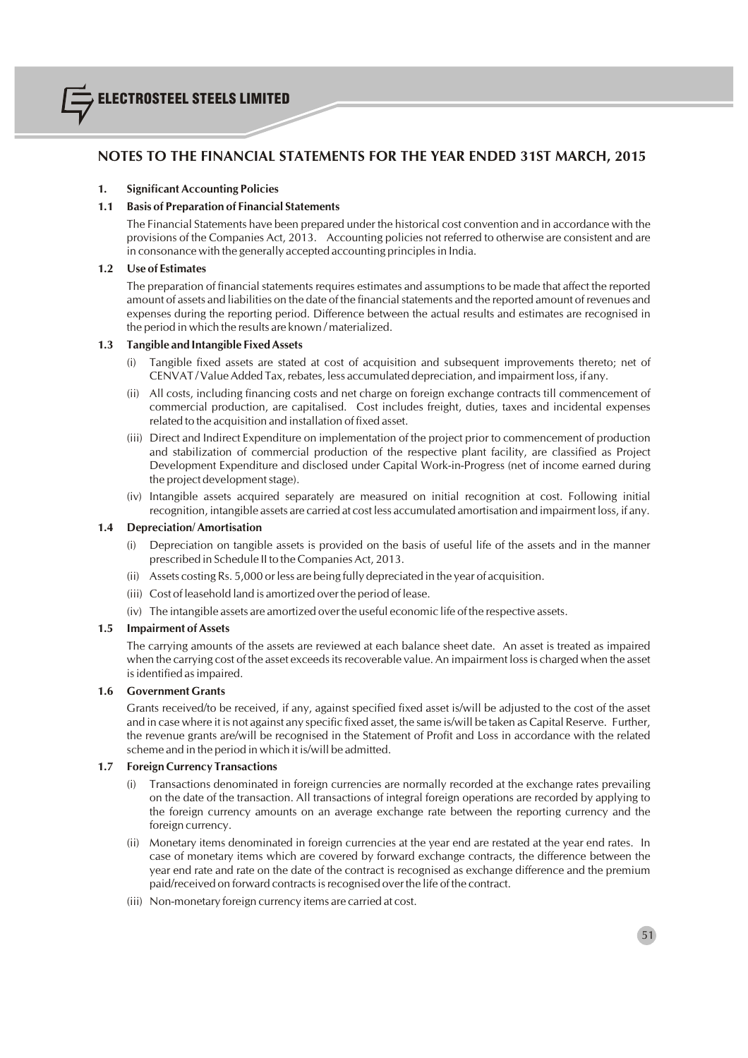# NOTES TO THE FINANCIAL STATEMENTS FOR THE YEAR ENDED 31ST MARCH, 2015

## 1. Significant Accounting Policies

### 1.1 Basis of Preparation of Financial Statements

The Financial Statements have been prepared under the historical cost convention and in accordance with the provisions of the Companies Act, 2013. Accounting policies not referred to otherwise are consistent and are in consonance with the generally accepted accounting principles in India.

### 1.2 Use of Estimates

The preparation of financial statements requires estimates and assumptions to be made that affect the reported amount of assets and liabilities on the date of the financial statements and the reported amount of revenues and expenses during the reporting period. Difference between the actual results and estimates are recognised in the period in which the results are known / materialized.

### 1.3 Tangible and Intangible Fixed Assets

(i) Tangible fixed assets are stated at cost of acquisition and subsequent improvements thereto; net of CENVAT / Value Added Tax, rebates, less accumulated depreciation, and impairment loss, if any.

(ii) All costs, including financing costs and net charge on foreign exchange contracts till commencement of commercial production, are capitalised. Cost includes freight, duties, taxes and incidental expenses related to the acquisition and installation of fixed asset.

(iii) Direct and Indirect Expenditure on implementation of the project prior to commencement of production and stabilization of commercial production of the respective plant facility, are classified as Project Development Expenditure and disclosed under Capital Work-in-Progress (net of income earned during the project development stage).

(iv) Intangible assets acquired separately are measured on initial recognition at cost. Following initial recognition, intangible assets are carried at cost less accumulated amortisation and impairment loss, if any.

### 1.4 Depreciation/ Amortisation

(i) Depreciation on tangible assets is provided on the basis of useful life of the assets and in the manner prescribed in Schedule II to the Companies Act, 2013.

(ii) Assets costing Rs. 5,000 or less are being fully depreciated in the year of acquisition.

(iii) Cost of leasehold land is amortized over the period of lease.

(iv) The intangible assets are amortized over the useful economic life of the respective assets.

### 1.5 Impairment of Assets

The carrying amounts of the assets are reviewed at each balance sheet date. An asset is treated as impaired when the carrying cost of the asset exceeds its recoverable value. An impairment loss is charged when the asset is identified as impaired.

### 1.6 Government Grants

Grants received/to be received, if any, against specified fixed asset is/will be adjusted to the cost of the asset and in case where it is not against any specific fixed asset, the same is/will be taken as Capital Reserve. Further, the revenue grants are/will be recognised in the Statement of Profit and Loss in accordance with the related scheme and in the period in which it is/will be admitted.

### 1.7 Foreign Currency Transactions

(i) Transactions denominated in foreign currencies are normally recorded at the exchange rates prevailing on the date of the transaction. All transactions of integral foreign operations are recorded by applying to the foreign currency amounts on an average exchange rate between the reporting currency and the foreign currency.

(ii) Monetary items denominated in foreign currencies at the year end are restated at the year end rates. In case of monetary items which are covered by forward exchange contracts, the difference between the year end rate and rate on the date of the contract is recognised as exchange difference and the premium paid/received on forward contracts is recognised over the life of the contract.

(iii) Non-monetary foreign currency items are carried at cost.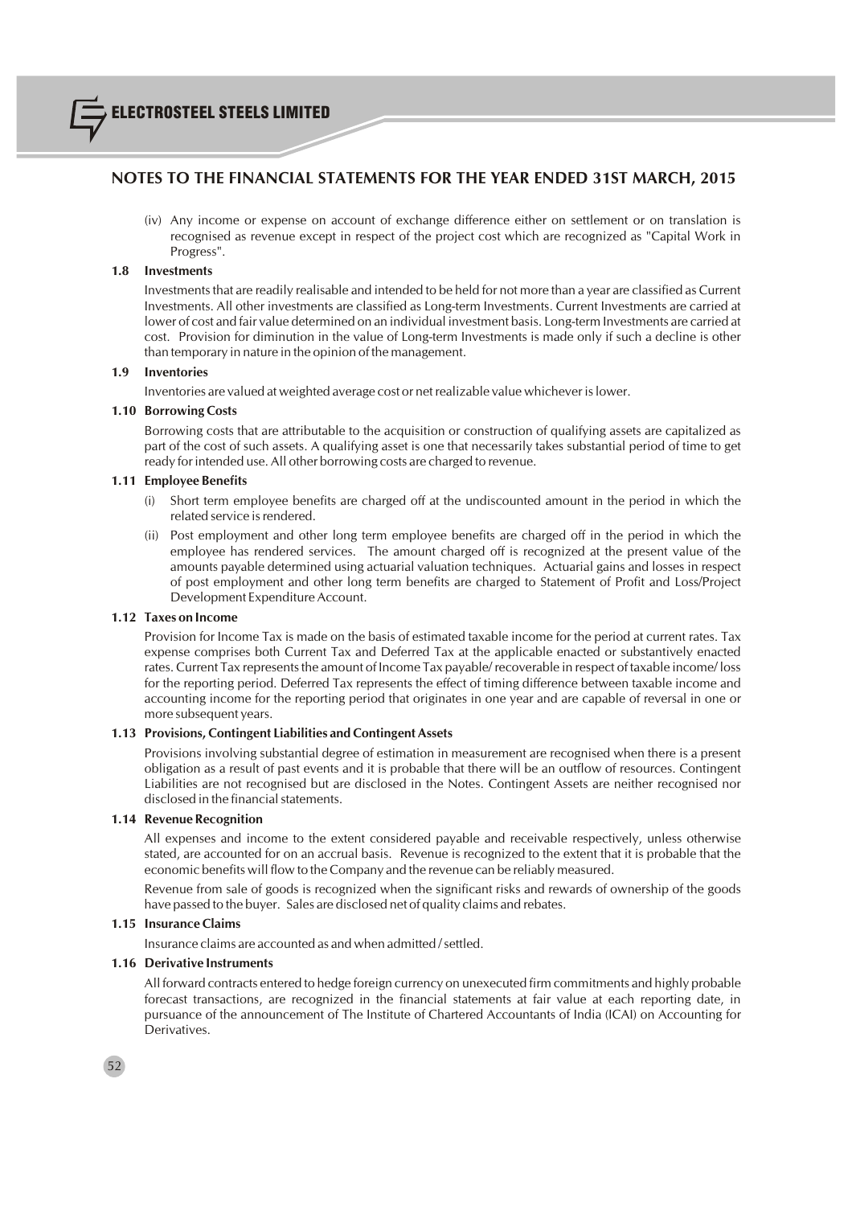## NOTES TO THE FINANCIAL STATEMENTS FOR THE YEAR ENDED 31ST MARCH, 2015

(iv) Any income or expense on account of exchange difference either on settlement or on translation is recognised as revenue except in respect of the project cost which are recognized as "Capital Work in Progress".

### 1.8 Investments

Investments that are readily realisable and intended to be held for not more than a year are classified as Current Investments. All other investments are classified as Long-term Investments. Current Investments are carried at lower of cost and fair value determined on an individual investment basis. Long-term Investments are carried at cost. Provision for diminution in the value of Long-term Investments is made only if such a decline is other than temporary in nature in the opinion of the management.

### 1.9 Inventories

Inventories are valued at weighted average cost or net realizable value whichever is lower.

### 1.10 Borrowing Costs

Borrowing costs that are attributable to the acquisition or construction of qualifying assets are capitalized as part of the cost of such assets. A qualifying asset is one that necessarily takes substantial period of time to get ready for intended use. All other borrowing costs are charged to revenue.

### 1.11 Employee Benefits

(i) Short term employee benefits are charged off at the undiscounted amount in the period in which the related service is rendered.

(ii) Post employment and other long term employee benefits are charged off in the period in which the employee has rendered services. The amount charged off is recognized at the present value of the amounts payable determined using actuarial valuation techniques. Actuarial gains and losses in respect of post employment and other long term benefits are charged to Statement of Profit and Loss/Project Development Expenditure Account.

### 1.12 Taxes on Income

Provision for Income Tax is made on the basis of estimated taxable income for the period at current rates. Tax expense comprises both Current Tax and Deferred Tax at the applicable enacted or substantively enacted rates. Current Tax represents the amount of Income Tax payable/ recoverable in respect of taxable income/ loss for the reporting period. Deferred Tax represents the effect of timing difference between taxable income and accounting income for the reporting period that originates in one year and are capable of reversal in one or more subsequent years.

### 1.13 Provisions, Contingent Liabilities and Contingent Assets

Provisions involving substantial degree of estimation in measurement are recognised when there is a present obligation as a result of past events and it is probable that there will be an outflow of resources. Contingent Liabilities are not recognised but are disclosed in the Notes. Contingent Assets are neither recognised nor disclosed in the financial statements.

### 1.14 Revenue Recognition

All expenses and income to the extent considered payable and receivable respectively, unless otherwise stated, are accounted for on an accrual basis. Revenue is recognized to the extent that it is probable that the economic benefits will flow to the Company and the revenue can be reliably measured.

Revenue from sale of goods is recognized when the significant risks and rewards of ownership of the goods have passed to the buyer. Sales are disclosed net of quality claims and rebates.

### 1.15 Insurance Claims

Insurance claims are accounted as and when admitted / settled.

### 1.16 Derivative Instruments

All forward contracts entered to hedge foreign currency on unexecuted firm commitments and highly probable forecast transactions, are recognized in the financial statements at fair value at each reporting date, in pursuance of the announcement of The Institute of Chartered Accountants of India (ICAI) on Accounting for Derivatives.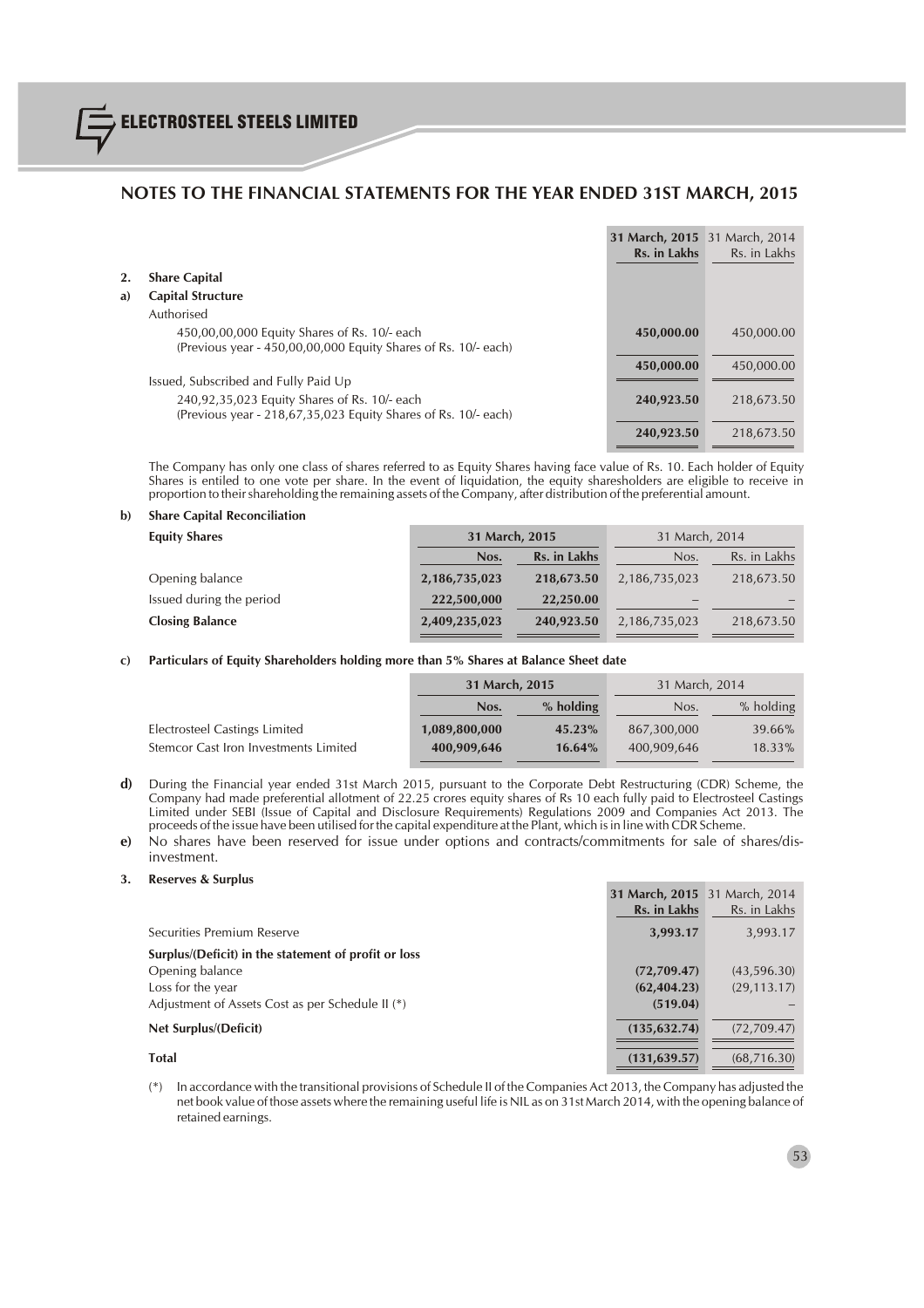## NOTES TO THE FINANCIAL STATEMENTS FOR THE YEAR ENDED 31ST MARCH, 2015

| | | 31 March, 2015 Rs. in Lakhs | 31 March, 2014 Rs. in Lakhs |
|---|---|---|---|
| **2.** | **Share Capital** | | |
| **a)** | **Capital Structure** | | |
| | Authorised | | |
| | 450,00,00,000 Equity Shares of Rs. 10/- each (Previous year - 450,00,00,000 Equity Shares of Rs. 10/- each) | **450,000.00** | 450,000.00 |
| | | **450,000.00** | 450,000.00 |
| | Issued, Subscribed and Fully Paid Up | | |
| | 240,92,35,023 Equity Shares of Rs. 10/- each (Previous year - 218,67,35,023 Equity Shares of Rs. 10/- each) | **240,923.50** | 218,673.50 |
| | | **240,923.50** | 218,673.50 |

The Company has only one class of shares referred to as Equity Shares having face value of Rs. 10. Each holder of Equity Shares is entiled to one vote per share. In the event of liquidation, the equity sharesholders are eligible to receive in proportion to their shareholding the remaining assets of the Company, after distribution of the preferential amount.

**b) Share Capital Reconciliation**

| **Equity Shares** | **31 March, 2015** | | 31 March, 2014 | |
|---|---|---|---|---|
| | **Nos.** | **Rs. in Lakhs** | Nos. | Rs. in Lakhs |
| Opening balance | **2,186,735,023** | **218,673.50** | 2,186,735,023 | 218,673.50 |
| Issued during the period | **222,500,000** | **22,250.00** | – | – |
| **Closing Balance** | **2,409,235,023** | **240,923.50** | 2,186,735,023 | 218,673.50 |

**c) Particulars of Equity Shareholders holding more than 5% Shares at Balance Sheet date**

| | **31 March, 2015** | | 31 March, 2014 | |
|---|---|---|---|---|
| | **Nos.** | **% holding** | Nos. | % holding |
| Electrosteel Castings Limited | **1,089,800,000** | **45.23%** | 867,300,000 | 39.66% |
| Stemcor Cast Iron Investments Limited | **400,909,646** | **16.64%** | 400,909,646 | 18.33% |

**d)** During the Financial year ended 31st March 2015, pursuant to the Corporate Debt Restructuring (CDR) Scheme, the Company had made preferential allotment of 22.25 crores equity shares of Rs 10 each fully paid to Electrosteel Castings Limited under SEBI (Issue of Capital and Disclosure Requirements) Regulations 2009 and Companies Act 2013. The proceeds of the issue have been utilised for the capital expenditure at the Plant, which is in line with CDR Scheme.

**e)** No shares have been reserved for issue under options and contracts/commitments for sale of shares/disinvestment.

**3. Reserves & Surplus**

| | 31 March, 2015 Rs. in Lakhs | 31 March, 2014 Rs. in Lakhs |
|---|---|---|
| Securities Premium Reserve | **3,993.17** | 3,993.17 |
| **Surplus/(Deficit) in the statement of profit or loss** | | |
| Opening balance | **(72,709.47)** | (43,596.30) |
| Loss for the year | **(62,404.23)** | (29,113.17) |
| Adjustment of Assets Cost as per Schedule II (*) | **(519.04)** | – |
| **Net Surplus/(Deficit)** | **(135,632.74)** | (72,709.47) |
| **Total** | **(131,639.57)** | (68,716.30) |

(*) In accordance with the transitional provisions of Schedule II of the Companies Act 2013, the Company has adjusted the net book value of those assets where the remaining useful life is NIL as on 31st March 2014, with the opening balance of retained earnings.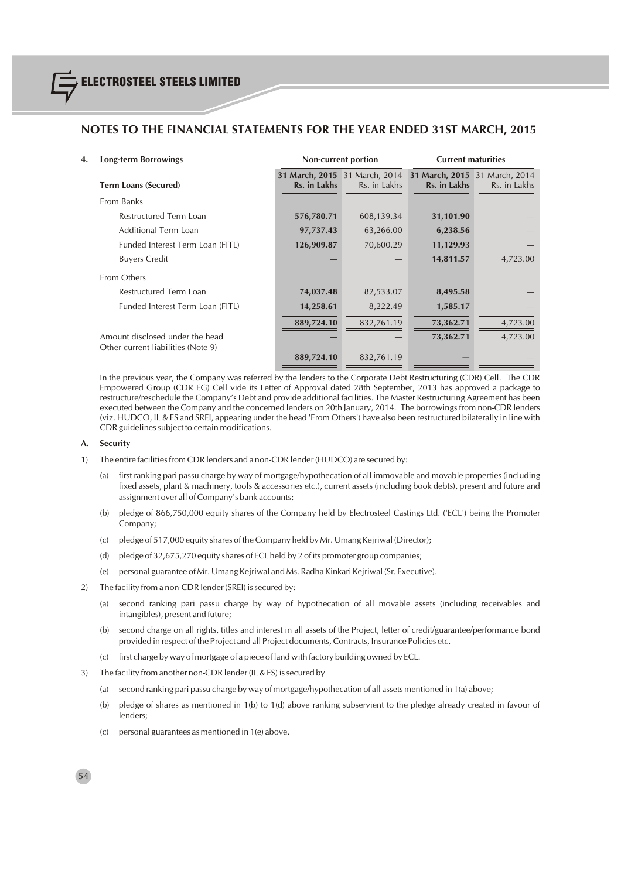## NOTES TO THE FINANCIAL STATEMENTS FOR THE YEAR ENDED 31ST MARCH, 2015

**4. Long-term Borrowings**

| | Non-current portion | | Current maturities | |
|---|---|---|---|---|
| **Term Loans (Secured)** | **31 March, 2015 Rs. in Lakhs** | 31 March, 2014 Rs. in Lakhs | **31 March, 2015 Rs. in Lakhs** | 31 March, 2014 Rs. in Lakhs |
| From Banks | | | | |
| Restructured Term Loan | **576,780.71** | 608,139.34 | **31,101.90** | — |
| Additional Term Loan | **97,737.43** | 63,266.00 | **6,238.56** | — |
| Funded Interest Term Loan (FITL) | **126,909.87** | 70,600.29 | **11,129.93** | — |
| Buyers Credit | **—** | — | **14,811.57** | 4,723.00 |
| From Others | | | | |
| Restructured Term Loan | **74,037.48** | 82,533.07 | **8,495.58** | — |
| Funded Interest Term Loan (FITL) | **14,258.61** | 8,222.49 | **1,585.17** | — |
| | **889,724.10** | 832,761.19 | **73,362.71** | 4,723.00 |
| Amount disclosed under the head Other current liabilities (Note 9) | **—** | — | **73,362.71** | 4,723.00 |
| | **889,724.10** | 832,761.19 | **—** | — |

In the previous year, the Company was referred by the lenders to the Corporate Debt Restructuring (CDR) Cell. The CDR Empowered Group (CDR EG) Cell vide its Letter of Approval dated 28th September, 2013 has approved a package to restructure/reschedule the Company's Debt and provide additional facilities. The Master Restructuring Agreement has been executed between the Company and the concerned lenders on 20th January, 2014. The borrowings from non-CDR lenders (viz. HUDCO, IL & FS and SREI, appearing under the head 'From Others') have also been restructured bilaterally in line with CDR guidelines subject to certain modifications.

**A. Security**

1) The entire facilities from CDR lenders and a non-CDR lender (HUDCO) are secured by:

   (a) first ranking pari passu charge by way of mortgage/hypothecation of all immovable and movable properties (including fixed assets, plant & machinery, tools & accessories etc.), current assets (including book debts), present and future and assignment over all of Company's bank accounts;

   (b) pledge of 866,750,000 equity shares of the Company held by Electrosteel Castings Ltd. ('ECL') being the Promoter Company;

   (c) pledge of 517,000 equity shares of the Company held by Mr. Umang Kejriwal (Director);

   (d) pledge of 32,675,270 equity shares of ECL held by 2 of its promoter group companies;

   (e) personal guarantee of Mr. Umang Kejriwal and Ms. Radha Kinkari Kejriwal (Sr. Executive).

2) The facility from a non-CDR lender (SREI) is secured by:

   (a) second ranking pari passu charge by way of hypothecation of all movable assets (including receivables and intangibles), present and future;

   (b) second charge on all rights, titles and interest in all assets of the Project, letter of credit/guarantee/performance bond provided in respect of the Project and all Project documents, Contracts, Insurance Policies etc.

   (c) first charge by way of mortgage of a piece of land with factory building owned by ECL.

3) The facility from another non-CDR lender (IL & FS) is secured by

   (a) second ranking pari passu charge by way of mortgage/hypothecation of all assets mentioned in 1(a) above;

   (b) pledge of shares as mentioned in 1(b) to 1(d) above ranking subservient to the pledge already created in favour of lenders;

   (c) personal guarantees as mentioned in 1(e) above.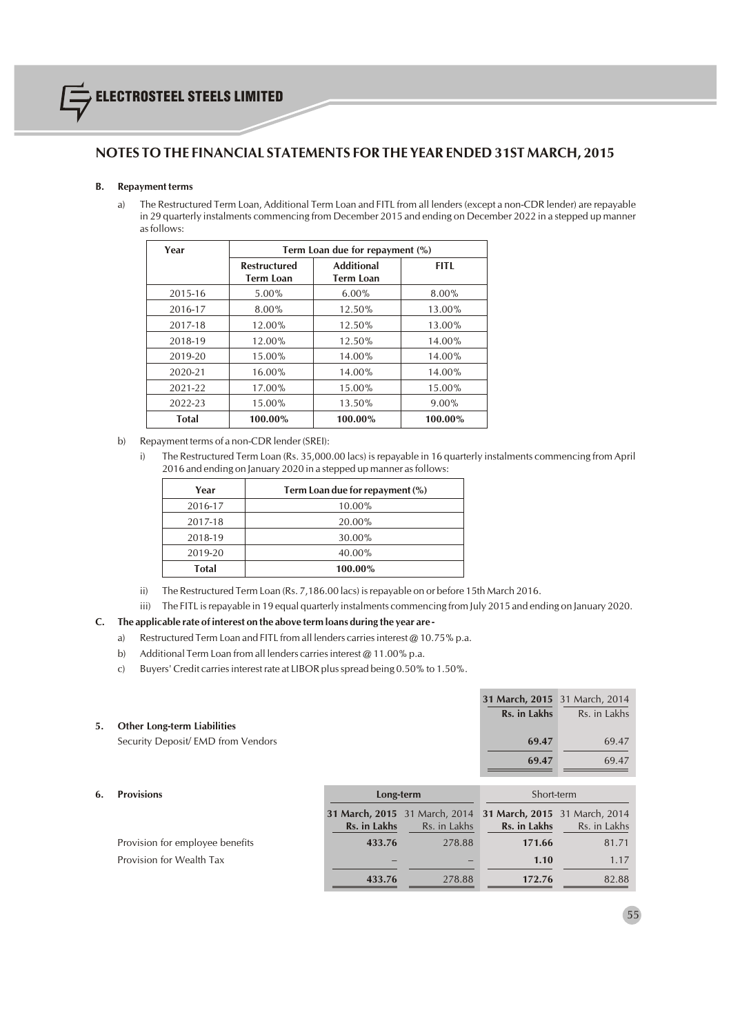## NOTES TO THE FINANCIAL STATEMENTS FOR THE YEAR ENDED 31ST MARCH, 2015

**B. Repayment terms**

a) The Restructured Term Loan, Additional Term Loan and FITL from all lenders (except a non-CDR lender) are repayable in 29 quarterly instalments commencing from December 2015 and ending on December 2022 in a stepped up manner as follows:

| Year | Term Loan due for repayment (%) | | |
|---|---|---|---|
| | Restructured Term Loan | Additional Term Loan | FITL |
| 2015-16 | 5.00% | 6.00% | 8.00% |
| 2016-17 | 8.00% | 12.50% | 13.00% |
| 2017-18 | 12.00% | 12.50% | 13.00% |
| 2018-19 | 12.00% | 12.50% | 14.00% |
| 2019-20 | 15.00% | 14.00% | 14.00% |
| 2020-21 | 16.00% | 14.00% | 14.00% |
| 2021-22 | 17.00% | 15.00% | 15.00% |
| 2022-23 | 15.00% | 13.50% | 9.00% |
| **Total** | **100.00%** | **100.00%** | **100.00%** |

b) Repayment terms of a non-CDR lender (SREI):

i) The Restructured Term Loan (Rs. 35,000.00 lacs) is repayable in 16 quarterly instalments commencing from April 2016 and ending on January 2020 in a stepped up manner as follows:

| Year | Term Loan due for repayment (%) |
|---|---|
| 2016-17 | 10.00% |
| 2017-18 | 20.00% |
| 2018-19 | 30.00% |
| 2019-20 | 40.00% |
| **Total** | **100.00%** |

ii) The Restructured Term Loan (Rs. 7,186.00 lacs) is repayable on or before 15th March 2016.

iii) The FITL is repayable in 19 equal quarterly instalments commencing from July 2015 and ending on January 2020.

**C. The applicable rate of interest on the above term loans during the year are -**

a) Restructured Term Loan and FITL from all lenders carries interest @ 10.75% p.a.

b) Additional Term Loan from all lenders carries interest @ 11.00% p.a.

c) Buyers' Credit carries interest rate at LIBOR plus spread being 0.50% to 1.50%.

| | **31 March, 2015 Rs. in Lakhs** | 31 March, 2014 Rs. in Lakhs |
|---|---|---|
| **5. Other Long-term Liabilities** | | |
| Security Deposit/ EMD from Vendors | **69.47** | 69.47 |
| | **69.47** | 69.47 |

| **6. Provisions** | Long-term | | Short-term | |
|---|---|---|---|---|
| | **31 March, 2015 Rs. in Lakhs** | 31 March, 2014 Rs. in Lakhs | **31 March, 2015 Rs. in Lakhs** | 31 March, 2014 Rs. in Lakhs |
| Provision for employee benefits | **433.76** | 278.88 | **171.66** | 81.71 |
| Provision for Wealth Tax | – | – | **1.10** | 1.17 |
| | **433.76** | 278.88 | **172.76** | 82.88 |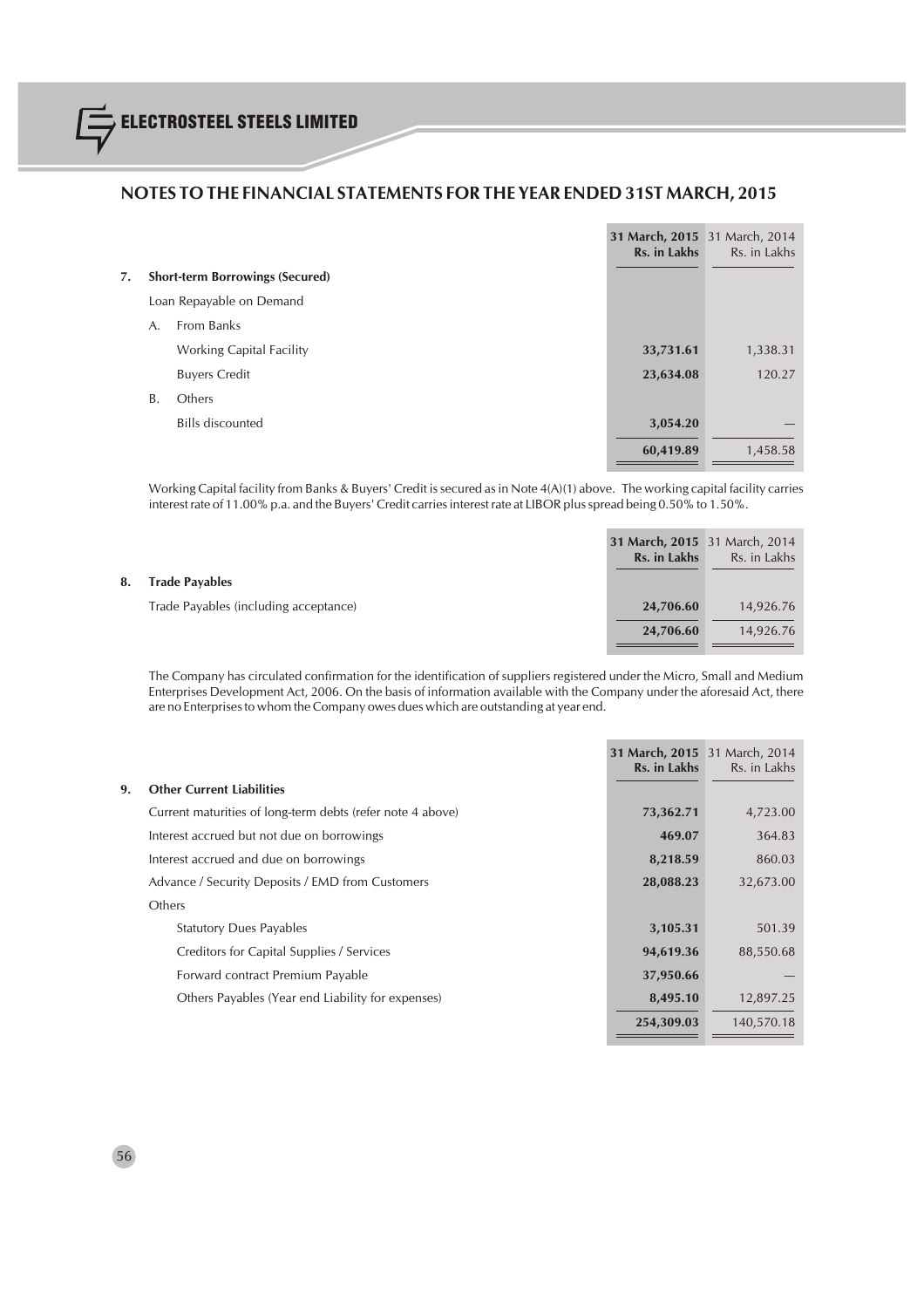## NOTES TO THE FINANCIAL STATEMENTS FOR THE YEAR ENDED 31ST MARCH, 2015

| | 31 March, 2015 Rs. in Lakhs | 31 March, 2014 Rs. in Lakhs |
|---|---|---|
| **7. Short-term Borrowings (Secured)** | | |
| Loan Repayable on Demand | | |
| A. From Banks | | |
| Working Capital Facility | **33,731.61** | 1,338.31 |
| Buyers Credit | **23,634.08** | 120.27 |
| B. Others | | |
| Bills discounted | **3,054.20** | — |
| | **60,419.89** | 1,458.58 |

Working Capital facility from Banks & Buyers' Credit is secured as in Note 4(A)(1) above. The working capital facility carries interest rate of 11.00% p.a. and the Buyers' Credit carries interest rate at LIBOR plus spread being 0.50% to 1.50%.

| | 31 March, 2015 Rs. in Lakhs | 31 March, 2014 Rs. in Lakhs |
|---|---|---|
| **8. Trade Payables** | | |
| Trade Payables (including acceptance) | **24,706.60** | 14,926.76 |
| | **24,706.60** | 14,926.76 |

The Company has circulated confirmation for the identification of suppliers registered under the Micro, Small and Medium Enterprises Development Act, 2006. On the basis of information available with the Company under the aforesaid Act, there are no Enterprises to whom the Company owes dues which are outstanding at year end.

| | 31 March, 2015 Rs. in Lakhs | 31 March, 2014 Rs. in Lakhs |
|---|---|---|
| **9. Other Current Liabilities** | | |
| Current maturities of long-term debts (refer note 4 above) | **73,362.71** | 4,723.00 |
| Interest accrued but not due on borrowings | **469.07** | 364.83 |
| Interest accrued and due on borrowings | **8,218.59** | 860.03 |
| Advance / Security Deposits / EMD from Customers | **28,088.23** | 32,673.00 |
| Others | | |
| Statutory Dues Payables | **3,105.31** | 501.39 |
| Creditors for Capital Supplies / Services | **94,619.36** | 88,550.68 |
| Forward contract Premium Payable | **37,950.66** | — |
| Others Payables (Year end Liability for expenses) | **8,495.10** | 12,897.25 |
| | **254,309.03** | 140,570.18 |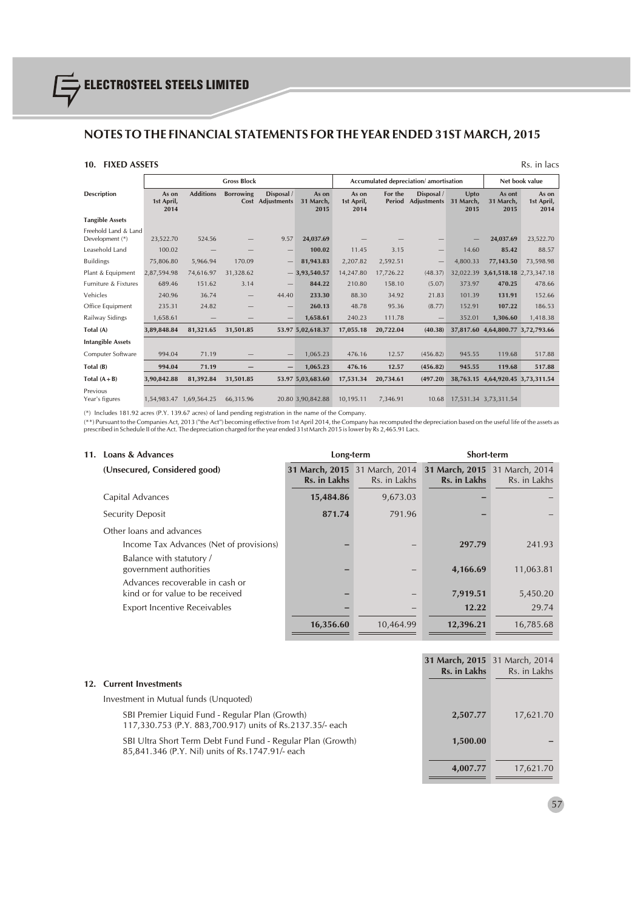## NOTES TO THE FINANCIAL STATEMENTS FOR THE YEAR ENDED 31ST MARCH, 2015

### 10. FIXED ASSETS

Rs. in lacs

| Description | Gross Block | | | | | Accumulated depreciation/ amortisation | | | | Net book value | |
|---|---|---|---|---|---|---|---|---|---|---|---|
| | As on 1st April, 2014 | Additions | Borrowing Cost | Disposal / Adjustments | As on 31 March, 2015 | As on 1st April, 2014 | For the Period | Disposal / Adjustments | Upto 31 March, 2015 | As ont 31 March, 2015 | As on 1st April, 2014 |
| **Tangible Assets** | | | | | | | | | | | |
| Freehold Land & Land Development (*) | 23,522.70 | 524.56 | — | 9.57 | **24,037.69** | — | — | — | — | **24,037.69** | 23,522.70 |
| Leasehold Land | 100.02 | — | — | — | **100.02** | 11.45 | 3.15 | — | 14.60 | **85.42** | 88.57 |
| Buildings | 75,806.80 | 5,966.94 | 170.09 | — | **81,943.83** | 2,207.82 | 2,592.51 | — | 4,800.33 | **77,143.50** | 73,598.98 |
| Plant & Equipment | 2,87,594.98 | 74,616.97 | 31,328.62 | — | **3,93,540.57** | 14,247.80 | 17,726.22 | (48.37) | 32,022.39 | **3,61,518.18** | 2,73,347.18 |
| Furniture & Fixtures | 689.46 | 151.62 | 3.14 | — | **844.22** | 210.80 | 158.10 | (5.07) | 373.97 | **470.25** | 478.66 |
| Vehicles | 240.96 | 36.74 | — | 44.40 | **233.30** | 88.30 | 34.92 | 21.83 | 101.39 | **131.91** | 152.66 |
| Office Equipment | 235.31 | 24.82 | — | — | **260.13** | 48.78 | 95.36 | (8.77) | 152.91 | **107.22** | 186.53 |
| Railway Sidings | 1,658.61 | — | — | — | **1,658.61** | 240.23 | 111.78 | — | 352.01 | **1,306.60** | 1,418.38 |
| **Total (A)** | **3,89,848.84** | **81,321.65** | **31,501.85** | **53.97** | **5,02,618.37** | **17,055.18** | **20,722.04** | **(40.38)** | **37,817.60** | **4,64,800.77** | **3,72,793.66** |
| **Intangible Assets** | | | | | | | | | | | |
| Computer Software | 994.04 | 71.19 | — | — | 1,065.23 | 476.16 | 12.57 | (456.82) | 945.55 | 119.68 | 517.88 |
| **Total (B)** | **994.04** | **71.19** | **—** | **—** | **1,065.23** | **476.16** | **12.57** | **(456.82)** | **945.55** | **119.68** | **517.88** |
| **Total (A + B)** | **3,90,842.88** | **81,392.84** | **31,501.85** | **53.97** | **5,03,683.60** | **17,531.34** | **20,734.61** | **(497.20)** | **38,763.15** | **4,64,920.45** | **3,73,311.54** |
| Previous Year's figures | 1,54,983.47 | 1,69,564.25 | 66,315.96 | 20.80 | 3,90,842.88 | 10,195.11 | 7,346.91 | 10.68 | 17,531.34 | 3,73,311.54 | |

(*) Includes 181.92 acres (P.Y. 139.67 acres) of land pending registration in the name of the Company.

(**) Pursuant to the Companies Act, 2013 ("the Act") becoming effective from 1st April 2014, the Company has recomputed the depreciation based on the useful life of the assets as prescribed in Schedule II of the Act. The depreciation charged for the year ended 31st March 2015 is lower by Rs 2,465.91 Lacs.

### 11. Loans & Advances

| (Unsecured, Considered good) | Long-term | | Short-term | |
|---|---|---|---|---|
| | **31 March, 2015 Rs. in Lakhs** | 31 March, 2014 Rs. in Lakhs | **31 March, 2015 Rs. in Lakhs** | 31 March, 2014 Rs. in Lakhs |
| Capital Advances | **15,484.86** | 9,673.03 | **–** | – |
| Security Deposit | **871.74** | 791.96 | **–** | – |
| Other loans and advances | | | | |
| Income Tax Advances (Net of provisions) | **–** | – | **297.79** | 241.93 |
| Balance with statutory / government authorities | **–** | – | **4,166.69** | 11,063.81 |
| Advances recoverable in cash or kind or for value to be received | **–** | – | **7,919.51** | 5,450.20 |
| Export Incentive Receivables | **–** | – | **12.22** | 29.74 |
| | **16,356.60** | 10,464.99 | **12,396.21** | 16,785.68 |

### 12. Current Investments

| | **31 March, 2015 Rs. in Lakhs** | 31 March, 2014 Rs. in Lakhs |
|---|---|---|
| Investment in Mutual funds (Unquoted) | | |
| SBI Premier Liquid Fund - Regular Plan (Growth) 117,330.753 (P.Y. 883,700.917) units of Rs.2137.35/- each | **2,507.77** | 17,621.70 |
| SBI Ultra Short Term Debt Fund Fund - Regular Plan (Growth) 85,841.346 (P.Y. Nil) units of Rs.1747.91/- each | **1,500.00** | – |
| | **4,007.77** | 17,621.70 |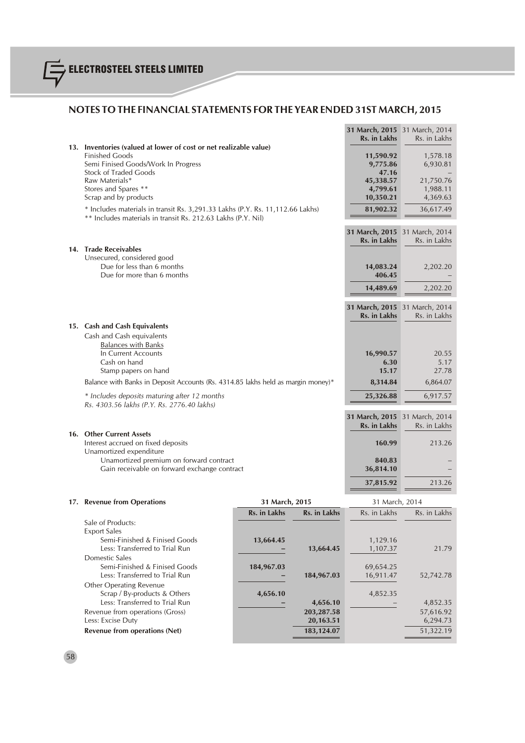## NOTES TO THE FINANCIAL STATEMENTS FOR THE YEAR ENDED 31ST MARCH, 2015

| | 31 March, 2015 Rs. in Lakhs | 31 March, 2014 Rs. in Lakhs |
|---|---|---|
| **13. Inventories (valued at lower of cost or net realizable value)** | | |
| Finished Goods | 11,590.92 | 1,578.18 |
| Semi Finised Goods/Work In Progress | 9,775.86 | 6,930.81 |
| Stock of Traded Goods | 47.16 | – |
| Raw Materials* | 45,338.57 | 21,750.76 |
| Stores and Spares ** | 4,799.61 | 1,988.11 |
| Scrap and by products | 10,350.21 | 4,369.63 |
| | 81,902.32 | 36,617.49 |

\* Includes materials in transit Rs. 3,291.33 Lakhs (P.Y. Rs. 11,112.66 Lakhs)
\** Includes materials in transit Rs. 212.63 Lakhs (P.Y. Nil)

| | 31 March, 2015 Rs. in Lakhs | 31 March, 2014 Rs. in Lakhs |
|---|---|---|
| **14. Trade Receivables** | | |
| Unsecured, considered good | | |
| Due for less than 6 months | 14,083.24 | 2,202.20 |
| Due for more than 6 months | 406.45 | – |
| | 14,489.69 | 2,202.20 |

| | 31 March, 2015 Rs. in Lakhs | 31 March, 2014 Rs. in Lakhs |
|---|---|---|
| **15. Cash and Cash Equivalents** | | |
| Cash and Cash equivalents | | |
| Balances with Banks | | |
| In Current Accounts | 16,990.57 | 20.55 |
| Cash on hand | 6.30 | 5.17 |
| Stamp papers on hand | 15.17 | 27.78 |
| Balance with Banks in Deposit Accounts (Rs. 4314.85 lakhs held as margin money)* | 8,314.84 | 6,864.07 |
| | 25,326.88 | 6,917.57 |

*\* Includes deposits maturing after 12 months Rs. 4303.56 lakhs (P.Y. Rs. 2776.40 lakhs)*

| | 31 March, 2015 Rs. in Lakhs | 31 March, 2014 Rs. in Lakhs |
|---|---|---|
| **16. Other Current Assets** | | |
| Interest accrued on fixed deposits | 160.99 | 213.26 |
| Unamortized expenditure | | |
| Unamortized premium on forward contract | 840.83 | – |
| Gain receivable on forward exchange contract | 36,814.10 | – |
| | 37,815.92 | 213.26 |

| **17. Revenue from Operations** | 31 March, 2015 | | 31 March, 2014 | |
|---|---|---|---|---|
| | Rs. in Lakhs | Rs. in Lakhs | Rs. in Lakhs | Rs. in Lakhs |
| Sale of Products: | | | | |
| Export Sales | | | | |
| Semi-Finished & Finised Goods | 13,664.45 | | 1,129.16 | |
| Less: Transferred to Trial Run | – | 13,664.45 | 1,107.37 | 21.79 |
| Domestic Sales | | | | |
| Semi-Finished & Finised Goods | 184,967.03 | | 69,654.25 | |
| Less: Transferred to Trial Run | – | 184,967.03 | 16,911.47 | 52,742.78 |
| Other Operating Revenue | | | | |
| Scrap / By-products & Others | 4,656.10 | | 4,852.35 | |
| Less: Transferred to Trial Run | – | 4,656.10 | – | 4,852.35 |
| Revenue from operations (Gross) | | 203,287.58 | | 57,616.92 |
| Less: Excise Duty | | 20,163.51 | | 6,294.73 |
| **Revenue from operations (Net)** | | 183,124.07 | | 51,322.19 |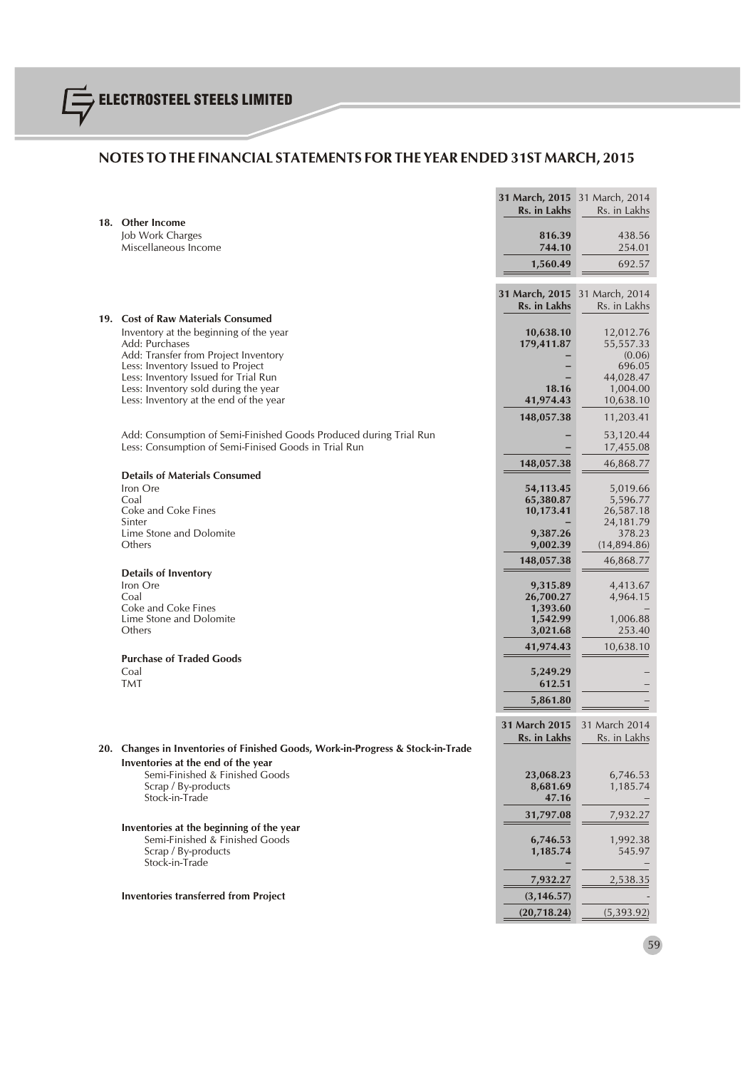## NOTES TO THE FINANCIAL STATEMENTS FOR THE YEAR ENDED 31ST MARCH, 2015

| | 31 March, 2015 Rs. in Lakhs | 31 March, 2014 Rs. in Lakhs |
|---|---|---|
| **18. Other Income** | | |
| Job Work Charges | **816.39** | 438.56 |
| Miscellaneous Income | **744.10** | 254.01 |
| | **1,560.49** | 692.57 |

| | 31 March, 2015 Rs. in Lakhs | 31 March, 2014 Rs. in Lakhs |
|---|---|---|
| **19. Cost of Raw Materials Consumed** | | |
| Inventory at the beginning of the year | **10,638.10** | 12,012.76 |
| Add: Purchases | **179,411.87** | 55,557.33 |
| Add: Transfer from Project Inventory | **–** | (0.06) |
| Less: Inventory Issued to Project | **–** | 696.05 |
| Less: Inventory Issued for Trial Run | **–** | 44,028.47 |
| Less: Inventory sold during the year | **18.16** | 1,004.00 |
| Less: Inventory at the end of the year | **41,974.43** | 10,638.10 |
| | **148,057.38** | 11,203.41 |
| Add: Consumption of Semi-Finished Goods Produced during Trial Run | **–** | 53,120.44 |
| Less: Consumption of Semi-Finised Goods in Trial Run | **–** | 17,455.08 |
| | **148,057.38** | 46,868.77 |
| **Details of Materials Consumed** | | |
| Iron Ore | **54,113.45** | 5,019.66 |
| Coal | **65,380.87** | 5,596.77 |
| Coke and Coke Fines | **10,173.41** | 26,587.18 |
| Sinter | **–** | 24,181.79 |
| Lime Stone and Dolomite | **9,387.26** | 378.23 |
| Others | **9,002.39** | (14,894.86) |
| | **148,057.38** | 46,868.77 |
| **Details of Inventory** | | |
| Iron Ore | **9,315.89** | 4,413.67 |
| Coal | **26,700.27** | 4,964.15 |
| Coke and Coke Fines | **1,393.60** | – |
| Lime Stone and Dolomite | **1,542.99** | 1,006.88 |
| Others | **3,021.68** | 253.40 |
| | **41,974.43** | 10,638.10 |
| **Purchase of Traded Goods** | | |
| Coal | **5,249.29** | – |
| TMT | **612.51** | – |
| | **5,861.80** | – |

| | 31 March 2015 Rs. in Lakhs | 31 March 2014 Rs. in Lakhs |
|---|---|---|
| **20. Changes in Inventories of Finished Goods, Work-in-Progress & Stock-in-Trade** | | |
| **Inventories at the end of the year** | | |
| Semi-Finished & Finished Goods | **23,068.23** | 6,746.53 |
| Scrap / By-products | **8,681.69** | 1,185.74 |
| Stock-in-Trade | **47.16** | – |
| | **31,797.08** | 7,932.27 |
| **Inventories at the beginning of the year** | | |
| Semi-Finished & Finished Goods | **6,746.53** | 1,992.38 |
| Scrap / By-products | **1,185.74** | 545.97 |
| Stock-in-Trade | **–** | – |
| | **7,932.27** | 2,538.35 |
| **Inventories transferred from Project** | **(3,146.57)** | - |
| | **(20,718.24)** | (5,393.92) |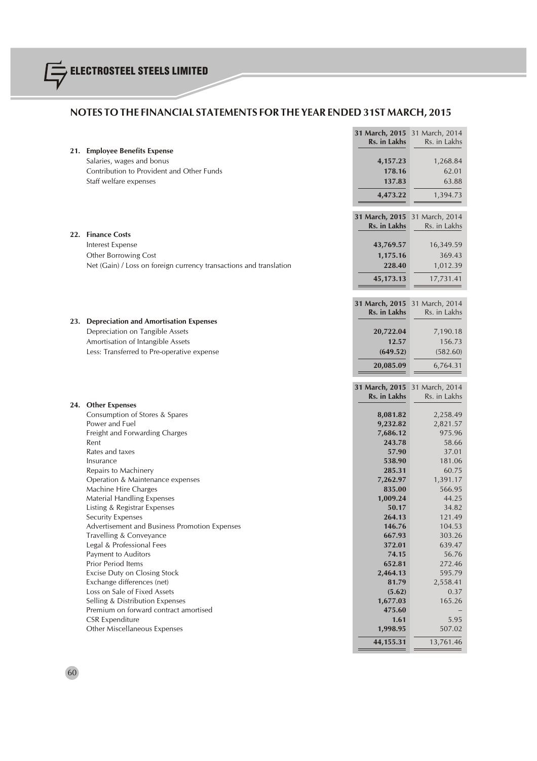## NOTES TO THE FINANCIAL STATEMENTS FOR THE YEAR ENDED 31ST MARCH, 2015

| | 31 March, 2015 Rs. in Lakhs | 31 March, 2014 Rs. in Lakhs |
|---|---|---|
| **21. Employee Benefits Expense** | | |
| Salaries, wages and bonus | **4,157.23** | 1,268.84 |
| Contribution to Provident and Other Funds | **178.16** | 62.01 |
| Staff welfare expenses | **137.83** | 63.88 |
| | **4,473.22** | 1,394.73 |

| | 31 March, 2015 Rs. in Lakhs | 31 March, 2014 Rs. in Lakhs |
|---|---|---|
| **22. Finance Costs** | | |
| Interest Expense | **43,769.57** | 16,349.59 |
| Other Borrowing Cost | **1,175.16** | 369.43 |
| Net (Gain) / Loss on foreign currency transactions and translation | **228.40** | 1,012.39 |
| | **45,173.13** | 17,731.41 |

| | 31 March, 2015 Rs. in Lakhs | 31 March, 2014 Rs. in Lakhs |
|---|---|---|
| **23. Depreciation and Amortisation Expenses** | | |
| Depreciation on Tangible Assets | **20,722.04** | 7,190.18 |
| Amortisation of Intangible Assets | **12.57** | 156.73 |
| Less: Transferred to Pre-operative expense | **(649.52)** | (582.60) |
| | **20,085.09** | 6,764.31 |

| | 31 March, 2015 Rs. in Lakhs | 31 March, 2014 Rs. in Lakhs |
|---|---|---|
| **24. Other Expenses** | | |
| Consumption of Stores & Spares | **8,081.82** | 2,258.49 |
| Power and Fuel | **9,232.82** | 2,821.57 |
| Freight and Forwarding Charges | **7,686.12** | 975.96 |
| Rent | **243.78** | 58.66 |
| Rates and taxes | **57.90** | 37.01 |
| Insurance | **538.90** | 181.06 |
| Repairs to Machinery | **285.31** | 60.75 |
| Operation & Maintenance expenses | **7,262.97** | 1,391.17 |
| Machine Hire Charges | **835.00** | 566.95 |
| Material Handling Expenses | **1,009.24** | 44.25 |
| Listing & Registrar Expenses | **50.17** | 34.82 |
| Security Expenses | **264.13** | 121.49 |
| Advertisement and Business Promotion Expenses | **146.76** | 104.53 |
| Travelling & Conveyance | **667.93** | 303.26 |
| Legal & Professional Fees | **372.01** | 639.47 |
| Payment to Auditors | **74.15** | 56.76 |
| Prior Period Items | **652.81** | 272.46 |
| Excise Duty on Closing Stock | **2,464.13** | 595.79 |
| Exchange differences (net) | **81.79** | 2,558.41 |
| Loss on Sale of Fixed Assets | **(5.62)** | 0.37 |
| Selling & Distribution Expenses | **1,677.03** | 165.26 |
| Premium on forward contract amortised | **475.60** | – |
| CSR Expenditure | **1.61** | 5.95 |
| Other Miscellaneous Expenses | **1,998.95** | 507.02 |
| | **44,155.31** | 13,761.46 |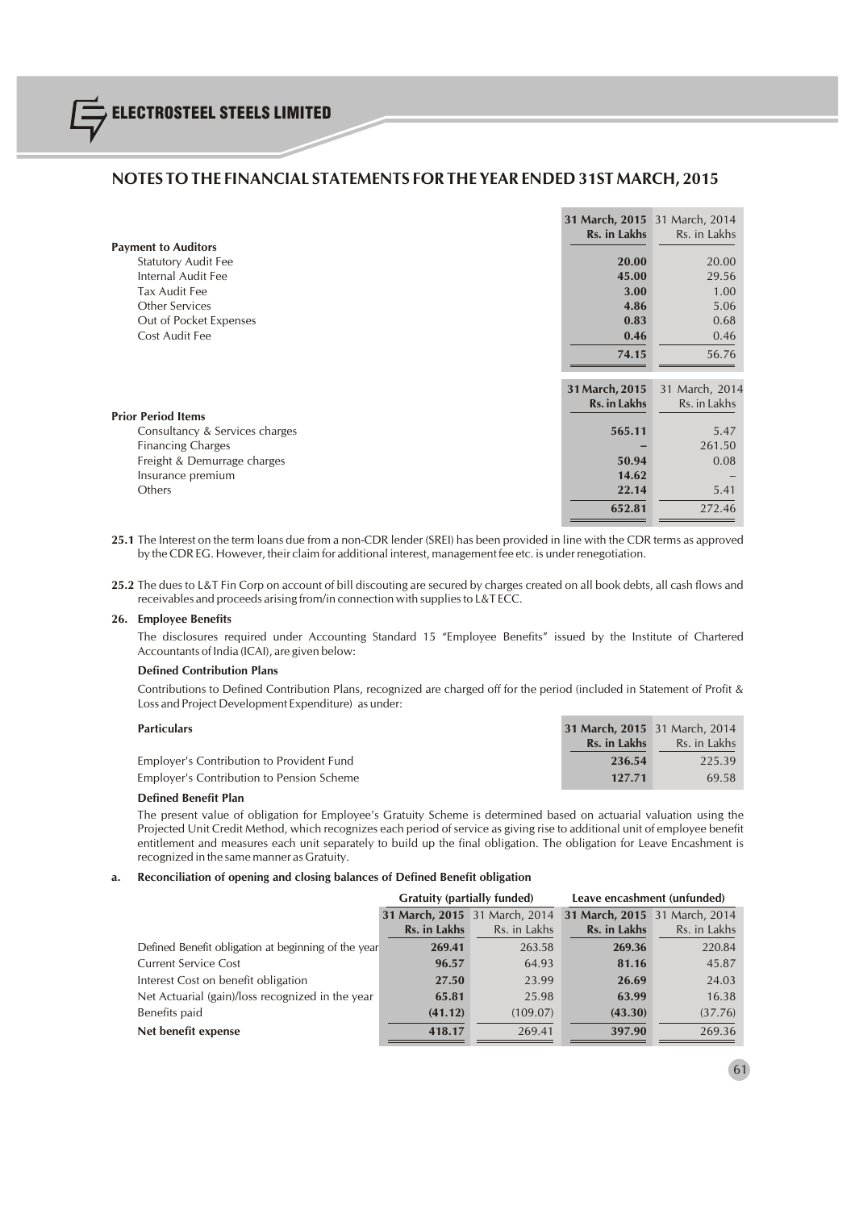## NOTES TO THE FINANCIAL STATEMENTS FOR THE YEAR ENDED 31ST MARCH, 2015

| | 31 March, 2015 Rs. in Lakhs | 31 March, 2014 Rs. in Lakhs |
|---|---|---|
| **Payment to Auditors** | | |
| Statutory Audit Fee | **20.00** | 20.00 |
| Internal Audit Fee | **45.00** | 29.56 |
| Tax Audit Fee | **3.00** | 1.00 |
| Other Services | **4.86** | 5.06 |
| Out of Pocket Expenses | **0.83** | 0.68 |
| Cost Audit Fee | **0.46** | 0.46 |
| | **74.15** | 56.76 |

| | 31 March, 2015 Rs. in Lakhs | 31 March, 2014 Rs. in Lakhs |
|---|---|---|
| **Prior Period Items** | | |
| Consultancy & Services charges | **565.11** | 5.47 |
| Financing Charges | **–** | 261.50 |
| Freight & Demurrage charges | **50.94** | 0.08 |
| Insurance premium | **14.62** | – |
| Others | **22.14** | 5.41 |
| | **652.81** | 272.46 |

**25.1** The Interest on the term loans due from a non-CDR lender (SREI) has been provided in line with the CDR terms as approved by the CDR EG. However, their claim for additional interest, management fee etc. is under renegotiation.

**25.2** The dues to L&T Fin Corp on account of bill discouting are secured by charges created on all book debts, all cash flows and receivables and proceeds arising from/in connection with supplies to L&T ECC.

### 26. Employee Benefits

The disclosures required under Accounting Standard 15 "Employee Benefits" issued by the Institute of Chartered Accountants of India (ICAI), are given below:

**Defined Contribution Plans**

Contributions to Defined Contribution Plans, recognized are charged off for the period (included in Statement of Profit & Loss and Project Development Expenditure) as under:

| Particulars | 31 March, 2015 Rs. in Lakhs | 31 March, 2014 Rs. in Lakhs |
|---|---|---|
| Employer's Contribution to Provident Fund | **236.54** | 225.39 |
| Employer's Contribution to Pension Scheme | **127.71** | 69.58 |

**Defined Benefit Plan**

The present value of obligation for Employee's Gratuity Scheme is determined based on actuarial valuation using the Projected Unit Credit Method, which recognizes each period of service as giving rise to additional unit of employee benefit entitlement and measures each unit separately to build up the final obligation. The obligation for Leave Encashment is recognized in the same manner as Gratuity.

**a. Reconciliation of opening and closing balances of Defined Benefit obligation**

| | Gratuity (partially funded) | | Leave encashment (unfunded) | |
|---|---|---|---|---|
| | 31 March, 2015 Rs. in Lakhs | 31 March, 2014 Rs. in Lakhs | 31 March, 2015 Rs. in Lakhs | 31 March, 2014 Rs. in Lakhs |
| Defined Benefit obligation at beginning of the year | **269.41** | 263.58 | **269.36** | 220.84 |
| Current Service Cost | **96.57** | 64.93 | **81.16** | 45.87 |
| Interest Cost on benefit obligation | **27.50** | 23.99 | **26.69** | 24.03 |
| Net Actuarial (gain)/loss recognized in the year | **65.81** | 25.98 | **63.99** | 16.38 |
| Benefits paid | **(41.12)** | (109.07) | **(43.30)** | (37.76) |
| **Net benefit expense** | **418.17** | 269.41 | **397.90** | 269.36 |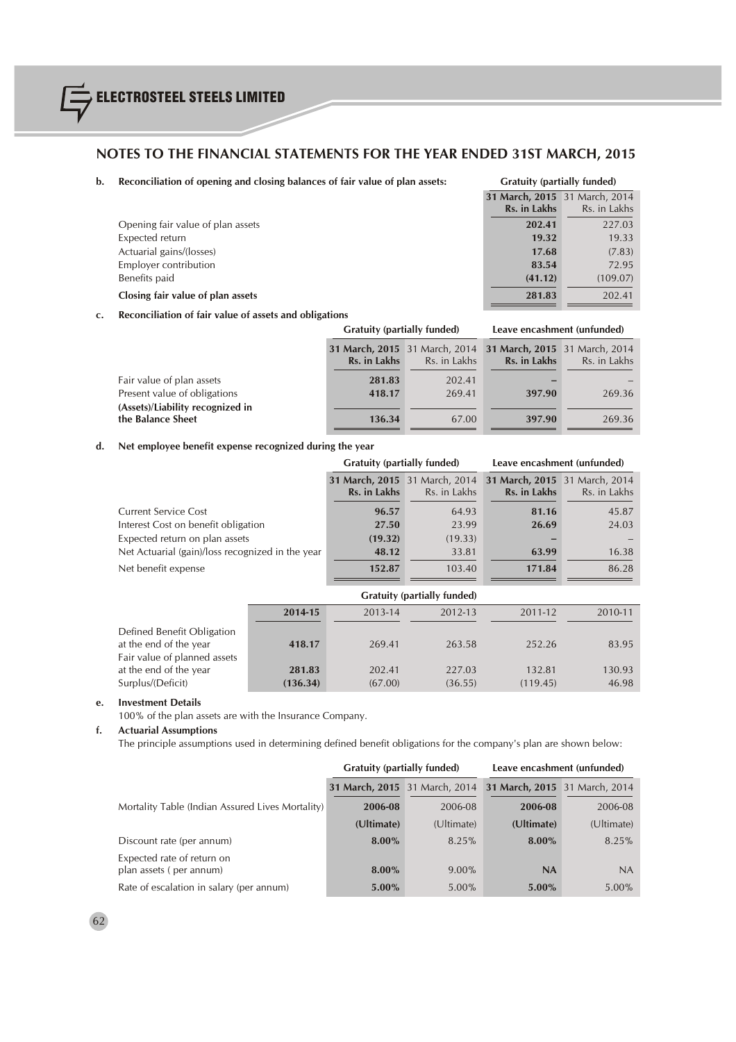## NOTES TO THE FINANCIAL STATEMENTS FOR THE YEAR ENDED 31ST MARCH, 2015

**b. Reconciliation of opening and closing balances of fair value of plan assets:**

| | Gratuity (partially funded) | |
|---|---|---|
| | **31 March, 2015 Rs. in Lakhs** | 31 March, 2014 Rs. in Lakhs |
| Opening fair value of plan assets | **202.41** | 227.03 |
| Expected return | **19.32** | 19.33 |
| Actuarial gains/(losses) | **17.68** | (7.83) |
| Employer contribution | **83.54** | 72.95 |
| Benefits paid | **(41.12)** | (109.07) |
| **Closing fair value of plan assets** | **281.83** | 202.41 |

**c. Reconciliation of fair value of assets and obligations**

| | Gratuity (partially funded) | | Leave encashment (unfunded) | |
|---|---|---|---|---|
| | **31 March, 2015 Rs. in Lakhs** | 31 March, 2014 Rs. in Lakhs | **31 March, 2015 Rs. in Lakhs** | 31 March, 2014 Rs. in Lakhs |
| Fair value of plan assets | **281.83** | 202.41 | **–** | – |
| Present value of obligations | **418.17** | 269.41 | **397.90** | 269.36 |
| **(Assets)/Liability recognized in the Balance Sheet** | **136.34** | 67.00 | **397.90** | 269.36 |

**d. Net employee benefit expense recognized during the year**

| | Gratuity (partially funded) | | Leave encashment (unfunded) | |
|---|---|---|---|---|
| | **31 March, 2015 Rs. in Lakhs** | 31 March, 2014 Rs. in Lakhs | **31 March, 2015 Rs. in Lakhs** | 31 March, 2014 Rs. in Lakhs |
| Current Service Cost | **96.57** | 64.93 | **81.16** | 45.87 |
| Interest Cost on benefit obligation | **27.50** | 23.99 | **26.69** | 24.03 |
| Expected return on plan assets | **(19.32)** | (19.33) | **–** | – |
| Net Actuarial (gain)/loss recognized in the year | **48.12** | 33.81 | **63.99** | 16.38 |
| Net benefit expense | **152.87** | 103.40 | **171.84** | 86.28 |

| | Gratuity (partially funded) | | | | |
|---|---|---|---|---|---|
| | **2014-15** | 2013-14 | 2012-13 | 2011-12 | 2010-11 |
| Defined Benefit Obligation at the end of the year | **418.17** | 269.41 | 263.58 | 252.26 | 83.95 |
| Fair value of planned assets at the end of the year | **281.83** | 202.41 | 227.03 | 132.81 | 130.93 |
| Surplus/(Deficit) | **(136.34)** | (67.00) | (36.55) | (119.45) | 46.98 |

**e. Investment Details**

100% of the plan assets are with the Insurance Company.

**f. Actuarial Assumptions**

The principle assumptions used in determining defined benefit obligations for the company's plan are shown below:

| | Gratuity (partially funded) | | Leave encashment (unfunded) | |
|---|---|---|---|---|
| | **31 March, 2015** | 31 March, 2014 | **31 March, 2015** | 31 March, 2014 |
| Mortality Table (Indian Assured Lives Mortality) | **2006-08 (Ultimate)** | 2006-08 (Ultimate) | **2006-08 (Ultimate)** | 2006-08 (Ultimate) |
| Discount rate (per annum) | **8.00%** | 8.25% | **8.00%** | 8.25% |
| Expected rate of return on plan assets ( per annum) | **8.00%** | 9.00% | **NA** | NA |
| Rate of escalation in salary (per annum) | **5.00%** | 5.00% | **5.00%** | 5.00% |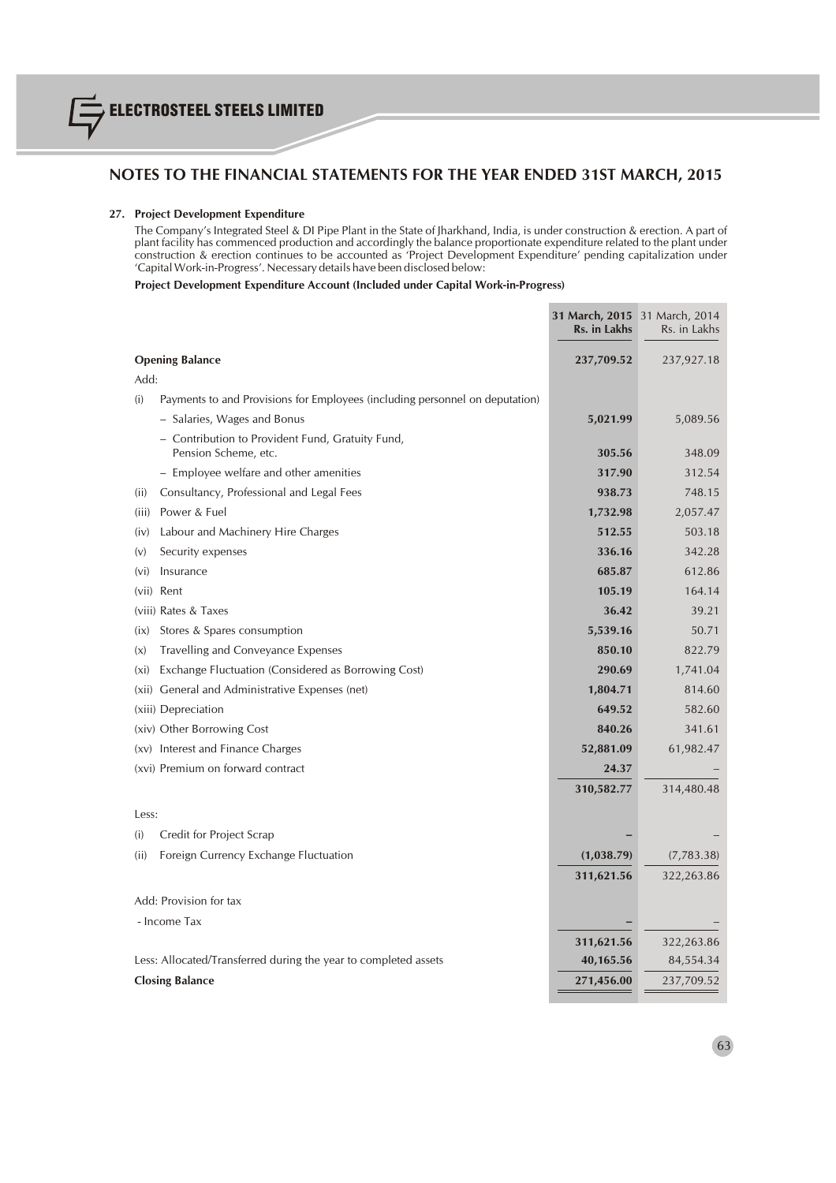## NOTES TO THE FINANCIAL STATEMENTS FOR THE YEAR ENDED 31ST MARCH, 2015

### 27. Project Development Expenditure

The Company's Integrated Steel & DI Pipe Plant in the State of Jharkhand, India, is under construction & erection. A part of plant facility has commenced production and accordingly the balance proportionate expenditure related to the plant under construction & erection continues to be accounted as 'Project Development Expenditure' pending capitalization under 'Capital Work-in-Progress'. Necessary details have been disclosed below:

**Project Development Expenditure Account (Included under Capital Work-in-Progress)**

| | **31 March, 2015 Rs. in Lakhs** | 31 March, 2014 Rs. in Lakhs |
|---|---|---|
| **Opening Balance** | **237,709.52** | 237,927.18 |
| Add: | | |
| (i) Payments to and Provisions for Employees (including personnel on deputation) | | |
| – Salaries, Wages and Bonus | **5,021.99** | 5,089.56 |
| – Contribution to Provident Fund, Gratuity Fund, Pension Scheme, etc. | **305.56** | 348.09 |
| – Employee welfare and other amenities | **317.90** | 312.54 |
| (ii) Consultancy, Professional and Legal Fees | **938.73** | 748.15 |
| (iii) Power & Fuel | **1,732.98** | 2,057.47 |
| (iv) Labour and Machinery Hire Charges | **512.55** | 503.18 |
| (v) Security expenses | **336.16** | 342.28 |
| (vi) Insurance | **685.87** | 612.86 |
| (vii) Rent | **105.19** | 164.14 |
| (viii) Rates & Taxes | **36.42** | 39.21 |
| (ix) Stores & Spares consumption | **5,539.16** | 50.71 |
| (x) Travelling and Conveyance Expenses | **850.10** | 822.79 |
| (xi) Exchange Fluctuation (Considered as Borrowing Cost) | **290.69** | 1,741.04 |
| (xii) General and Administrative Expenses (net) | **1,804.71** | 814.60 |
| (xiii) Depreciation | **649.52** | 582.60 |
| (xiv) Other Borrowing Cost | **840.26** | 341.61 |
| (xv) Interest and Finance Charges | **52,881.09** | 61,982.47 |
| (xvi) Premium on forward contract | **24.37** | – |
| | **310,582.77** | 314,480.48 |
| Less: | | |
| (i) Credit for Project Scrap | **–** | – |
| (ii) Foreign Currency Exchange Fluctuation | **(1,038.79)** | (7,783.38) |
| | **311,621.56** | 322,263.86 |
| Add: Provision for tax | | |
| - Income Tax | **–** | – |
| | **311,621.56** | 322,263.86 |
| Less: Allocated/Transferred during the year to completed assets | **40,165.56** | 84,554.34 |
| **Closing Balance** | **271,456.00** | 237,709.52 |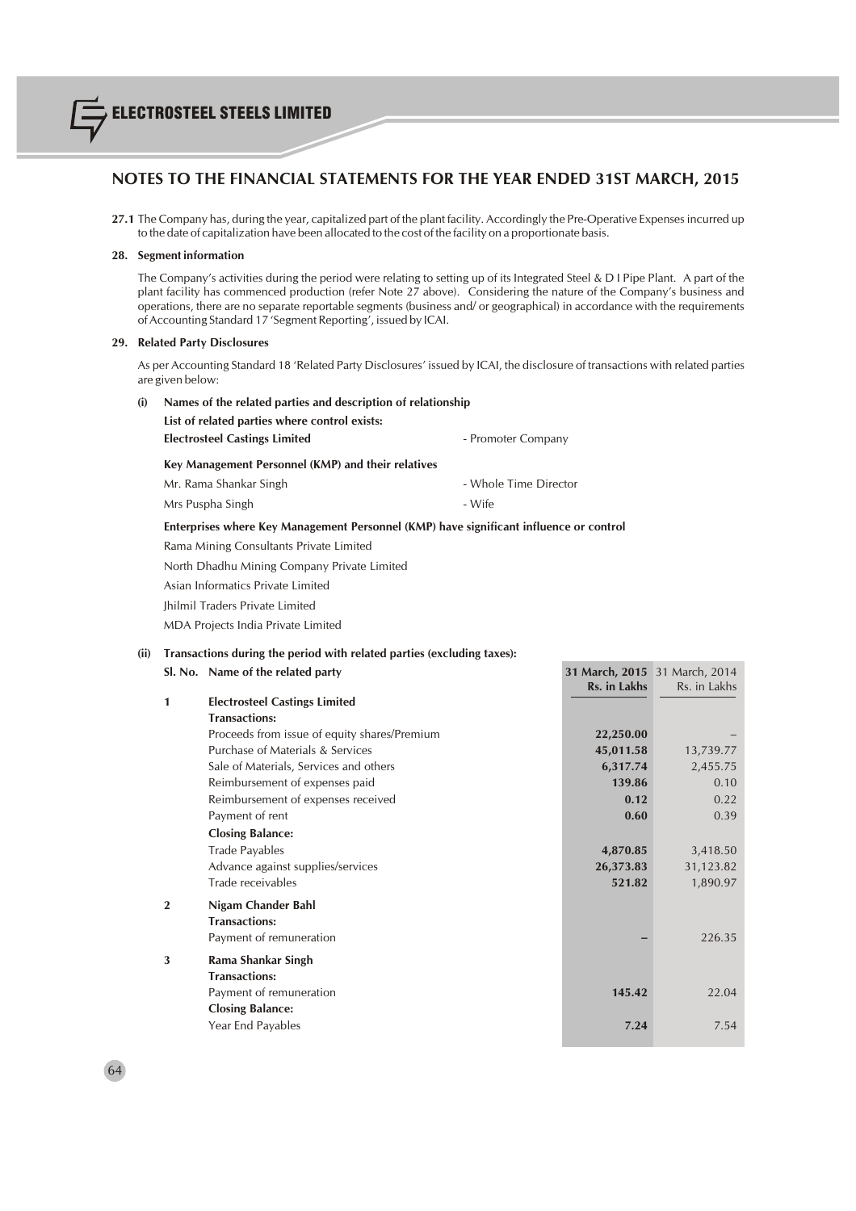## NOTES TO THE FINANCIAL STATEMENTS FOR THE YEAR ENDED 31ST MARCH, 2015

**27.1** The Company has, during the year, capitalized part of the plant facility. Accordingly the Pre-Operative Expenses incurred up to the date of capitalization have been allocated to the cost of the facility on a proportionate basis.

### 28. Segment information

The Company's activities during the period were relating to setting up of its Integrated Steel & D I Pipe Plant. A part of the plant facility has commenced production (refer Note 27 above). Considering the nature of the Company's business and operations, there are no separate reportable segments (business and/ or geographical) in accordance with the requirements of Accounting Standard 17 'Segment Reporting', issued by ICAI.

### 29. Related Party Disclosures

As per Accounting Standard 18 'Related Party Disclosures' issued by ICAI, the disclosure of transactions with related parties are given below:

**(i) Names of the related parties and description of relationship**

**List of related parties where control exists:**

**Electrosteel Castings Limited** - Promoter Company

**Key Management Personnel (KMP) and their relatives**

Mr. Rama Shankar Singh - Whole Time Director

Mrs Puspha Singh - Wife

**Enterprises where Key Management Personnel (KMP) have significant influence or control**

Rama Mining Consultants Private Limited

North Dhadhu Mining Company Private Limited

Asian Informatics Private Limited

Jhilmil Traders Private Limited

MDA Projects India Private Limited

**(ii) Transactions during the period with related parties (excluding taxes):**

| Sl. No. | Name of the related party | **31 March, 2015 Rs. in Lakhs** | 31 March, 2014 Rs. in Lakhs |
|---|---|---|---|
| **1** | **Electrosteel Castings Limited** | | |
| | **Transactions:** | | |
| | Proceeds from issue of equity shares/Premium | **22,250.00** | – |
| | Purchase of Materials & Services | **45,011.58** | 13,739.77 |
| | Sale of Materials, Services and others | **6,317.74** | 2,455.75 |
| | Reimbursement of expenses paid | **139.86** | 0.10 |
| | Reimbursement of expenses received | **0.12** | 0.22 |
| | Payment of rent | **0.60** | 0.39 |
| | **Closing Balance:** | | |
| | Trade Payables | **4,870.85** | 3,418.50 |
| | Advance against supplies/services | **26,373.83** | 31,123.82 |
| | Trade receivables | **521.82** | 1,890.97 |
| **2** | **Nigam Chander Bahl** | | |
| | **Transactions:** | | |
| | Payment of remuneration | **–** | 226.35 |
| **3** | **Rama Shankar Singh** | | |
| | **Transactions:** | | |
| | Payment of remuneration | **145.42** | 22.04 |
| | **Closing Balance:** | | |
| | Year End Payables | **7.24** | 7.54 |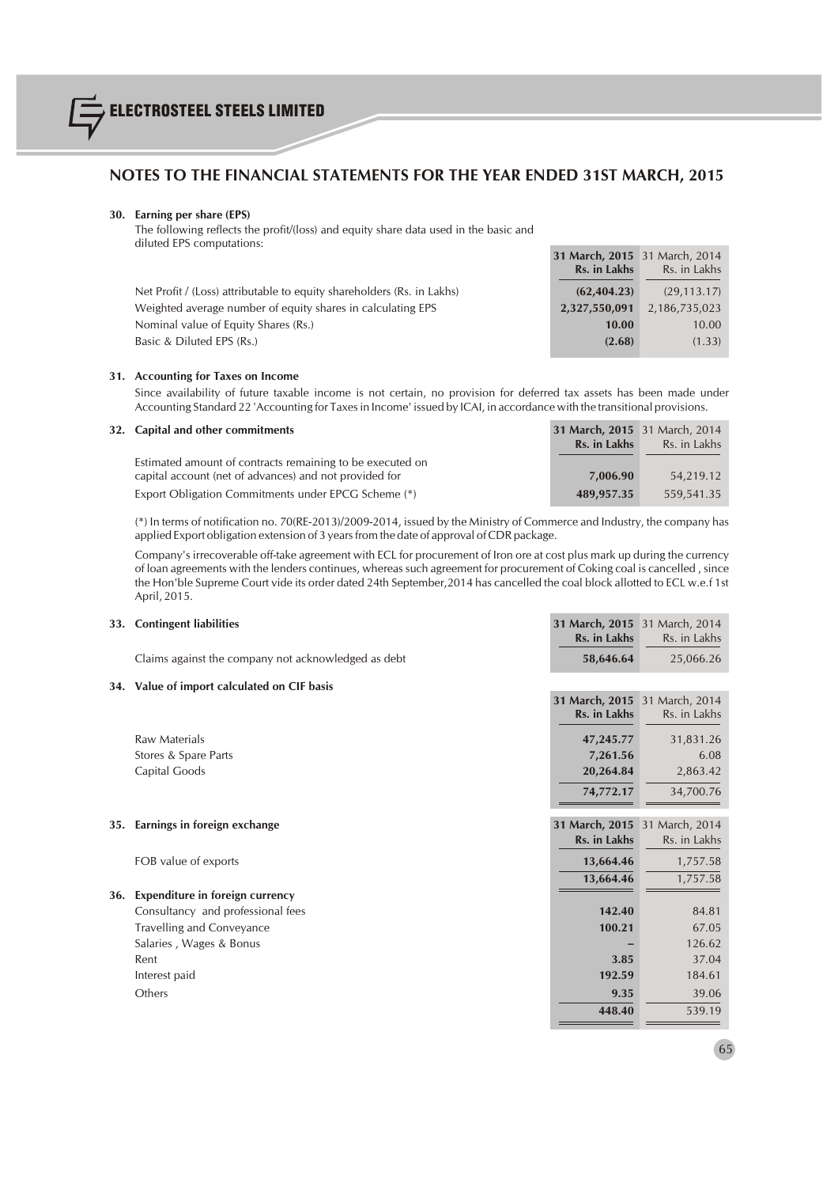## NOTES TO THE FINANCIAL STATEMENTS FOR THE YEAR ENDED 31ST MARCH, 2015

**30. Earning per share (EPS)**

The following reflects the profit/(loss) and equity share data used in the basic and diluted EPS computations:

| | **31 March, 2015 Rs. in Lakhs** | 31 March, 2014 Rs. in Lakhs |
|---|---|---|
| Net Profit / (Loss) attributable to equity shareholders (Rs. in Lakhs) | **(62,404.23)** | (29,113.17) |
| Weighted average number of equity shares in calculating EPS | **2,327,550,091** | 2,186,735,023 |
| Nominal value of Equity Shares (Rs.) | **10.00** | 10.00 |
| Basic & Diluted EPS (Rs.) | **(2.68)** | (1.33) |

**31. Accounting for Taxes on Income**

Since availability of future taxable income is not certain, no provision for deferred tax assets has been made under Accounting Standard 22 'Accounting for Taxes in Income' issued by ICAI, in accordance with the transitional provisions.

**32. Capital and other commitments**

| | **31 March, 2015 Rs. in Lakhs** | 31 March, 2014 Rs. in Lakhs |
|---|---|---|
| Estimated amount of contracts remaining to be executed on capital account (net of advances) and not provided for | **7,006.90** | 54,219.12 |
| Export Obligation Commitments under EPCG Scheme (*) | **489,957.35** | 559,541.35 |

(*) In terms of notification no. 70(RE-2013)/2009-2014, issued by the Ministry of Commerce and Industry, the company has applied Export obligation extension of 3 years from the date of approval of CDR package.

Company's irrecoverable off-take agreement with ECL for procurement of Iron ore at cost plus mark up during the currency of loan agreements with the lenders continues, whereas such agreement for procurement of Coking coal is cancelled , since the Hon'ble Supreme Court vide its order dated 24th September,2014 has cancelled the coal block allotted to ECL w.e.f 1st April, 2015.

**33. Contingent liabilities**

| | **31 March, 2015 Rs. in Lakhs** | 31 March, 2014 Rs. in Lakhs |
|---|---|---|
| Claims against the company not acknowledged as debt | **58,646.64** | 25,066.26 |

**34. Value of import calculated on CIF basis**

| | **31 March, 2015 Rs. in Lakhs** | 31 March, 2014 Rs. in Lakhs |
|---|---|---|
| Raw Materials | **47,245.77** | 31,831.26 |
| Stores & Spare Parts | **7,261.56** | 6.08 |
| Capital Goods | **20,264.84** | 2,863.42 |
| | **74,772.17** | 34,700.76 |

**35. Earnings in foreign exchange**

| | **31 March, 2015 Rs. in Lakhs** | 31 March, 2014 Rs. in Lakhs |
|---|---|---|
| FOB value of exports | **13,664.46** | 1,757.58 |
| | **13,664.46** | 1,757.58 |

**36. Expenditure in foreign currency**

| | **31 March, 2015 Rs. in Lakhs** | 31 March, 2014 Rs. in Lakhs |
|---|---|---|
| Consultancy and professional fees | **142.40** | 84.81 |
| Travelling and Conveyance | **100.21** | 67.05 |
| Salaries , Wages & Bonus | **–** | 126.62 |
| Rent | **3.85** | 37.04 |
| Interest paid | **192.59** | 184.61 |
| Others | **9.35** | 39.06 |
| | **448.40** | 539.19 |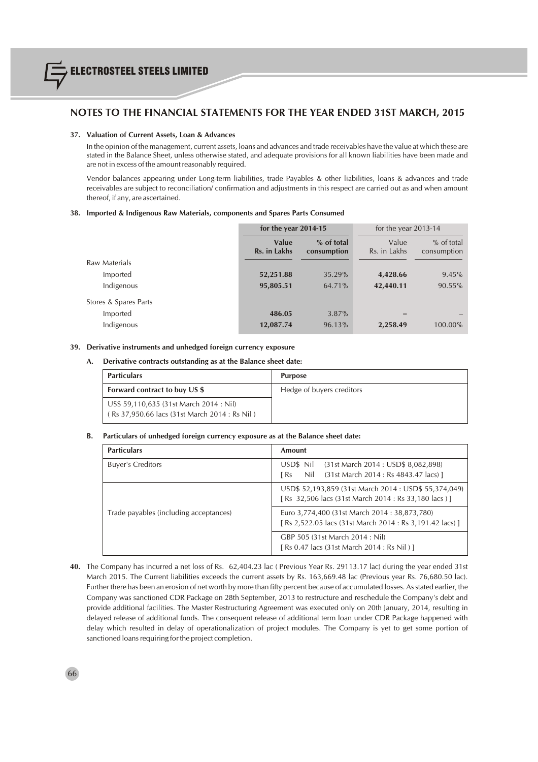## NOTES TO THE FINANCIAL STATEMENTS FOR THE YEAR ENDED 31ST MARCH, 2015

**37. Valuation of Current Assets, Loan & Advances**

In the opinion of the management, current assets, loans and advances and trade receivables have the value at which these are stated in the Balance Sheet, unless otherwise stated, and adequate provisions for all known liabilities have been made and are not in excess of the amount reasonably required.

Vendor balances appearing under Long-term liabilities, trade Payables & other liabilities, loans & advances and trade receivables are subject to reconciliation/ confirmation and adjustments in this respect are carried out as and when amount thereof, if any, are ascertained.

**38. Imported & Indigenous Raw Materials, components and Spares Parts Consumed**

| | **for the year 2014-15** | | for the year 2013-14 | |
|---|---|---|---|---|
| | **Value Rs. in Lakhs** | **% of total consumption** | Value Rs. in Lakhs | % of total consumption |
| Raw Materials | | | | |
| Imported | **52,251.88** | 35.29% | **4,428.66** | 9.45% |
| Indigenous | **95,805.51** | 64.71% | **42,440.11** | 90.55% |
| Stores & Spares Parts | | | | |
| Imported | **486.05** | 3.87% | **–** | – |
| Indigenous | **12,087.74** | 96.13% | **2,258.49** | 100.00% |

**39. Derivative instruments and unhedged foreign currency exposure**

**A. Derivative contracts outstanding as at the Balance sheet date:**

| **Particulars** | **Purpose** |
|---|---|
| **Forward contract to buy US $** | Hedge of buyers creditors |
| US$ 59,110,635 (31st March 2014 : Nil) ( Rs 37,950.66 lacs (31st March 2014 : Rs Nil ) | |

**B. Particulars of unhedged foreign currency exposure as at the Balance sheet date:**

| **Particulars** | **Amount** |
|---|---|
| Buyer's Creditors | USD$ Nil (31st March 2014 : USD$ 8,082,898) [ Rs Nil (31st March 2014 : Rs 4843.47 lacs) ] |
| Trade payables (including acceptances) | USD$ 52,193,859 (31st March 2014 : USD$ 55,374,049) [ Rs 32,506 lacs (31st March 2014 : Rs 33,180 lacs ) ] |
| | Euro 3,774,400 (31st March 2014 : 38,873,780) [ Rs 2,522.05 lacs (31st March 2014 : Rs 3,191.42 lacs) ] |
| | GBP 505 (31st March 2014 : Nil) [ Rs 0.47 lacs (31st March 2014 : Rs Nil ) ] |

**40.** The Company has incurred a net loss of Rs. 62,404.23 lac ( Previous Year Rs. 29113.17 lac) during the year ended 31st March 2015. The Current liabilities exceeds the current assets by Rs. 163,669.48 lac (Previous year Rs. 76,680.50 lac). Further there has been an erosion of net worth by more than fifty percent because of accumulated losses. As stated earlier, the Company was sanctioned CDR Package on 28th September, 2013 to restructure and reschedule the Company's debt and provide additional facilities. The Master Restructuring Agreement was executed only on 20th January, 2014, resulting in delayed release of additional funds. The consequent release of additional term loan under CDR Package happened with delay which resulted in delay of operationalization of project modules. The Company is yet to get some portion of sanctioned loans requiring for the project completion.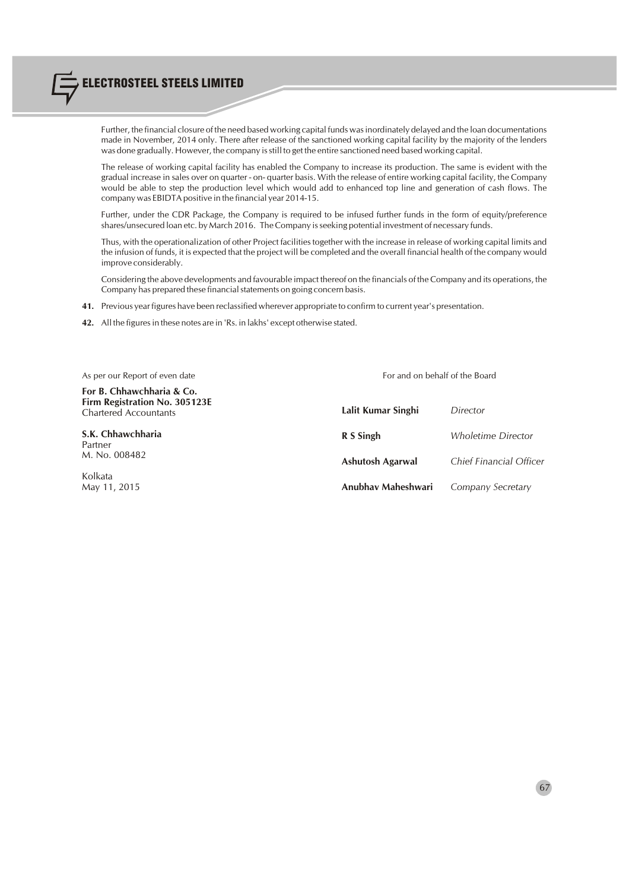Further, the financial closure of the need based working capital funds was inordinately delayed and the loan documentations made in November, 2014 only. There after release of the sanctioned working capital facility by the majority of the lenders was done gradually. However, the company is still to get the entire sanctioned need based working capital.

The release of working capital facility has enabled the Company to increase its production. The same is evident with the gradual increase in sales over on quarter - on- quarter basis. With the release of entire working capital facility, the Company would be able to step the production level which would add to enhanced top line and generation of cash flows. The company was EBIDTA positive in the financial year 2014-15.

Further, under the CDR Package, the Company is required to be infused further funds in the form of equity/preference shares/unsecured loan etc. by March 2016. The Company is seeking potential investment of necessary funds.

Thus, with the operationalization of other Project facilities together with the increase in release of working capital limits and the infusion of funds, it is expected that the project will be completed and the overall financial health of the company would improve considerably.

Considering the above developments and favourable impact thereof on the financials of the Company and its operations, the Company has prepared these financial statements on going concern basis.

**41.** Previous year figures have been reclassified wherever appropriate to confirm to current year's presentation.

**42.** All the figures in these notes are in 'Rs. in lakhs' except otherwise stated.

As per our Report of even date

**For B. Chhawchharia & Co.**
**Firm Registration No. 305123E**
Chartered Accountants

**S.K. Chhawchharia**
Partner
M. No. 008482

Kolkata
May 11, 2015

For and on behalf of the Board

| | |
|---|---|
| **Lalit Kumar Singhi** | *Director* |
| **R S Singh** | *Wholetime Director* |
| **Ashutosh Agarwal** | *Chief Financial Officer* |
| **Anubhav Maheshwari** | *Company Secretary* |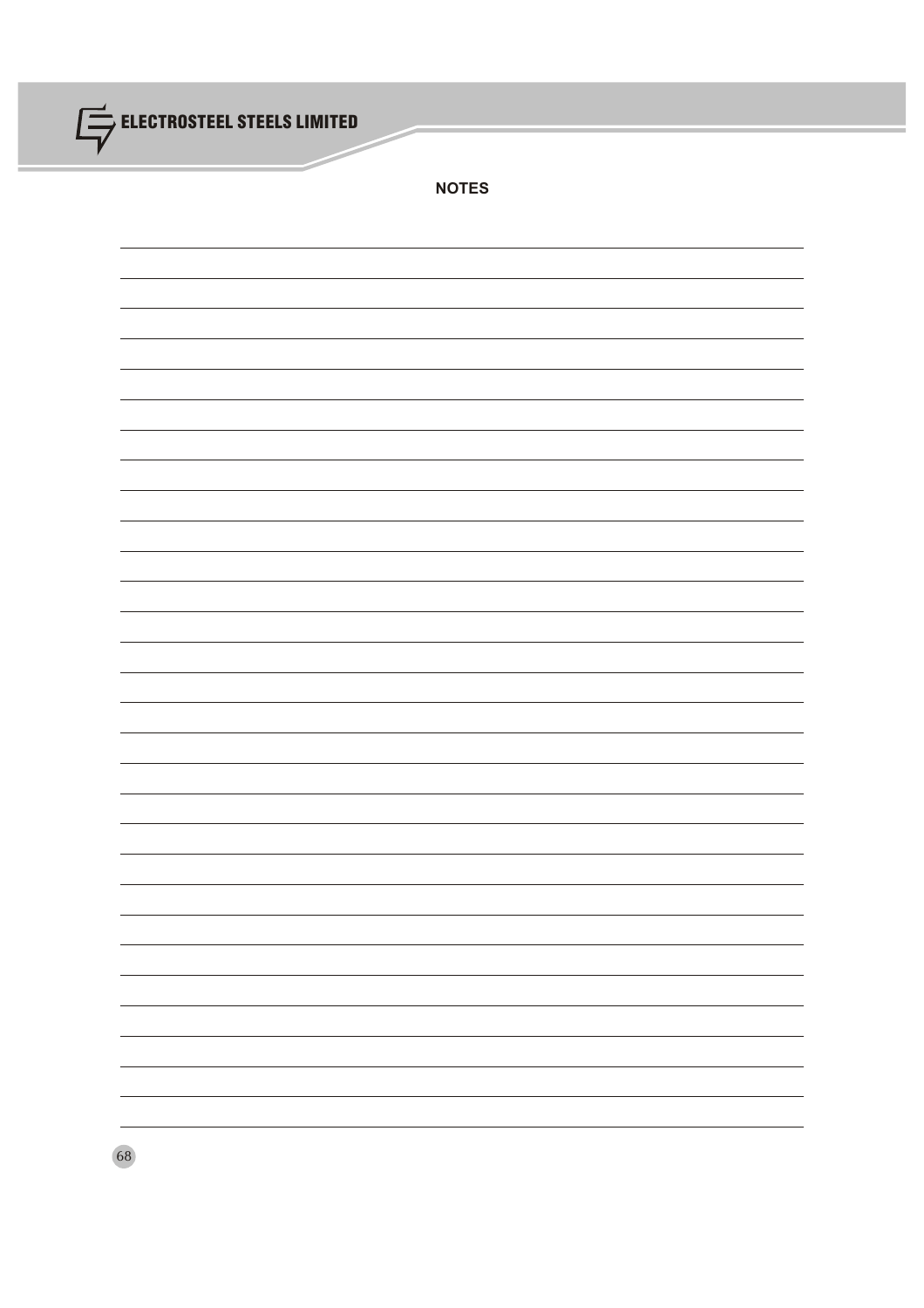## NOTES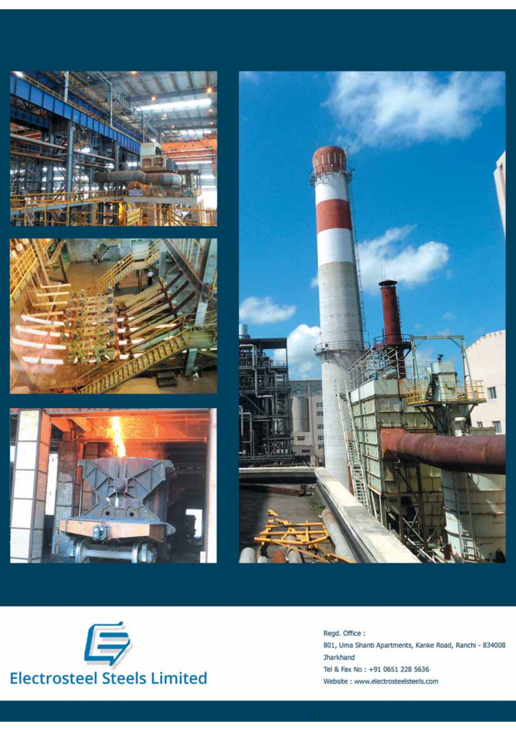**Electrosteel Steels Limited**

Regd. Office :
801, Uma Shanti Apartments, Kanke Road, Ranchi - 834008
Jharkhand
Tel & Fax No : +91 0651 228 5636
Website : www.electrosteelsteels.com